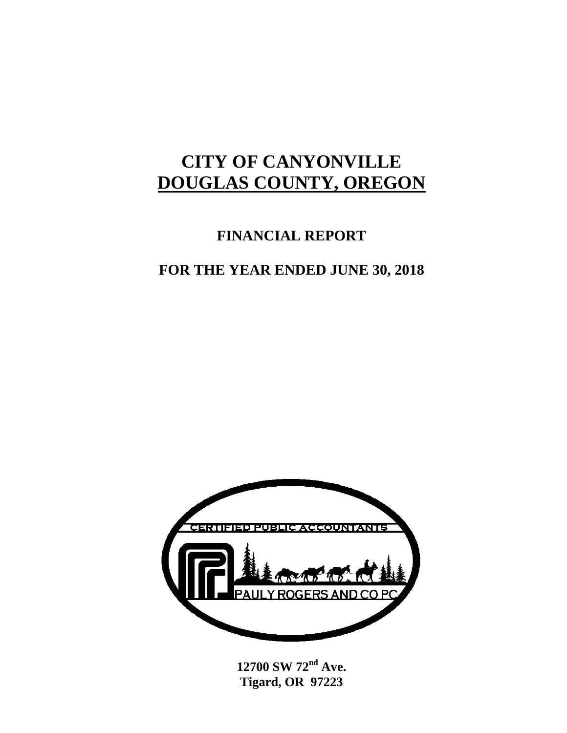# CITY OF CANYONVILLE
# DOUGLAS COUNTY, OREGON

## FINANCIAL REPORT

## FOR THE YEAR ENDED JUNE 30, 2018

CERTIFIED PUBLIC ACCOUNTANTS

PAULY ROGERS AND CO PC

**12700 SW 72nd Ave.**
**Tigard, OR 97223**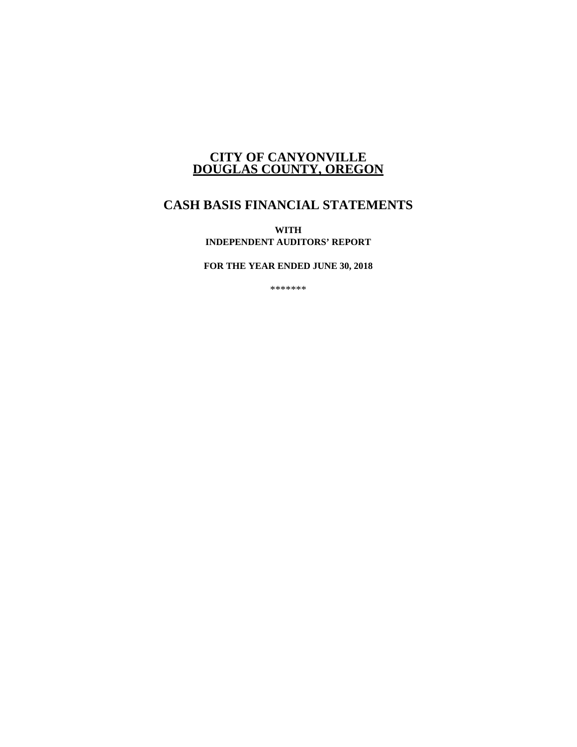# CITY OF CANYONVILLE
# DOUGLAS COUNTY, OREGON

## CASH BASIS FINANCIAL STATEMENTS

**WITH**
**INDEPENDENT AUDITORS' REPORT**

**FOR THE YEAR ENDED JUNE 30, 2018**

*******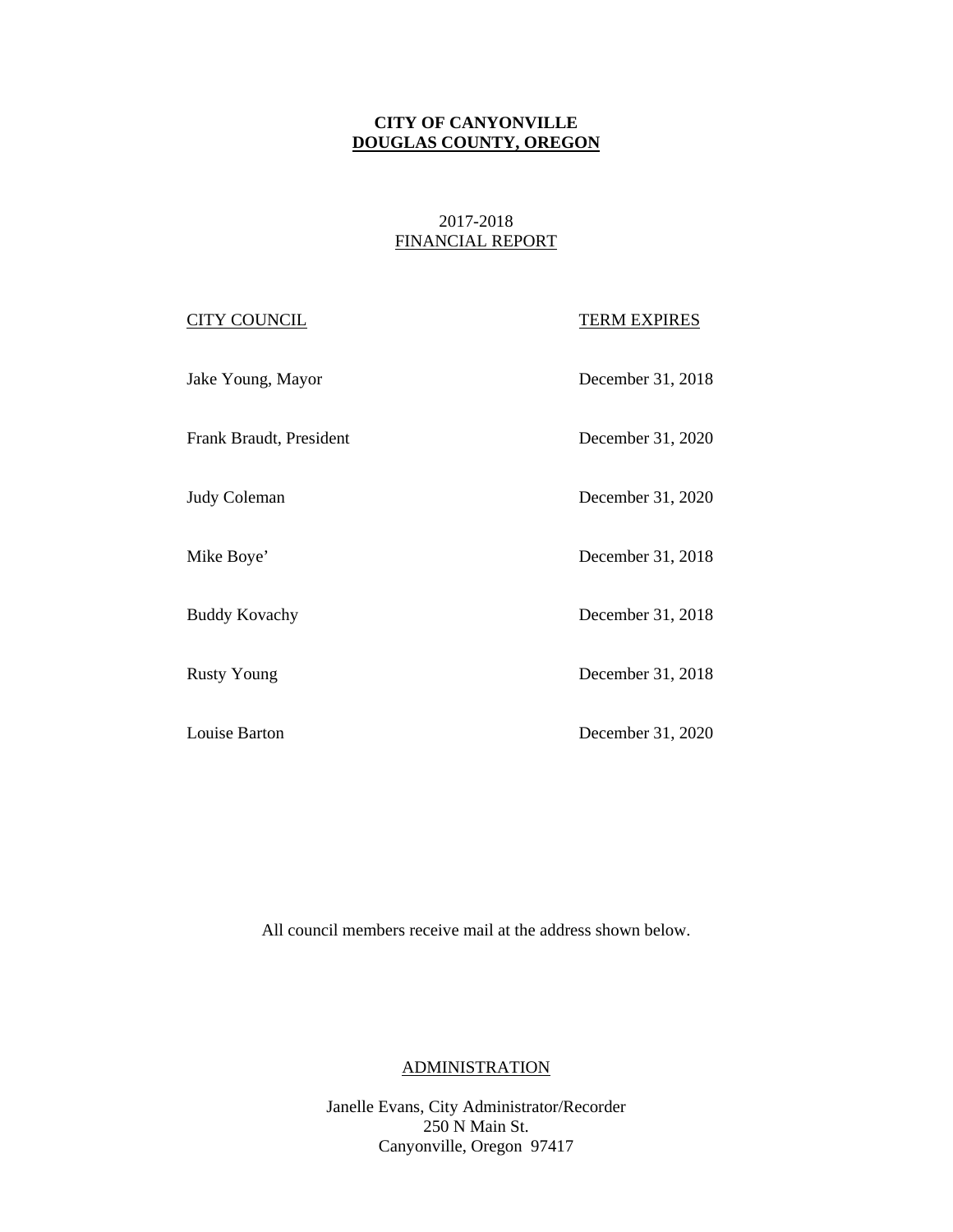**CITY OF CANYONVILLE**
**DOUGLAS COUNTY, OREGON**

2017-2018
FINANCIAL REPORT

| CITY COUNCIL | TERM EXPIRES |
|---|---|
| Jake Young, Mayor | December 31, 2018 |
| Frank Braudt, President | December 31, 2020 |
| Judy Coleman | December 31, 2020 |
| Mike Boye’ | December 31, 2018 |
| Buddy Kovachy | December 31, 2018 |
| Rusty Young | December 31, 2018 |
| Louise Barton | December 31, 2020 |

All council members receive mail at the address shown below.

ADMINISTRATION

Janelle Evans, City Administrator/Recorder
250 N Main St.
Canyonville, Oregon 97417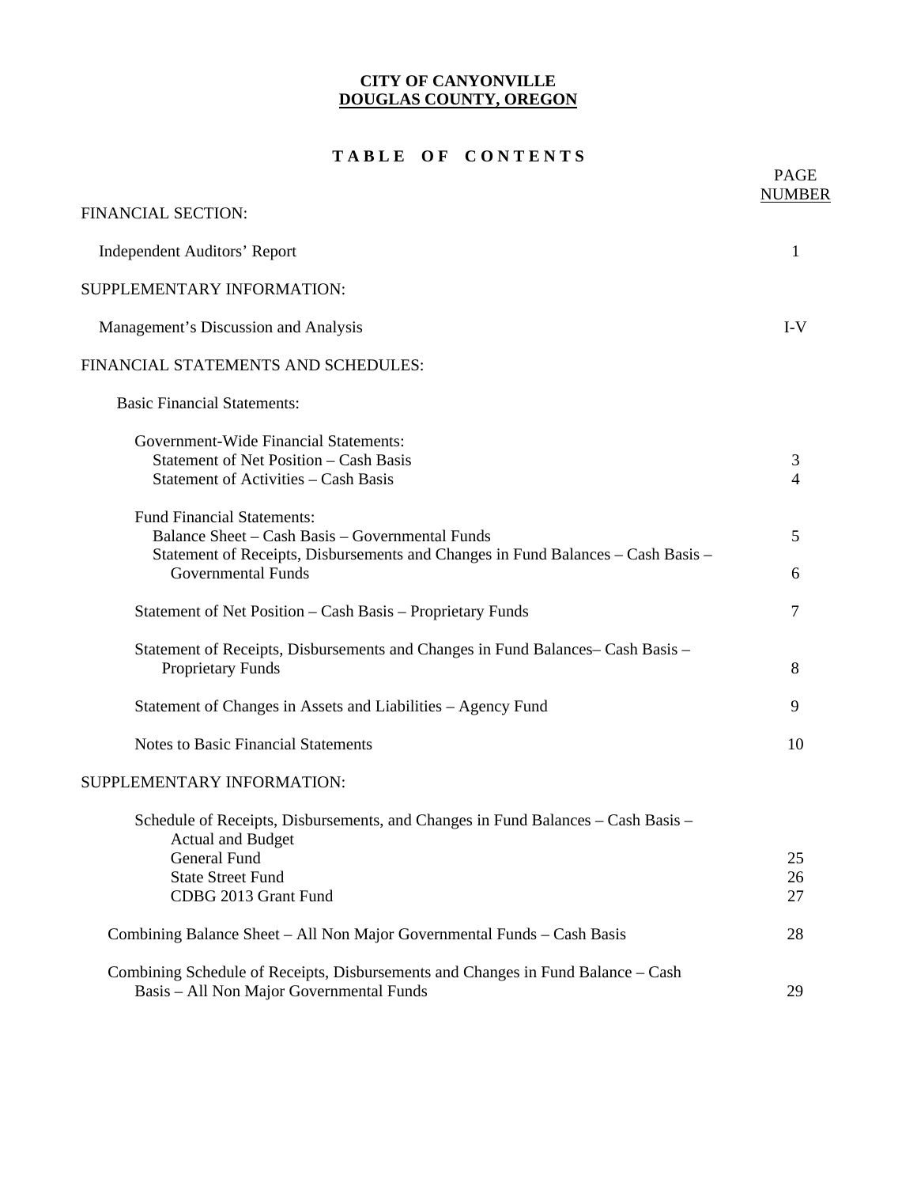**CITY OF CANYONVILLE**
**DOUGLAS COUNTY, OREGON**

## TABLE OF CONTENTS

| | PAGE NUMBER |
|---|---|
| FINANCIAL SECTION: | |
| Independent Auditors' Report | 1 |
| SUPPLEMENTARY INFORMATION: | |
| Management's Discussion and Analysis | I-V |
| FINANCIAL STATEMENTS AND SCHEDULES: | |
| Basic Financial Statements: | |
| Government-Wide Financial Statements: | |
| Statement of Net Position – Cash Basis | 3 |
| Statement of Activities – Cash Basis | 4 |
| Fund Financial Statements: | |
| Balance Sheet – Cash Basis – Governmental Funds | 5 |
| Statement of Receipts, Disbursements and Changes in Fund Balances – Cash Basis – Governmental Funds | 6 |
| Statement of Net Position – Cash Basis – Proprietary Funds | 7 |
| Statement of Receipts, Disbursements and Changes in Fund Balances– Cash Basis – Proprietary Funds | 8 |
| Statement of Changes in Assets and Liabilities – Agency Fund | 9 |
| Notes to Basic Financial Statements | 10 |
| SUPPLEMENTARY INFORMATION: | |
| Schedule of Receipts, Disbursements, and Changes in Fund Balances – Cash Basis – Actual and Budget | |
| General Fund | 25 |
| State Street Fund | 26 |
| CDBG 2013 Grant Fund | 27 |
| Combining Balance Sheet – All Non Major Governmental Funds – Cash Basis | 28 |
| Combining Schedule of Receipts, Disbursements and Changes in Fund Balance – Cash Basis – All Non Major Governmental Funds | 29 |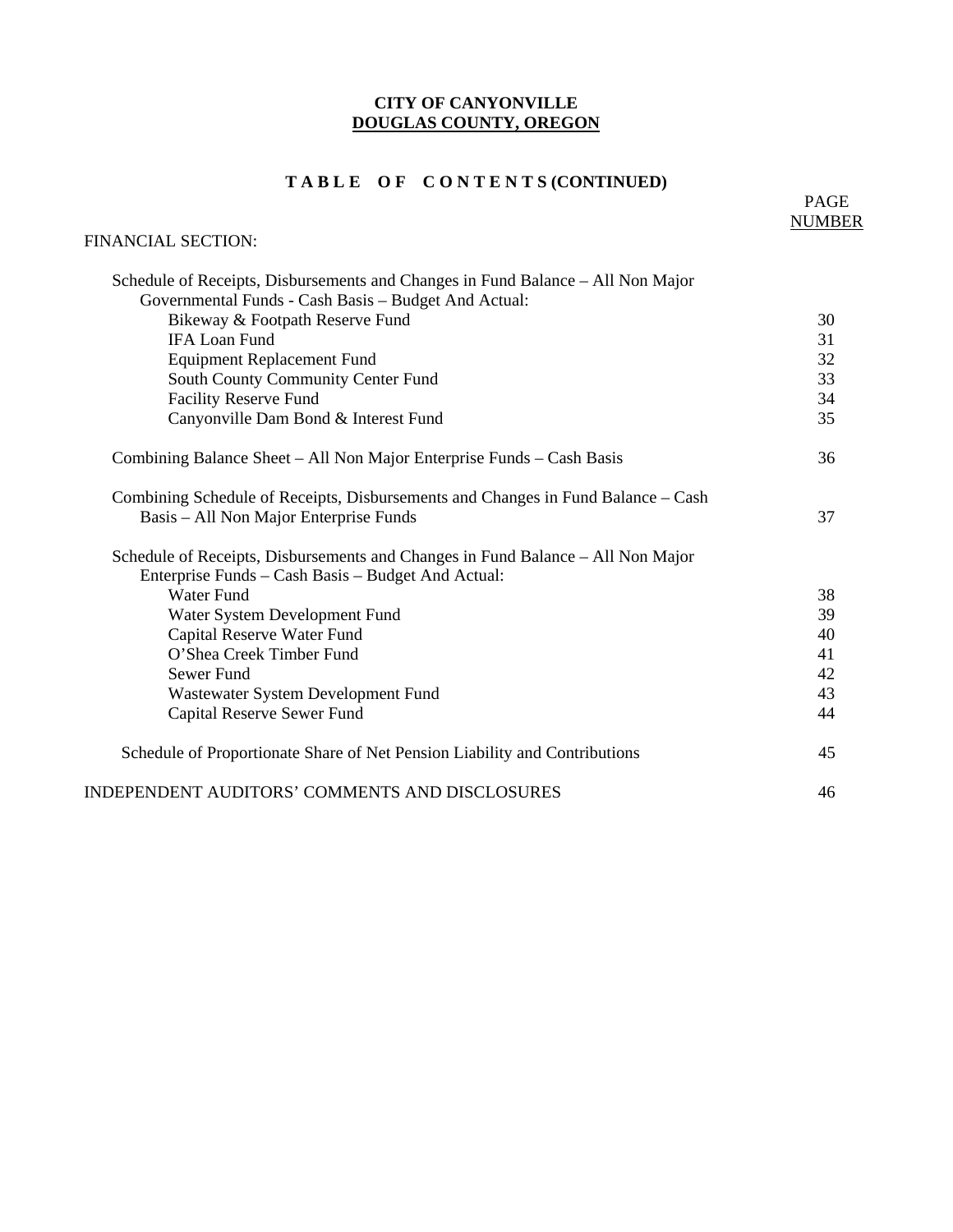**CITY OF CANYONVILLE**
**DOUGLAS COUNTY, OREGON**

## TABLE OF CONTENTS (CONTINUED)

| | PAGE NUMBER |
|---|---|
| FINANCIAL SECTION: | |
| Schedule of Receipts, Disbursements and Changes in Fund Balance – All Non Major Governmental Funds - Cash Basis – Budget And Actual: | |
| Bikeway & Footpath Reserve Fund | 30 |
| IFA Loan Fund | 31 |
| Equipment Replacement Fund | 32 |
| South County Community Center Fund | 33 |
| Facility Reserve Fund | 34 |
| Canyonville Dam Bond & Interest Fund | 35 |
| Combining Balance Sheet – All Non Major Enterprise Funds – Cash Basis | 36 |
| Combining Schedule of Receipts, Disbursements and Changes in Fund Balance – Cash Basis – All Non Major Enterprise Funds | 37 |
| Schedule of Receipts, Disbursements and Changes in Fund Balance – All Non Major Enterprise Funds – Cash Basis – Budget And Actual: | |
| Water Fund | 38 |
| Water System Development Fund | 39 |
| Capital Reserve Water Fund | 40 |
| O'Shea Creek Timber Fund | 41 |
| Sewer Fund | 42 |
| Wastewater System Development Fund | 43 |
| Capital Reserve Sewer Fund | 44 |
| Schedule of Proportionate Share of Net Pension Liability and Contributions | 45 |
| INDEPENDENT AUDITORS' COMMENTS AND DISCLOSURES | 46 |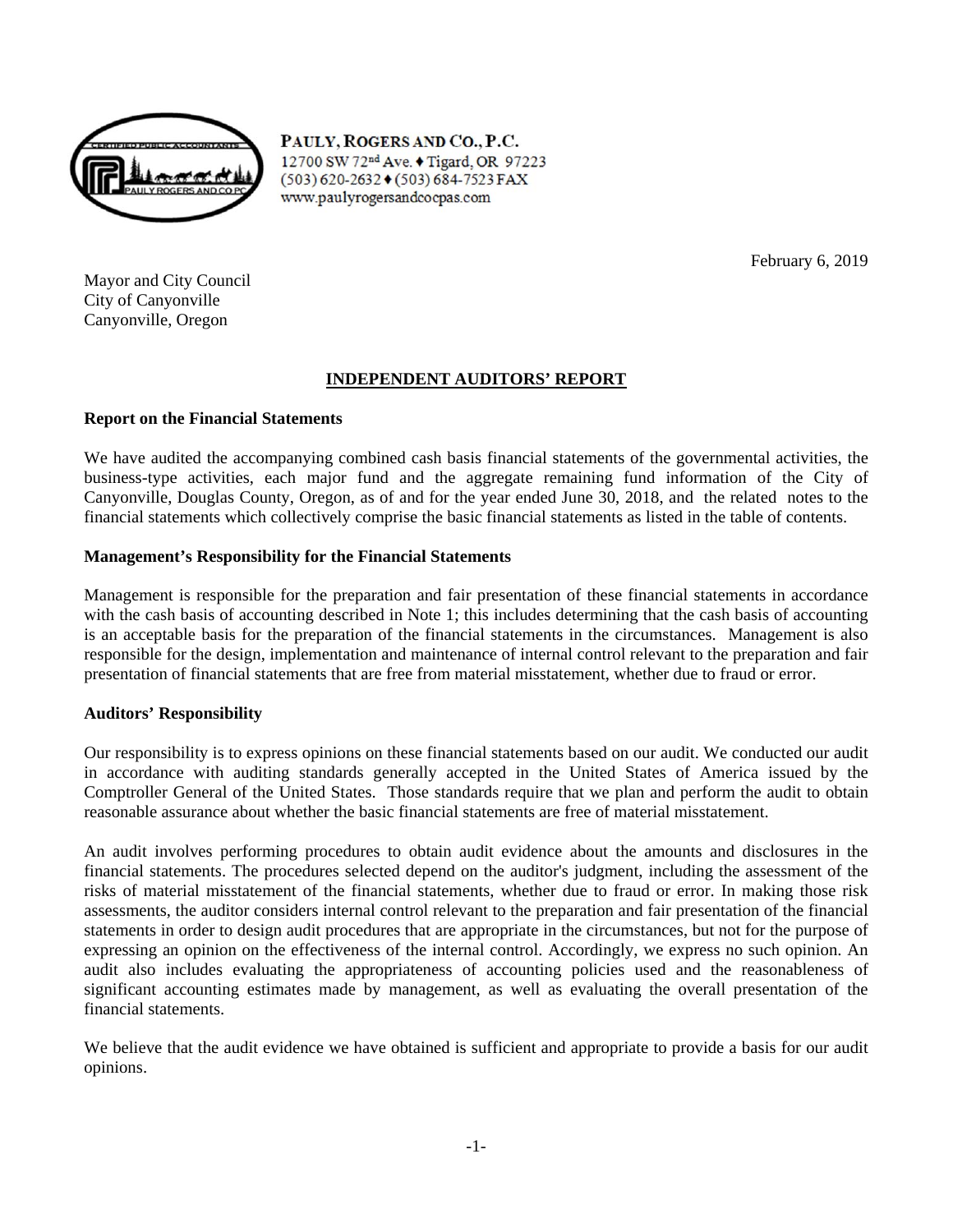PAULY, ROGERS AND CO., P.C.
12700 SW 72nd Ave. ♦ Tigard, OR 97223
(503) 620-2632 ♦ (503) 684-7523 FAX
www.paulyrogersandcocpas.com

February 6, 2019

Mayor and City Council
City of Canyonville
Canyonville, Oregon

## INDEPENDENT AUDITORS' REPORT

### Report on the Financial Statements

We have audited the accompanying combined cash basis financial statements of the governmental activities, the business-type activities, each major fund and the aggregate remaining fund information of the City of Canyonville, Douglas County, Oregon, as of and for the year ended June 30, 2018, and the related notes to the financial statements which collectively comprise the basic financial statements as listed in the table of contents.

### Management's Responsibility for the Financial Statements

Management is responsible for the preparation and fair presentation of these financial statements in accordance with the cash basis of accounting described in Note 1; this includes determining that the cash basis of accounting is an acceptable basis for the preparation of the financial statements in the circumstances. Management is also responsible for the design, implementation and maintenance of internal control relevant to the preparation and fair presentation of financial statements that are free from material misstatement, whether due to fraud or error.

### Auditors' Responsibility

Our responsibility is to express opinions on these financial statements based on our audit. We conducted our audit in accordance with auditing standards generally accepted in the United States of America issued by the Comptroller General of the United States. Those standards require that we plan and perform the audit to obtain reasonable assurance about whether the basic financial statements are free of material misstatement.

An audit involves performing procedures to obtain audit evidence about the amounts and disclosures in the financial statements. The procedures selected depend on the auditor's judgment, including the assessment of the risks of material misstatement of the financial statements, whether due to fraud or error. In making those risk assessments, the auditor considers internal control relevant to the preparation and fair presentation of the financial statements in order to design audit procedures that are appropriate in the circumstances, but not for the purpose of expressing an opinion on the effectiveness of the internal control. Accordingly, we express no such opinion. An audit also includes evaluating the appropriateness of accounting policies used and the reasonableness of significant accounting estimates made by management, as well as evaluating the overall presentation of the financial statements.

We believe that the audit evidence we have obtained is sufficient and appropriate to provide a basis for our audit opinions.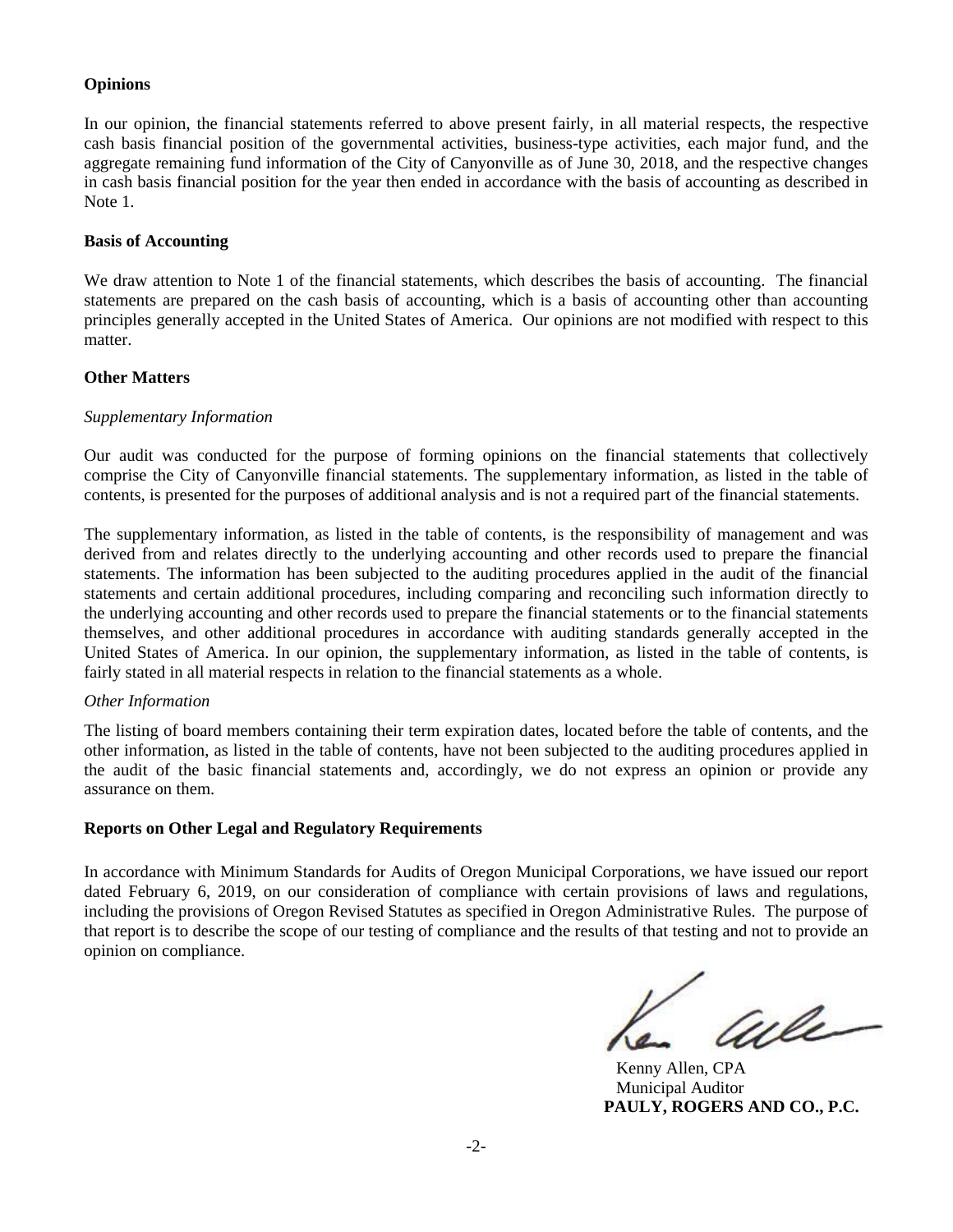**Opinions**

In our opinion, the financial statements referred to above present fairly, in all material respects, the respective cash basis financial position of the governmental activities, business-type activities, each major fund, and the aggregate remaining fund information of the City of Canyonville as of June 30, 2018, and the respective changes in cash basis financial position for the year then ended in accordance with the basis of accounting as described in Note 1.

**Basis of Accounting**

We draw attention to Note 1 of the financial statements, which describes the basis of accounting. The financial statements are prepared on the cash basis of accounting, which is a basis of accounting other than accounting principles generally accepted in the United States of America. Our opinions are not modified with respect to this matter.

**Other Matters**

*Supplementary Information*

Our audit was conducted for the purpose of forming opinions on the financial statements that collectively comprise the City of Canyonville financial statements. The supplementary information, as listed in the table of contents, is presented for the purposes of additional analysis and is not a required part of the financial statements.

The supplementary information, as listed in the table of contents, is the responsibility of management and was derived from and relates directly to the underlying accounting and other records used to prepare the financial statements. The information has been subjected to the auditing procedures applied in the audit of the financial statements and certain additional procedures, including comparing and reconciling such information directly to the underlying accounting and other records used to prepare the financial statements or to the financial statements themselves, and other additional procedures in accordance with auditing standards generally accepted in the United States of America. In our opinion, the supplementary information, as listed in the table of contents, is fairly stated in all material respects in relation to the financial statements as a whole.

*Other Information*

The listing of board members containing their term expiration dates, located before the table of contents, and the other information, as listed in the table of contents, have not been subjected to the auditing procedures applied in the audit of the basic financial statements and, accordingly, we do not express an opinion or provide any assurance on them.

**Reports on Other Legal and Regulatory Requirements**

In accordance with Minimum Standards for Audits of Oregon Municipal Corporations, we have issued our report dated February 6, 2019, on our consideration of compliance with certain provisions of laws and regulations, including the provisions of Oregon Revised Statutes as specified in Oregon Administrative Rules. The purpose of that report is to describe the scope of our testing of compliance and the results of that testing and not to provide an opinion on compliance.

Kenny Allen, CPA
Municipal Auditor
**PAULY, ROGERS AND CO., P.C.**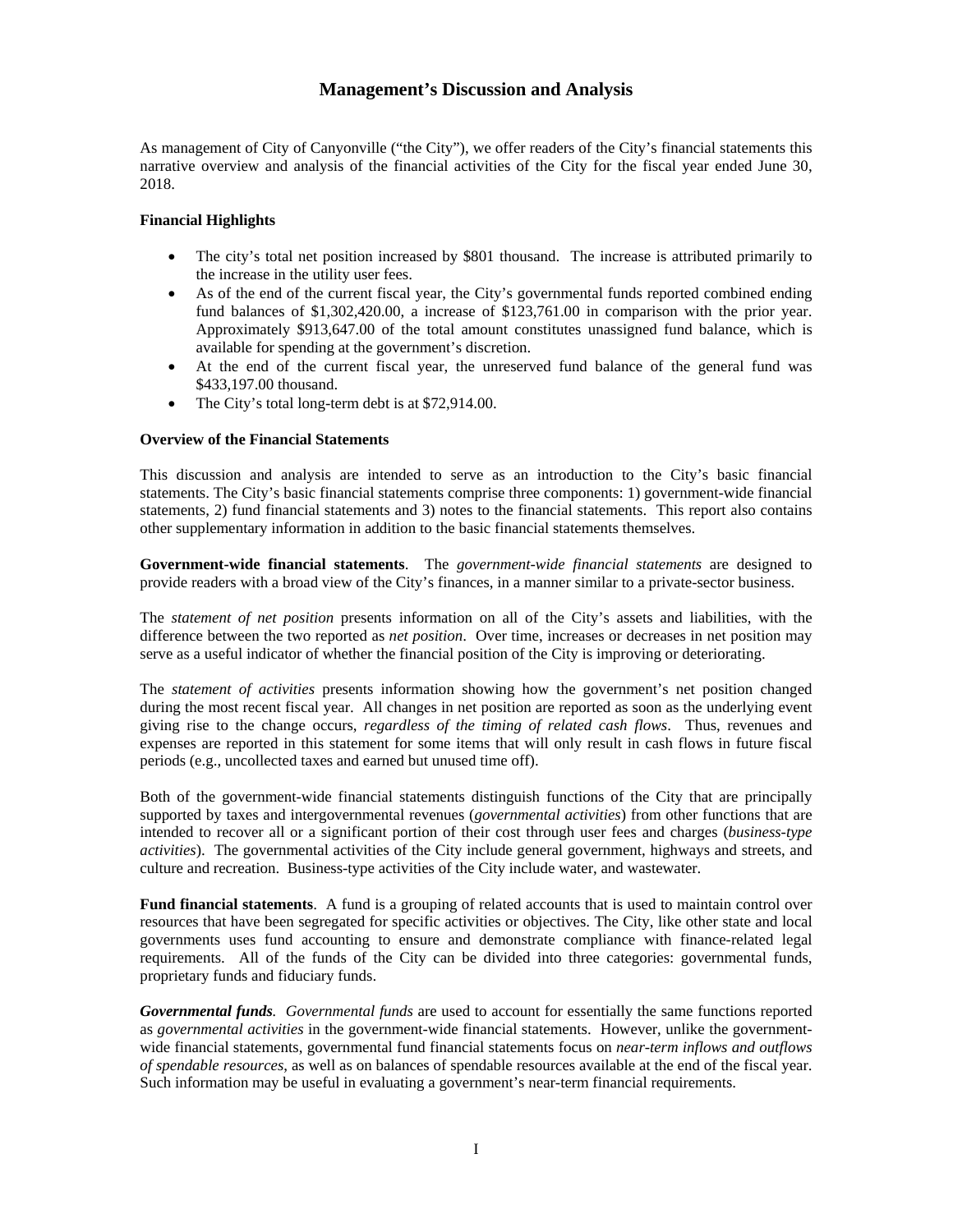# Management's Discussion and Analysis

As management of City of Canyonville ("the City"), we offer readers of the City's financial statements this narrative overview and analysis of the financial activities of the City for the fiscal year ended June 30, 2018.

**Financial Highlights**

- The city's total net position increased by $801 thousand. The increase is attributed primarily to the increase in the utility user fees.
- As of the end of the current fiscal year, the City's governmental funds reported combined ending fund balances of $1,302,420.00, a increase of $123,761.00 in comparison with the prior year. Approximately $913,647.00 of the total amount constitutes unassigned fund balance, which is available for spending at the government's discretion.
- At the end of the current fiscal year, the unreserved fund balance of the general fund was $433,197.00 thousand.
- The City's total long-term debt is at $72,914.00.

**Overview of the Financial Statements**

This discussion and analysis are intended to serve as an introduction to the City's basic financial statements. The City's basic financial statements comprise three components: 1) government-wide financial statements, 2) fund financial statements and 3) notes to the financial statements. This report also contains other supplementary information in addition to the basic financial statements themselves.

**Government-wide financial statements**. The *government-wide financial statements* are designed to provide readers with a broad view of the City's finances, in a manner similar to a private-sector business.

The *statement of net position* presents information on all of the City's assets and liabilities, with the difference between the two reported as *net position*. Over time, increases or decreases in net position may serve as a useful indicator of whether the financial position of the City is improving or deteriorating.

The *statement of activities* presents information showing how the government's net position changed during the most recent fiscal year. All changes in net position are reported as soon as the underlying event giving rise to the change occurs, *regardless of the timing of related cash flows*. Thus, revenues and expenses are reported in this statement for some items that will only result in cash flows in future fiscal periods (e.g., uncollected taxes and earned but unused time off).

Both of the government-wide financial statements distinguish functions of the City that are principally supported by taxes and intergovernmental revenues (*governmental activities*) from other functions that are intended to recover all or a significant portion of their cost through user fees and charges (*business-type activities*). The governmental activities of the City include general government, highways and streets, and culture and recreation. Business-type activities of the City include water, and wastewater.

**Fund financial statements**. A fund is a grouping of related accounts that is used to maintain control over resources that have been segregated for specific activities or objectives. The City, like other state and local governments uses fund accounting to ensure and demonstrate compliance with finance-related legal requirements. All of the funds of the City can be divided into three categories: governmental funds, proprietary funds and fiduciary funds.

***Governmental funds***. *Governmental funds* are used to account for essentially the same functions reported as *governmental activities* in the government-wide financial statements. However, unlike the government-wide financial statements, governmental fund financial statements focus on *near-term inflows and outflows of spendable resources*, as well as on balances of spendable resources available at the end of the fiscal year. Such information may be useful in evaluating a government's near-term financial requirements.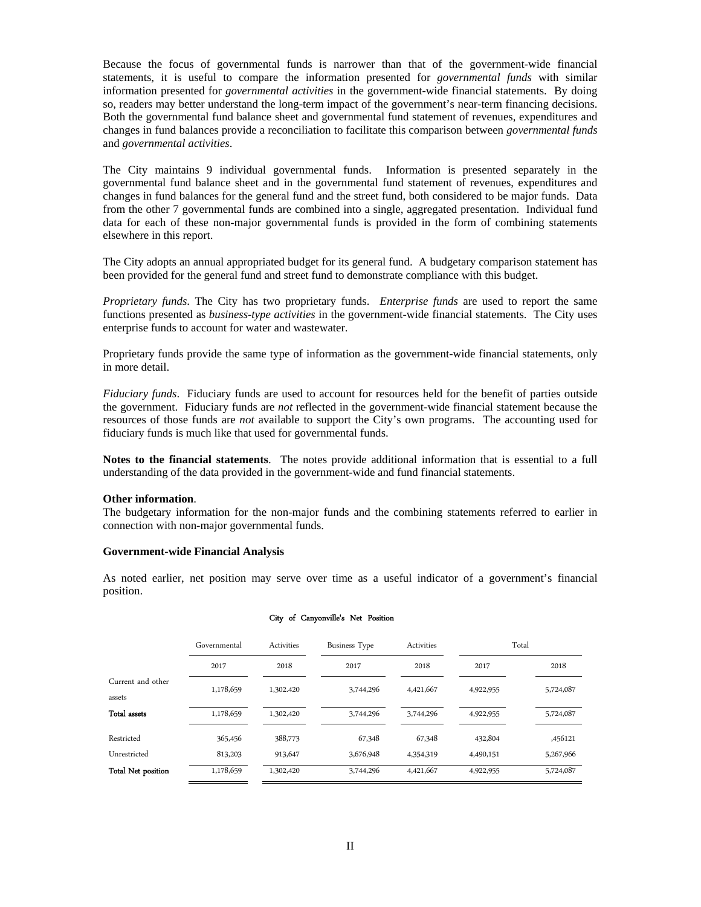Because the focus of governmental funds is narrower than that of the government-wide financial statements, it is useful to compare the information presented for *governmental funds* with similar information presented for *governmental activities* in the government-wide financial statements. By doing so, readers may better understand the long-term impact of the government's near-term financing decisions. Both the governmental fund balance sheet and governmental fund statement of revenues, expenditures and changes in fund balances provide a reconciliation to facilitate this comparison between *governmental funds* and *governmental activities*.

The City maintains 9 individual governmental funds. Information is presented separately in the governmental fund balance sheet and in the governmental fund statement of revenues, expenditures and changes in fund balances for the general fund and the street fund, both considered to be major funds. Data from the other 7 governmental funds are combined into a single, aggregated presentation. Individual fund data for each of these non-major governmental funds is provided in the form of combining statements elsewhere in this report.

The City adopts an annual appropriated budget for its general fund. A budgetary comparison statement has been provided for the general fund and street fund to demonstrate compliance with this budget.

*Proprietary funds*. The City has two proprietary funds. *Enterprise funds* are used to report the same functions presented as *business-type activities* in the government-wide financial statements. The City uses enterprise funds to account for water and wastewater.

Proprietary funds provide the same type of information as the government-wide financial statements, only in more detail.

*Fiduciary funds*. Fiduciary funds are used to account for resources held for the benefit of parties outside the government. Fiduciary funds are *not* reflected in the government-wide financial statement because the resources of those funds are *not* available to support the City's own programs. The accounting used for fiduciary funds is much like that used for governmental funds.

**Notes to the financial statements**. The notes provide additional information that is essential to a full understanding of the data provided in the government-wide and fund financial statements.

**Other information**.
The budgetary information for the non-major funds and the combining statements referred to earlier in connection with non-major governmental funds.

**Government-wide Financial Analysis**

As noted earlier, net position may serve over time as a useful indicator of a government's financial position.

City of Canyonville's Net Position

| | Governmental | Activities | Business Type | Activities | Total | |
|---|---|---|---|---|---|---|
| | 2017 | 2018 | 2017 | 2018 | 2017 | 2018 |
| Current and other assets | 1,178,659 | 1,302.420 | 3,744,296 | 4,421,667 | 4,922,955 | 5,724,087 |
| **Total assets** | 1,178,659 | 1,302,420 | 3,744,296 | 3,744,296 | 4,922,955 | 5,724,087 |
| Restricted | 365,456 | 388,773 | 67,348 | 67,348 | 432,804 | ,456121 |
| Unrestricted | 813,203 | 913,647 | 3,676,948 | 4,354,319 | 4,490,151 | 5,267,966 |
| **Total Net position** | 1,178,659 | 1,302,420 | 3,744,296 | 4,421,667 | 4,922,955 | 5,724,087 |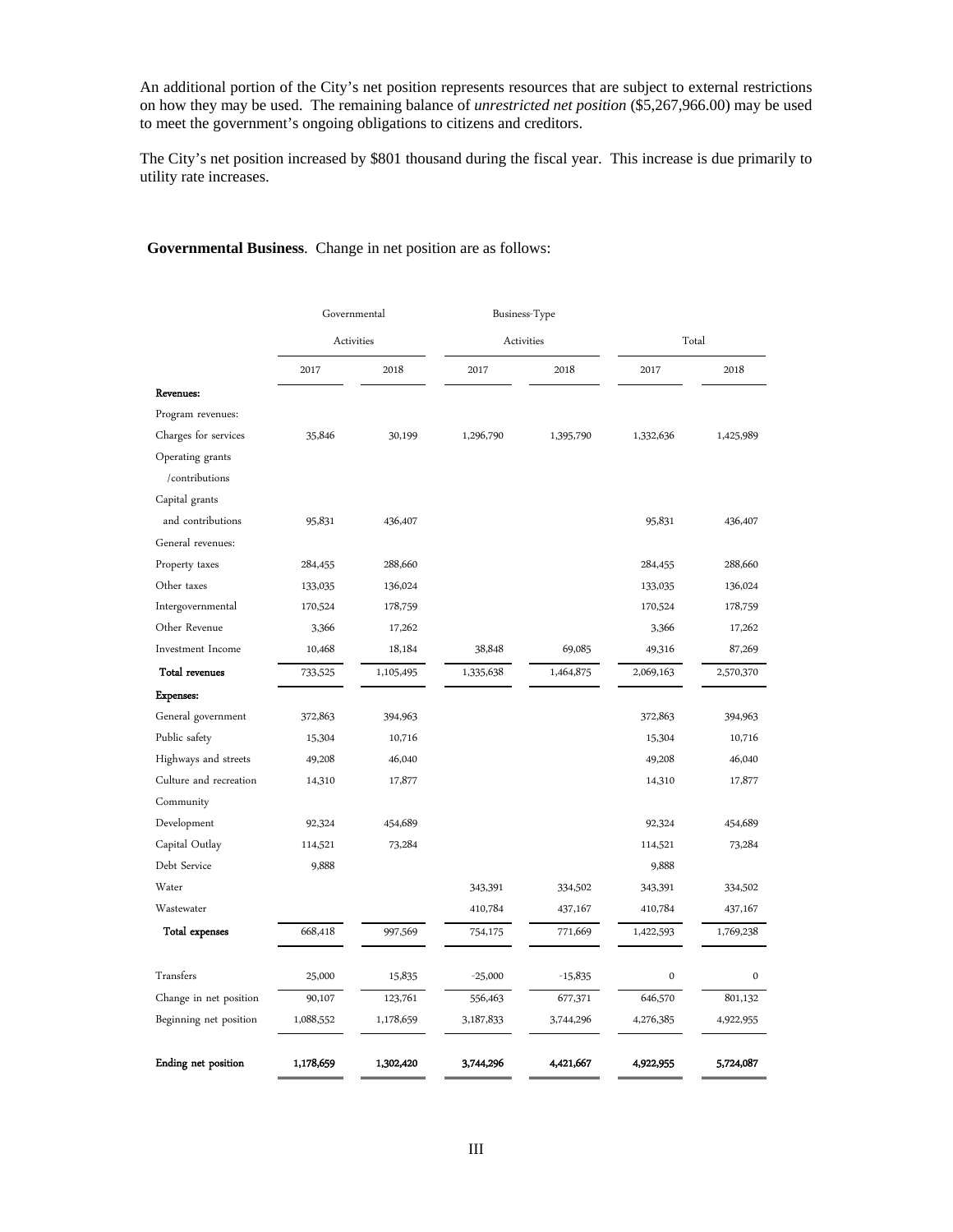An additional portion of the City's net position represents resources that are subject to external restrictions on how they may be used. The remaining balance of *unrestricted net position* ($5,267,966.00) may be used to meet the government's ongoing obligations to citizens and creditors.

The City's net position increased by $801 thousand during the fiscal year. This increase is due primarily to utility rate increases.

**Governmental Business**. Change in net position are as follows:

| | Governmental Activities | | Business-Type Activities | | Total | |
|---|---|---|---|---|---|---|
| | 2017 | 2018 | 2017 | 2018 | 2017 | 2018 |
| **Revenues:** | | | | | | |
| Program revenues: | | | | | | |
| Charges for services | 35,846 | 30,199 | 1,296,790 | 1,395,790 | 1,332,636 | 1,425,989 |
| Operating grants /contributions | | | | | | |
| Capital grants and contributions | 95,831 | 436,407 | | | 95,831 | 436,407 |
| General revenues: | | | | | | |
| Property taxes | 284,455 | 288,660 | | | 284,455 | 288,660 |
| Other taxes | 133,035 | 136,024 | | | 133,035 | 136,024 |
| Intergovernmental | 170,524 | 178,759 | | | 170,524 | 178,759 |
| Other Revenue | 3,366 | 17,262 | | | 3,366 | 17,262 |
| Investment Income | 10,468 | 18,184 | 38,848 | 69,085 | 49,316 | 87,269 |
| **Total revenues** | 733,525 | 1,105,495 | 1,335,638 | 1,464,875 | 2,069,163 | 2,570,370 |
| **Expenses:** | | | | | | |
| General government | 372,863 | 394,963 | | | 372,863 | 394,963 |
| Public safety | 15,304 | 10,716 | | | 15,304 | 10,716 |
| Highways and streets | 49,208 | 46,040 | | | 49,208 | 46,040 |
| Culture and recreation | 14,310 | 17,877 | | | 14,310 | 17,877 |
| Community Development | 92,324 | 454,689 | | | 92,324 | 454,689 |
| Capital Outlay | 114,521 | 73,284 | | | 114,521 | 73,284 |
| Debt Service | 9,888 | | | | 9,888 | |
| Water | | | 343,391 | 334,502 | 343,391 | 334,502 |
| Wastewater | | | 410,784 | 437,167 | 410,784 | 437,167 |
| **Total expenses** | 668,418 | 997,569 | 754,175 | 771,669 | 1,422,593 | 1,769,238 |
| Transfers | 25,000 | 15,835 | -25,000 | -15,835 | 0 | 0 |
| Change in net position | 90,107 | 123,761 | 556,463 | 677,371 | 646,570 | 801,132 |
| Beginning net position | 1,088,552 | 1,178,659 | 3,187,833 | 3,744,296 | 4,276,385 | 4,922,955 |
| **Ending net position** | **1,178,659** | **1,302,420** | **3,744,296** | **4,421,667** | **4,922,955** | **5,724,087** |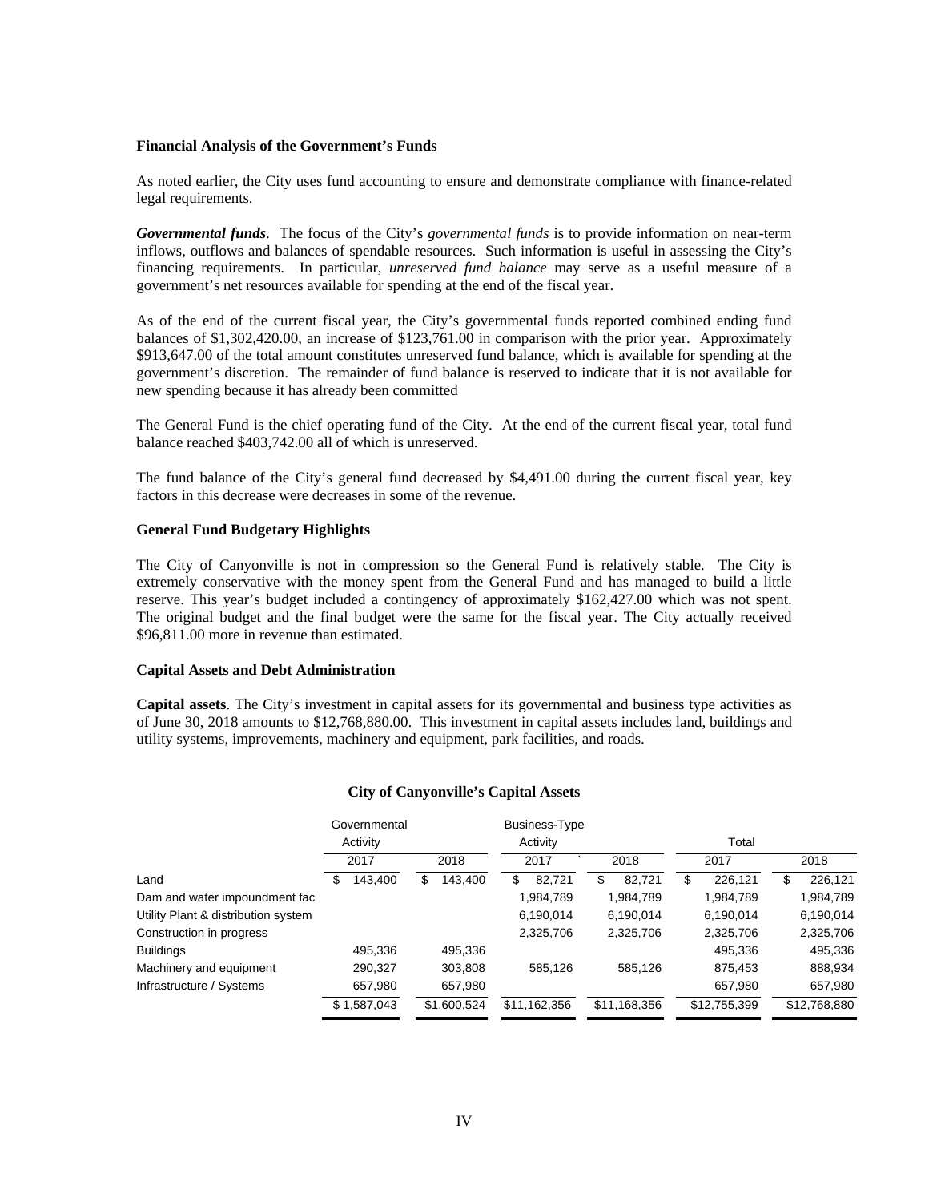### Financial Analysis of the Government's Funds

As noted earlier, the City uses fund accounting to ensure and demonstrate compliance with finance-related legal requirements.

***Governmental funds***. The focus of the City's *governmental funds* is to provide information on near-term inflows, outflows and balances of spendable resources. Such information is useful in assessing the City's financing requirements. In particular, *unreserved fund balance* may serve as a useful measure of a government's net resources available for spending at the end of the fiscal year.

As of the end of the current fiscal year, the City's governmental funds reported combined ending fund balances of $1,302,420.00, an increase of $123,761.00 in comparison with the prior year. Approximately $913,647.00 of the total amount constitutes unreserved fund balance, which is available for spending at the government's discretion. The remainder of fund balance is reserved to indicate that it is not available for new spending because it has already been committed

The General Fund is the chief operating fund of the City. At the end of the current fiscal year, total fund balance reached $403,742.00 all of which is unreserved.

The fund balance of the City's general fund decreased by $4,491.00 during the current fiscal year, key factors in this decrease were decreases in some of the revenue.

### General Fund Budgetary Highlights

The City of Canyonville is not in compression so the General Fund is relatively stable. The City is extremely conservative with the money spent from the General Fund and has managed to build a little reserve. This year's budget included a contingency of approximately $162,427.00 which was not spent. The original budget and the final budget were the same for the fiscal year. The City actually received $96,811.00 more in revenue than estimated.

### Capital Assets and Debt Administration

**Capital assets**. The City's investment in capital assets for its governmental and business type activities as of June 30, 2018 amounts to $12,768,880.00. This investment in capital assets includes land, buildings and utility systems, improvements, machinery and equipment, park facilities, and roads.

**City of Canyonville's Capital Assets**

| | Governmental Activity | | Business-Type Activity | | Total | |
|---|---|---|---|---|---|---|
| | 2017 | 2018 | 2017 | 2018 | 2017 | 2018 |
| Land | $ 143,400 | $ 143,400 | $ 82,721 | $ 82,721 | $ 226,121 | $ 226,121 |
| Dam and water impoundment fac | | | 1,984,789 | 1,984,789 | 1,984,789 | 1,984,789 |
| Utility Plant & distribution system | | | 6,190,014 | 6,190,014 | 6,190,014 | 6,190,014 |
| Construction in progress | | | 2,325,706 | 2,325,706 | 2,325,706 | 2,325,706 |
| Buildings | 495,336 | 495,336 | | | 495,336 | 495,336 |
| Machinery and equipment | 290,327 | 303,808 | 585,126 | 585,126 | 875,453 | 888,934 |
| Infrastructure / Systems | 657,980 | 657,980 | | | 657,980 | 657,980 |
| | $ 1,587,043 | $1,600,524 | $11,162,356 | $11,168,356 | $12,755,399 | $12,768,880 |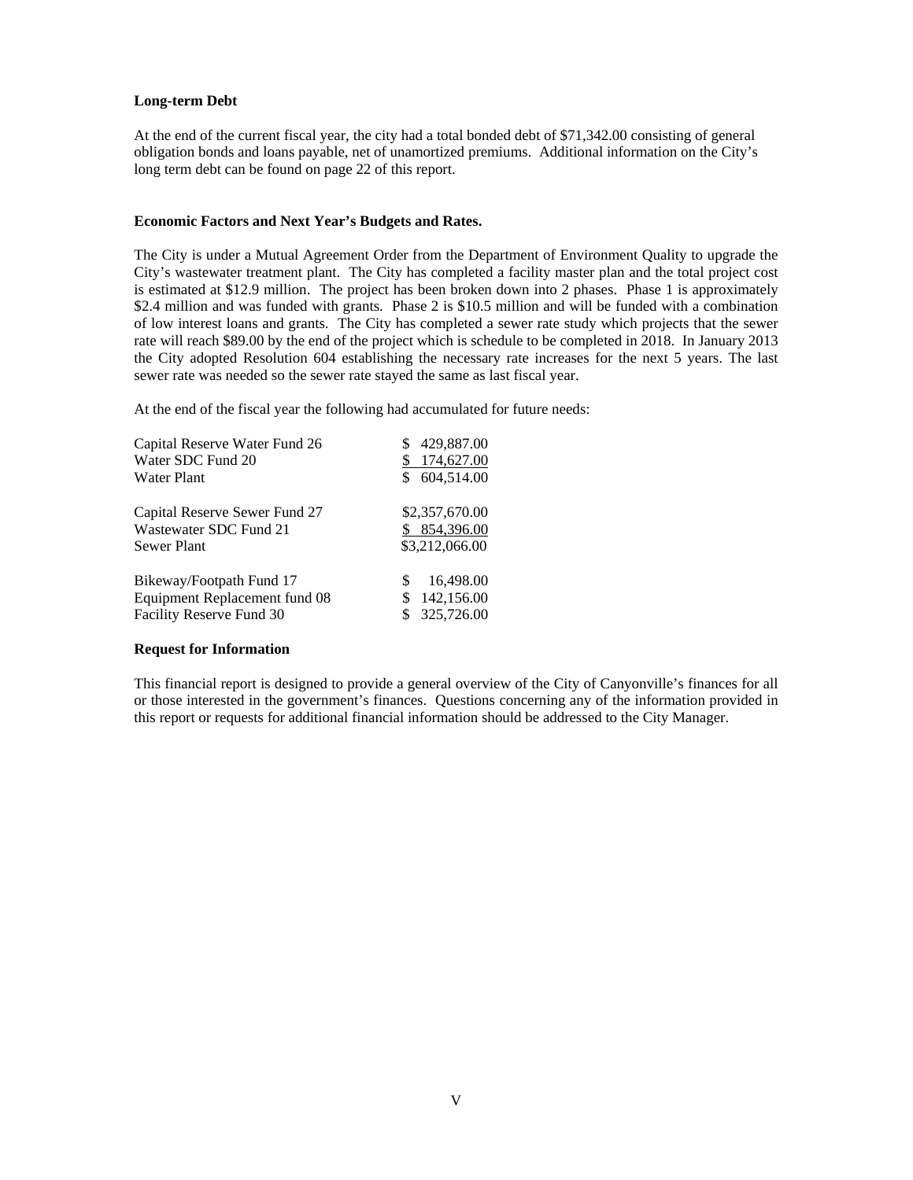**Long-term Debt**

At the end of the current fiscal year, the city had a total bonded debt of $71,342.00 consisting of general obligation bonds and loans payable, net of unamortized premiums. Additional information on the City's long term debt can be found on page 22 of this report.

**Economic Factors and Next Year's Budgets and Rates.**

The City is under a Mutual Agreement Order from the Department of Environment Quality to upgrade the City's wastewater treatment plant. The City has completed a facility master plan and the total project cost is estimated at $12.9 million. The project has been broken down into 2 phases. Phase 1 is approximately $2.4 million and was funded with grants. Phase 2 is $10.5 million and will be funded with a combination of low interest loans and grants. The City has completed a sewer rate study which projects that the sewer rate will reach $89.00 by the end of the project which is schedule to be completed in 2018. In January 2013 the City adopted Resolution 604 establishing the necessary rate increases for the next 5 years. The last sewer rate was needed so the sewer rate stayed the same as last fiscal year.

At the end of the fiscal year the following had accumulated for future needs:

| | |
|---|---|
| Capital Reserve Water Fund 26 | $ 429,887.00 |
| Water SDC Fund 20 | $ 174,627.00 |
| Water Plant | $ 604,514.00 |
| | |
| Capital Reserve Sewer Fund 27 | $2,357,670.00 |
| Wastewater SDC Fund 21 | $ 854,396.00 |
| Sewer Plant | $3,212,066.00 |
| | |
| Bikeway/Footpath Fund 17 | $ 16,498.00 |
| Equipment Replacement fund 08 | $ 142,156.00 |
| Facility Reserve Fund 30 | $ 325,726.00 |

**Request for Information**

This financial report is designed to provide a general overview of the City of Canyonville's finances for all or those interested in the government's finances. Questions concerning any of the information provided in this report or requests for additional financial information should be addressed to the City Manager.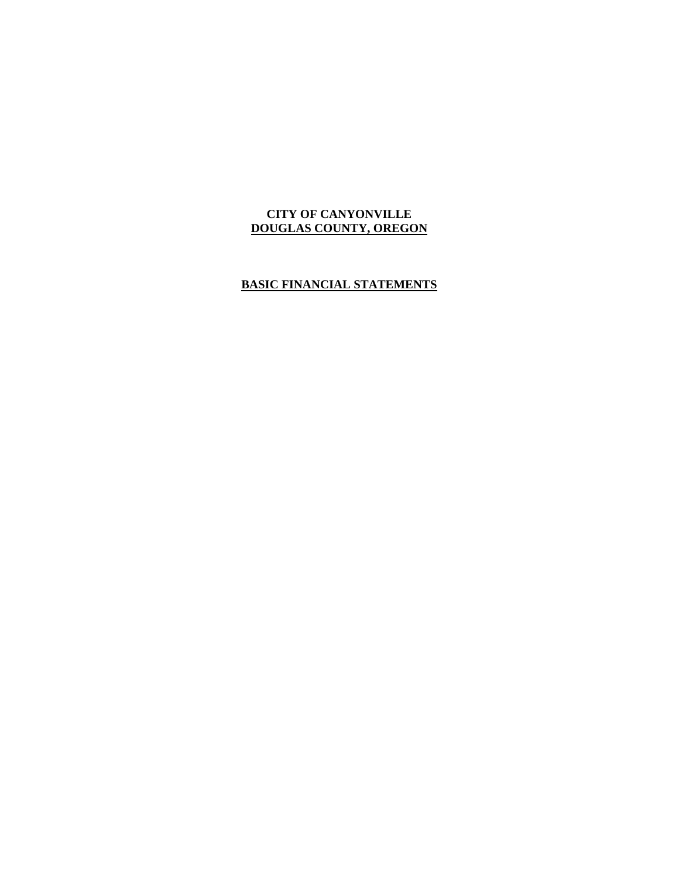**CITY OF CANYONVILLE**
**DOUGLAS COUNTY, OREGON**

# BASIC FINANCIAL STATEMENTS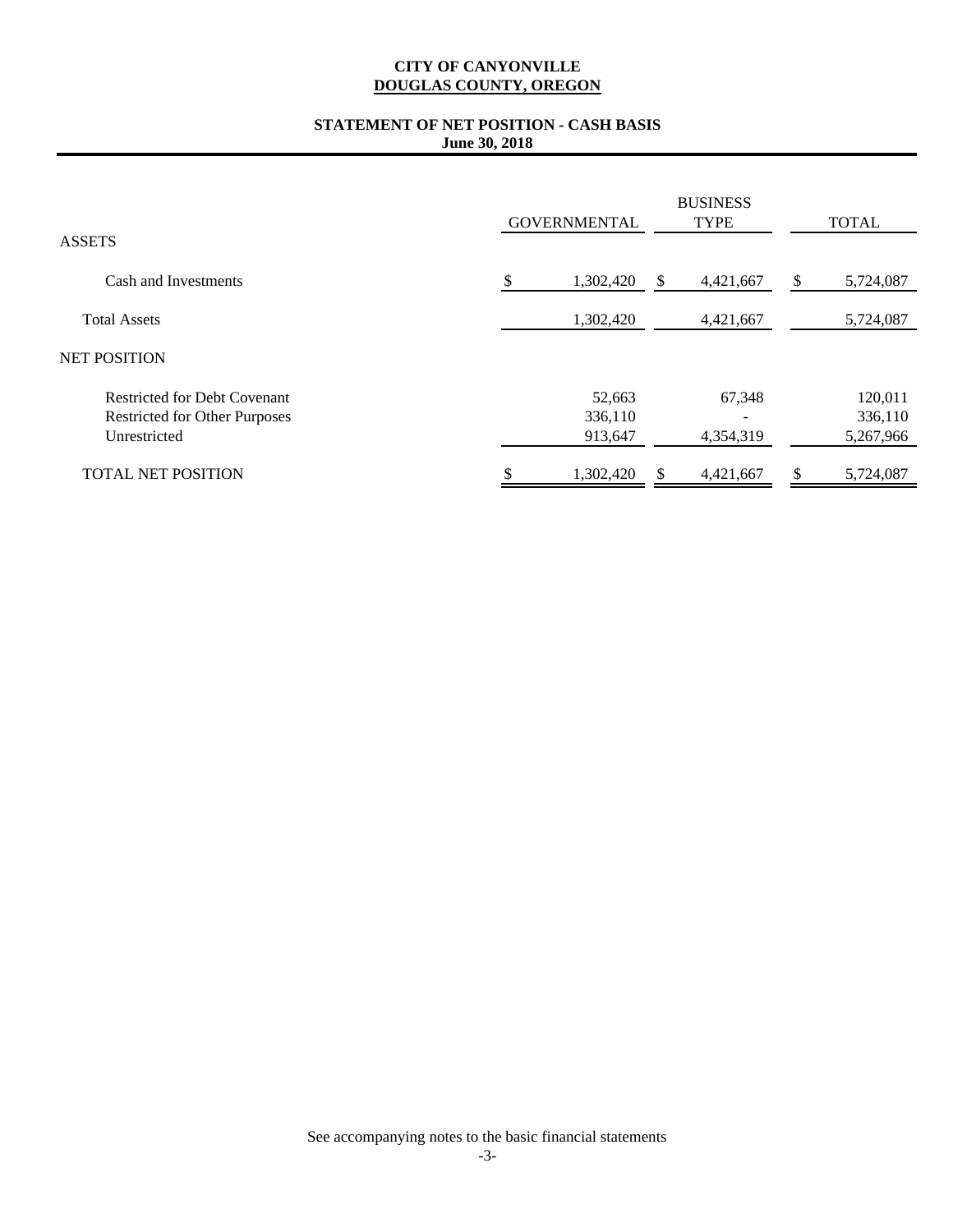**CITY OF CANYONVILLE**
**DOUGLAS COUNTY, OREGON**

**STATEMENT OF NET POSITION - CASH BASIS**
**June 30, 2018**

| | GOVERNMENTAL | BUSINESS TYPE | TOTAL |
|---|---|---|---|
| ASSETS | | | |
| Cash and Investments | $ 1,302,420 | $ 4,421,667 | $ 5,724,087 |
| Total Assets | 1,302,420 | 4,421,667 | 5,724,087 |
| NET POSITION | | | |
| Restricted for Debt Covenant | 52,663 | 67,348 | 120,011 |
| Restricted for Other Purposes | 336,110 | - | 336,110 |
| Unrestricted | 913,647 | 4,354,319 | 5,267,966 |
| TOTAL NET POSITION | $ 1,302,420 | $ 4,421,667 | $ 5,724,087 |

See accompanying notes to the basic financial statements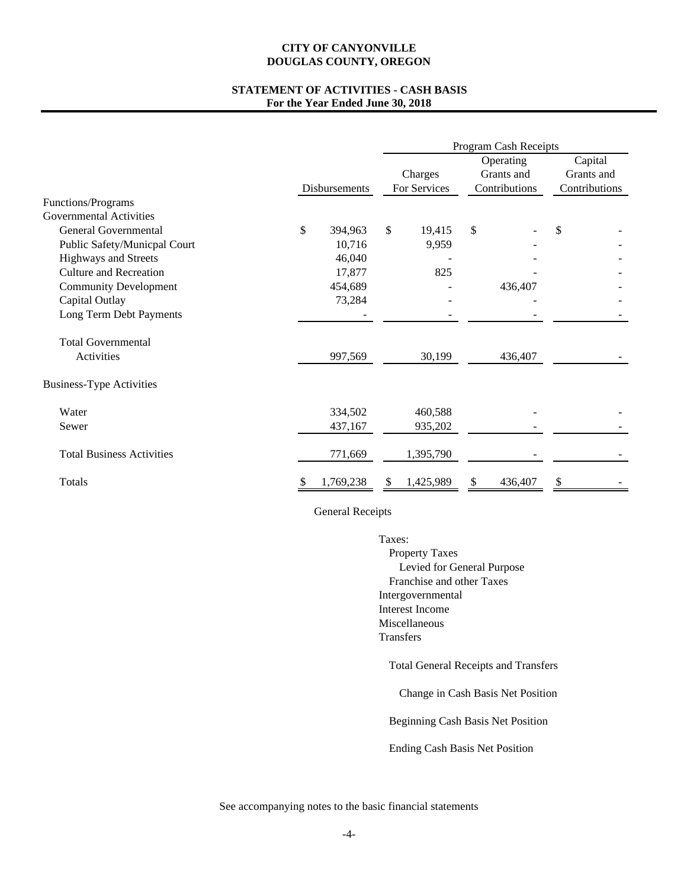**CITY OF CANYONVILLE**
**DOUGLAS COUNTY, OREGON**

**STATEMENT OF ACTIVITIES - CASH BASIS**
**For the Year Ended June 30, 2018**

| | | Program Cash Receipts | | |
|---|---|---|---|---|
| | Disbursements | Charges For Services | Operating Grants and Contributions | Capital Grants and Contributions |
| Functions/Programs | | | | |
| Governmental Activities | | | | |
| General Governmental | $ 394,963 | $ 19,415 | $ - | $ - |
| Public Safety/Municpal Court | 10,716 | 9,959 | - | - |
| Highways and Streets | 46,040 | - | - | - |
| Culture and Recreation | 17,877 | 825 | - | - |
| Community Development | 454,689 | - | 436,407 | - |
| Capital Outlay | 73,284 | - | - | - |
| Long Term Debt Payments | - | - | - | - |
| Total Governmental Activities | 997,569 | 30,199 | 436,407 | - |
| Business-Type Activities | | | | |
| Water | 334,502 | 460,588 | - | - |
| Sewer | 437,167 | 935,202 | - | - |
| Total Business Activities | 771,669 | 1,395,790 | - | - |
| Totals | $ 1,769,238 | $ 1,425,989 | $ 436,407 | $ - |

General Receipts

Taxes:
- Property Taxes
  - Levied for General Purpose
- Franchise and other Taxes

Intergovernmental
Interest Income
Miscellaneous
Transfers

Total General Receipts and Transfers

Change in Cash Basis Net Position

Beginning Cash Basis Net Position

Ending Cash Basis Net Position

See accompanying notes to the basic financial statements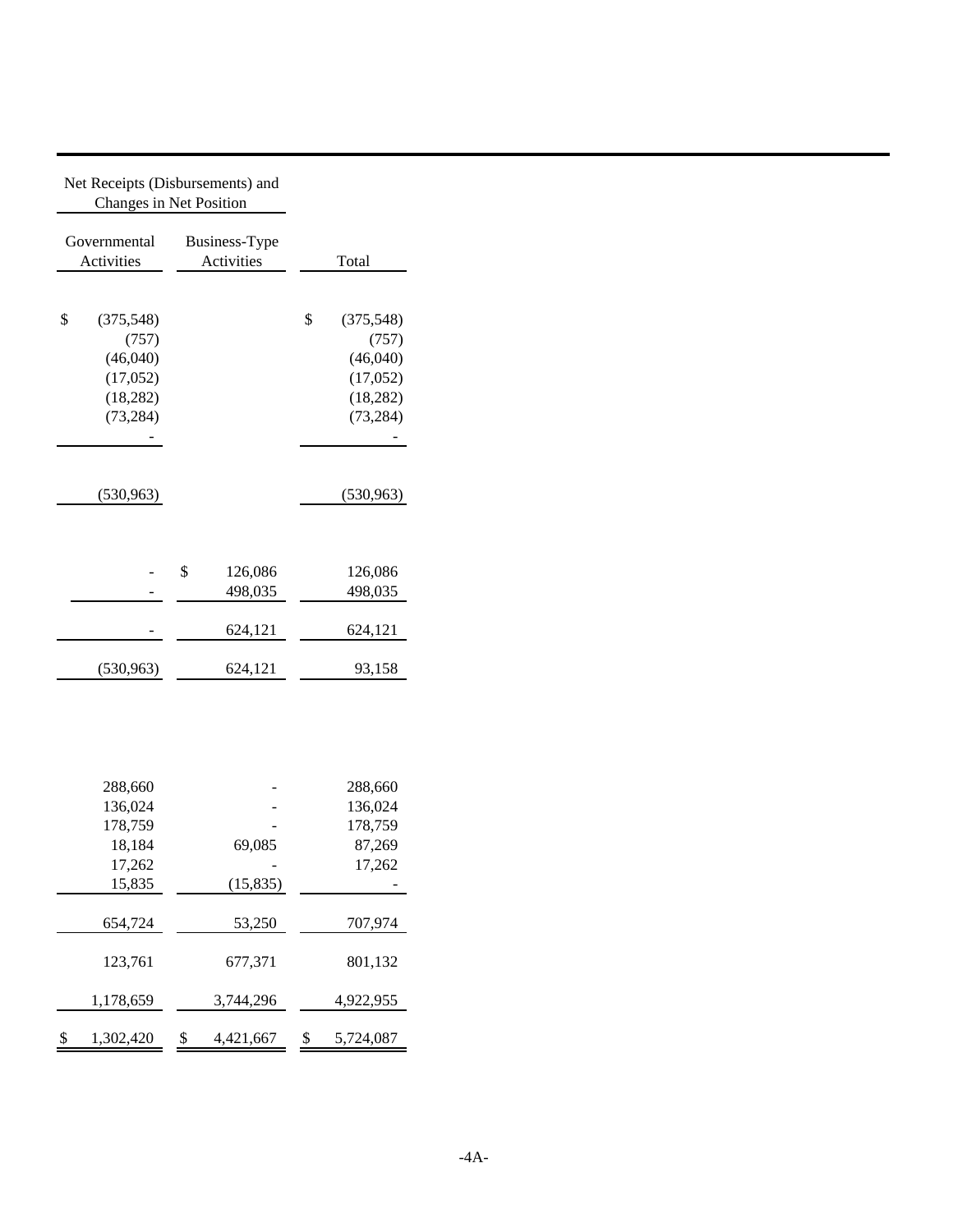| Net Receipts (Disbursements) and Changes in Net Position | | |
|---|---|---|
| Governmental Activities | Business-Type Activities | Total |
| | | |
| $ (375,548) | | $ (375,548) |
| (757) | | (757) |
| (46,040) | | (46,040) |
| (17,052) | | (17,052) |
| (18,282) | | (18,282) |
| (73,284) | | (73,284) |
| - | | - |
| | | |
| (530,963) | | (530,963) |
| | | |
| - | $ 126,086 | 126,086 |
| - | 498,035 | 498,035 |
| | | |
| - | 624,121 | 624,121 |
| | | |
| (530,963) | 624,121 | 93,158 |
| | | |
| 288,660 | - | 288,660 |
| 136,024 | - | 136,024 |
| 178,759 | - | 178,759 |
| 18,184 | 69,085 | 87,269 |
| 17,262 | - | 17,262 |
| 15,835 | (15,835) | - |
| | | |
| 654,724 | 53,250 | 707,974 |
| | | |
| 123,761 | 677,371 | 801,132 |
| | | |
| 1,178,659 | 3,744,296 | 4,922,955 |
| | | |
| $ 1,302,420 | $ 4,421,667 | $ 5,724,087 |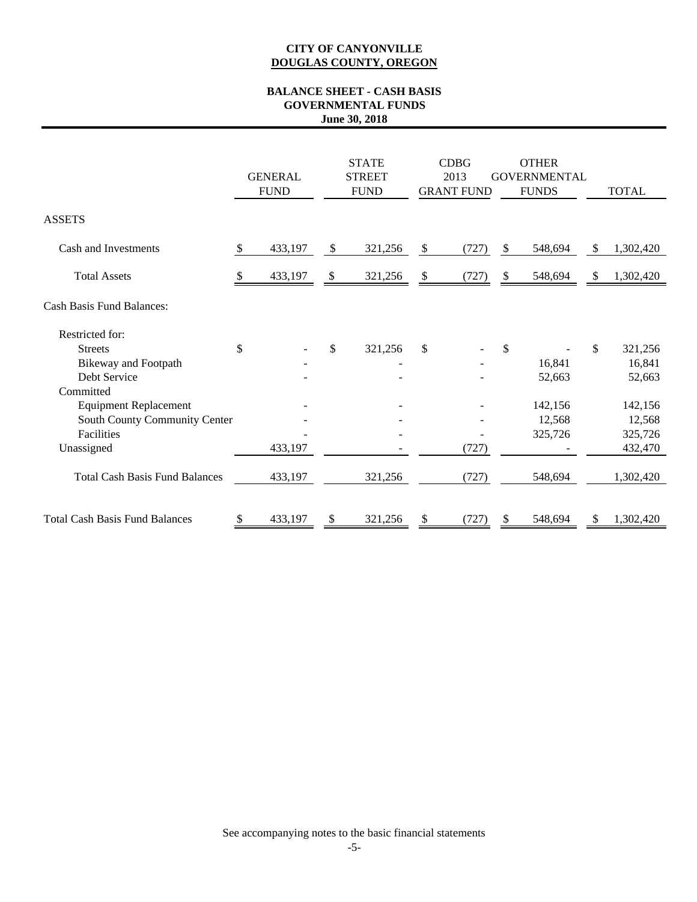**CITY OF CANYONVILLE**
**DOUGLAS COUNTY, OREGON**

**BALANCE SHEET - CASH BASIS**
**GOVERNMENTAL FUNDS**
**June 30, 2018**

| | GENERAL FUND | STATE STREET FUND | CDBG 2013 GRANT FUND | OTHER GOVERNMENTAL FUNDS | TOTAL |
|---|---|---|---|---|---|
| **ASSETS** | | | | | |
| Cash and Investments | $ 433,197 | $ 321,256 | $ (727) | $ 548,694 | $ 1,302,420 |
| Total Assets | $ 433,197 | $ 321,256 | $ (727) | $ 548,694 | $ 1,302,420 |
| Cash Basis Fund Balances: | | | | | |
| Restricted for: | | | | | |
| Streets | $ - | $ 321,256 | $ - | $ - | $ 321,256 |
| Bikeway and Footpath | - | - | - | 16,841 | 16,841 |
| Debt Service | - | - | - | 52,663 | 52,663 |
| Committed | | | | | |
| Equipment Replacement | - | - | - | 142,156 | 142,156 |
| South County Community Center | - | - | - | 12,568 | 12,568 |
| Facilities | - | - | - | 325,726 | 325,726 |
| Unassigned | 433,197 | - | (727) | - | 432,470 |
| Total Cash Basis Fund Balances | 433,197 | 321,256 | (727) | 548,694 | 1,302,420 |
| Total Cash Basis Fund Balances | $ 433,197 | $ 321,256 | $ (727) | $ 548,694 | $ 1,302,420 |

See accompanying notes to the basic financial statements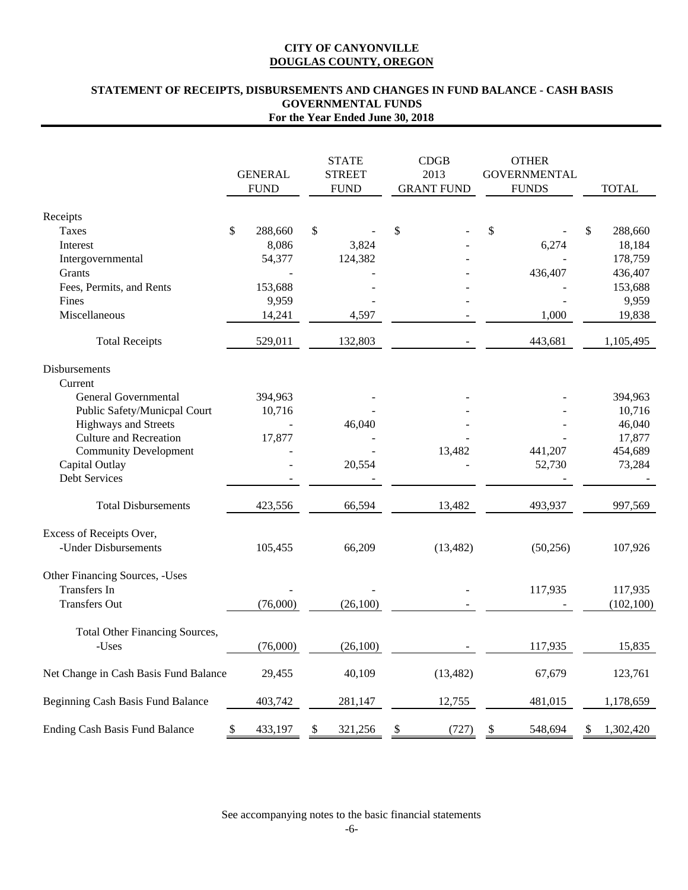**CITY OF CANYONVILLE**
**DOUGLAS COUNTY, OREGON**

**STATEMENT OF RECEIPTS, DISBURSEMENTS AND CHANGES IN FUND BALANCE - CASH BASIS**
**GOVERNMENTAL FUNDS**
**For the Year Ended June 30, 2018**

| | GENERAL FUND | STATE STREET FUND | CDGB 2013 GRANT FUND | OTHER GOVERNMENTAL FUNDS | TOTAL |
|---|---|---|---|---|---|
| Receipts | | | | | |
| Taxes | $ 288,660 | $ - | $ - | $ - | $ 288,660 |
| Interest | 8,086 | 3,824 | - | 6,274 | 18,184 |
| Intergovernmental | 54,377 | 124,382 | - | - | 178,759 |
| Grants | - | - | - | 436,407 | 436,407 |
| Fees, Permits, and Rents | 153,688 | - | - | - | 153,688 |
| Fines | 9,959 | - | - | - | 9,959 |
| Miscellaneous | 14,241 | 4,597 | - | 1,000 | 19,838 |
| Total Receipts | 529,011 | 132,803 | - | 443,681 | 1,105,495 |
| Disbursements | | | | | |
| Current | | | | | |
| General Governmental | 394,963 | - | - | - | 394,963 |
| Public Safety/Municpal Court | 10,716 | - | - | - | 10,716 |
| Highways and Streets | - | 46,040 | - | - | 46,040 |
| Culture and Recreation | 17,877 | - | - | - | 17,877 |
| Community Development | - | - | 13,482 | 441,207 | 454,689 |
| Capital Outlay | - | 20,554 | - | 52,730 | 73,284 |
| Debt Services | - | - | - | - | - |
| Total Disbursements | 423,556 | 66,594 | 13,482 | 493,937 | 997,569 |
| Excess of Receipts Over, -Under Disbursements | 105,455 | 66,209 | (13,482) | (50,256) | 107,926 |
| Other Financing Sources, -Uses | | | | | |
| Transfers In | - | - | - | 117,935 | 117,935 |
| Transfers Out | (76,000) | (26,100) | - | - | (102,100) |
| Total Other Financing Sources, -Uses | (76,000) | (26,100) | - | 117,935 | 15,835 |
| Net Change in Cash Basis Fund Balance | 29,455 | 40,109 | (13,482) | 67,679 | 123,761 |
| Beginning Cash Basis Fund Balance | 403,742 | 281,147 | 12,755 | 481,015 | 1,178,659 |
| Ending Cash Basis Fund Balance | $ 433,197 | $ 321,256 | $ (727) | $ 548,694 | $ 1,302,420 |

See accompanying notes to the basic financial statements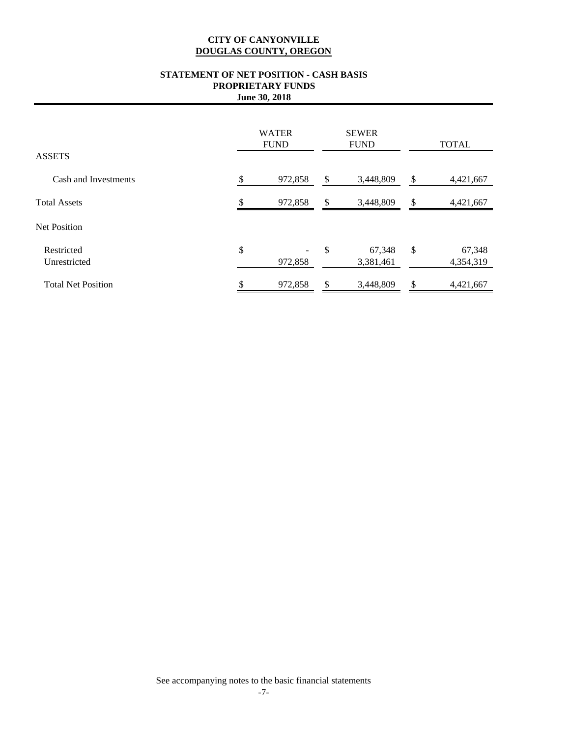**CITY OF CANYONVILLE**
**DOUGLAS COUNTY, OREGON**

## STATEMENT OF NET POSITION - CASH BASIS
### PROPRIETARY FUNDS
**June 30, 2018**

| | WATER FUND | SEWER FUND | TOTAL |
|---|---|---|---|
| ASSETS | | | |
| Cash and Investments | $ 972,858 | $ 3,448,809 | $ 4,421,667 |
| Total Assets | $ 972,858 | $ 3,448,809 | $ 4,421,667 |
| Net Position | | | |
| Restricted | $ - | $ 67,348 | $ 67,348 |
| Unrestricted | 972,858 | 3,381,461 | 4,354,319 |
| Total Net Position | $ 972,858 | $ 3,448,809 | $ 4,421,667 |

See accompanying notes to the basic financial statements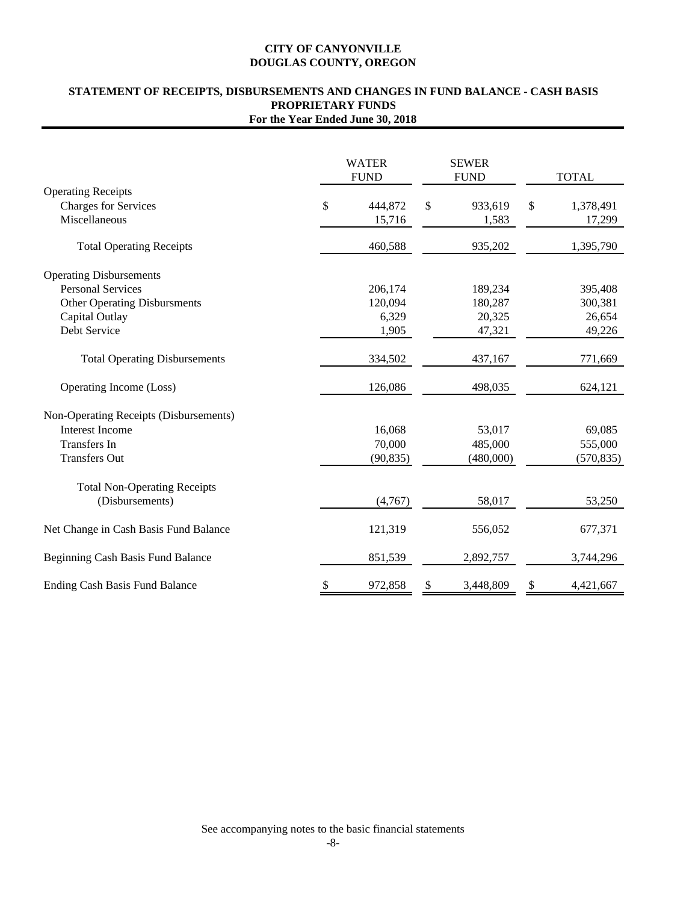**CITY OF CANYONVILLE**
**DOUGLAS COUNTY, OREGON**

**STATEMENT OF RECEIPTS, DISBURSEMENTS AND CHANGES IN FUND BALANCE - CASH BASIS**
**PROPRIETARY FUNDS**
**For the Year Ended June 30, 2018**

| | WATER FUND | SEWER FUND | TOTAL |
|---|---|---|---|
| Operating Receipts | | | |
| Charges for Services | $ 444,872 | $ 933,619 | $ 1,378,491 |
| Miscellaneous | 15,716 | 1,583 | 17,299 |
| Total Operating Receipts | 460,588 | 935,202 | 1,395,790 |
| Operating Disbursements | | | |
| Personal Services | 206,174 | 189,234 | 395,408 |
| Other Operating Disbursments | 120,094 | 180,287 | 300,381 |
| Capital Outlay | 6,329 | 20,325 | 26,654 |
| Debt Service | 1,905 | 47,321 | 49,226 |
| Total Operating Disbursements | 334,502 | 437,167 | 771,669 |
| Operating Income (Loss) | 126,086 | 498,035 | 624,121 |
| Non-Operating Receipts (Disbursements) | | | |
| Interest Income | 16,068 | 53,017 | 69,085 |
| Transfers In | 70,000 | 485,000 | 555,000 |
| Transfers Out | (90,835) | (480,000) | (570,835) |
| Total Non-Operating Receipts (Disbursements) | (4,767) | 58,017 | 53,250 |
| Net Change in Cash Basis Fund Balance | 121,319 | 556,052 | 677,371 |
| Beginning Cash Basis Fund Balance | 851,539 | 2,892,757 | 3,744,296 |
| Ending Cash Basis Fund Balance | $ 972,858 | $ 3,448,809 | $ 4,421,667 |

See accompanying notes to the basic financial statements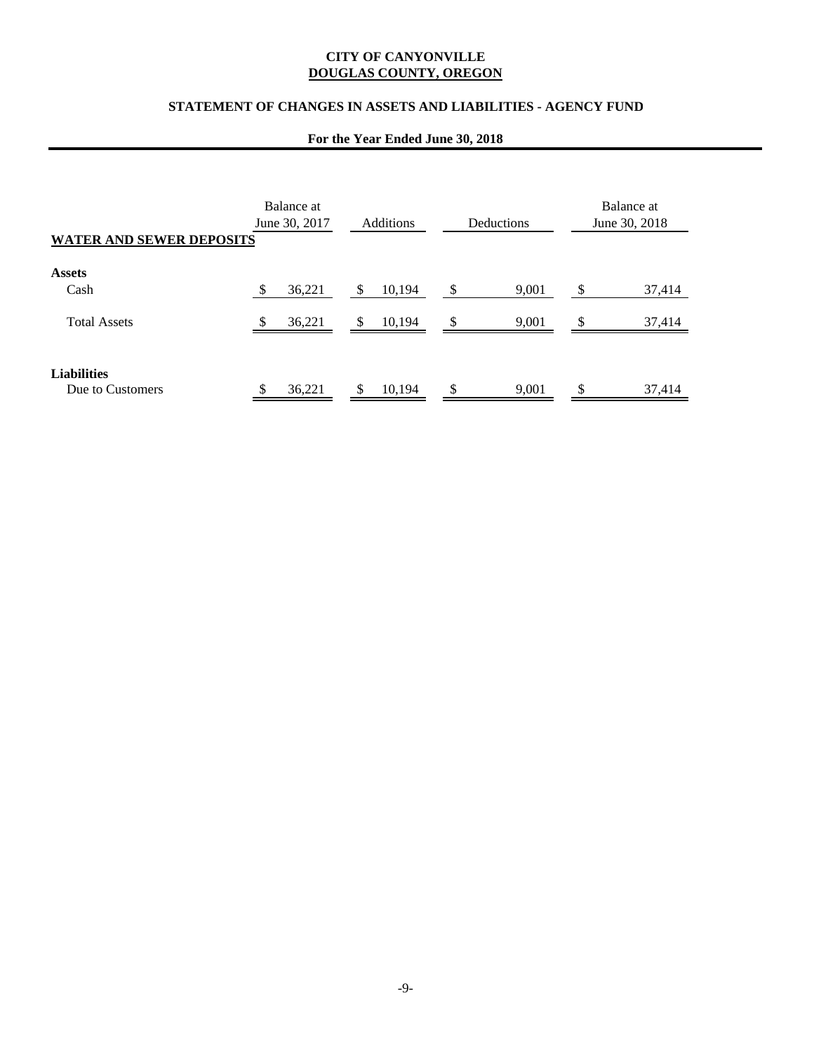**CITY OF CANYONVILLE**
**DOUGLAS COUNTY, OREGON**

**STATEMENT OF CHANGES IN ASSETS AND LIABILITIES - AGENCY FUND**

**For the Year Ended June 30, 2018**

| WATER AND SEWER DEPOSITS | Balance at June 30, 2017 | Additions | Deductions | Balance at June 30, 2018 |
|---|---|---|---|---|
| **Assets** | | | | |
| Cash | $ 36,221 | $ 10,194 | $ 9,001 | $ 37,414 |
| Total Assets | $ 36,221 | $ 10,194 | $ 9,001 | $ 37,414 |
| **Liabilities** | | | | |
| Due to Customers | $ 36,221 | $ 10,194 | $ 9,001 | $ 37,414 |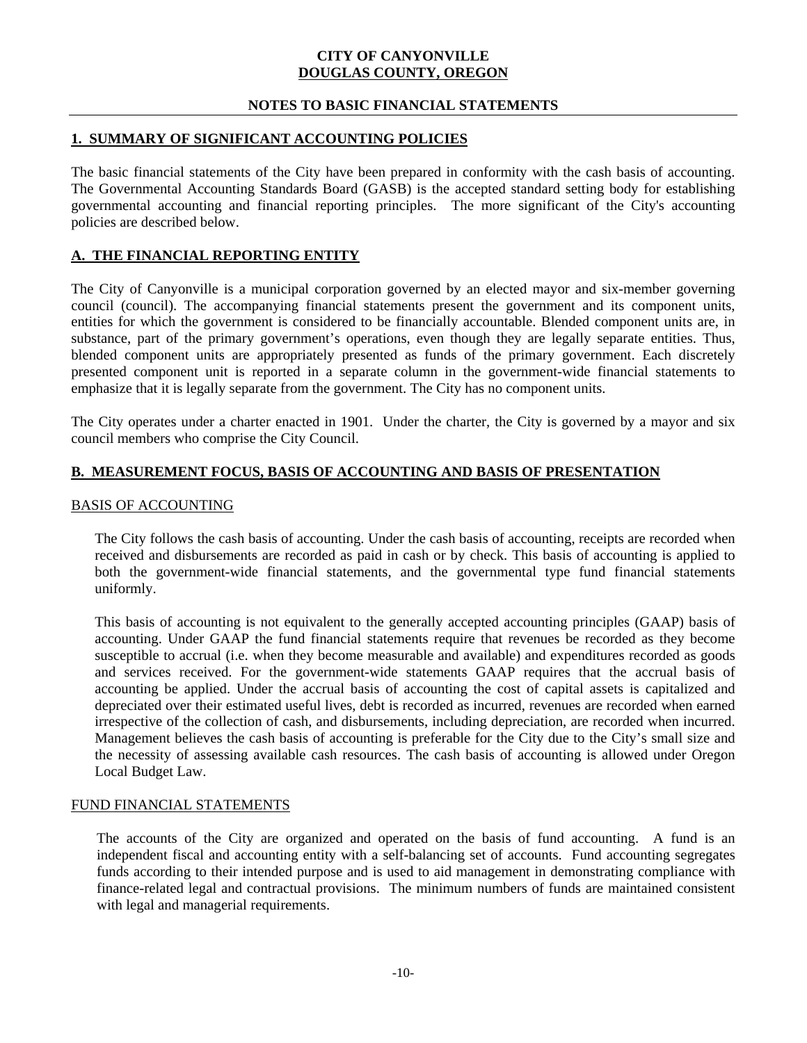**CITY OF CANYONVILLE**
**DOUGLAS COUNTY, OREGON**

**NOTES TO BASIC FINANCIAL STATEMENTS**

## 1. SUMMARY OF SIGNIFICANT ACCOUNTING POLICIES

The basic financial statements of the City have been prepared in conformity with the cash basis of accounting. The Governmental Accounting Standards Board (GASB) is the accepted standard setting body for establishing governmental accounting and financial reporting principles. The more significant of the City's accounting policies are described below.

## A. THE FINANCIAL REPORTING ENTITY

The City of Canyonville is a municipal corporation governed by an elected mayor and six-member governing council (council). The accompanying financial statements present the government and its component units, entities for which the government is considered to be financially accountable. Blended component units are, in substance, part of the primary government's operations, even though they are legally separate entities. Thus, blended component units are appropriately presented as funds of the primary government. Each discretely presented component unit is reported in a separate column in the government-wide financial statements to emphasize that it is legally separate from the government. The City has no component units.

The City operates under a charter enacted in 1901. Under the charter, the City is governed by a mayor and six council members who comprise the City Council.

## B. MEASUREMENT FOCUS, BASIS OF ACCOUNTING AND BASIS OF PRESENTATION

### BASIS OF ACCOUNTING

The City follows the cash basis of accounting. Under the cash basis of accounting, receipts are recorded when received and disbursements are recorded as paid in cash or by check. This basis of accounting is applied to both the government-wide financial statements, and the governmental type fund financial statements uniformly.

This basis of accounting is not equivalent to the generally accepted accounting principles (GAAP) basis of accounting. Under GAAP the fund financial statements require that revenues be recorded as they become susceptible to accrual (i.e. when they become measurable and available) and expenditures recorded as goods and services received. For the government-wide statements GAAP requires that the accrual basis of accounting be applied. Under the accrual basis of accounting the cost of capital assets is capitalized and depreciated over their estimated useful lives, debt is recorded as incurred, revenues are recorded when earned irrespective of the collection of cash, and disbursements, including depreciation, are recorded when incurred. Management believes the cash basis of accounting is preferable for the City due to the City's small size and the necessity of assessing available cash resources. The cash basis of accounting is allowed under Oregon Local Budget Law.

### FUND FINANCIAL STATEMENTS

The accounts of the City are organized and operated on the basis of fund accounting. A fund is an independent fiscal and accounting entity with a self-balancing set of accounts. Fund accounting segregates funds according to their intended purpose and is used to aid management in demonstrating compliance with finance-related legal and contractual provisions. The minimum numbers of funds are maintained consistent with legal and managerial requirements.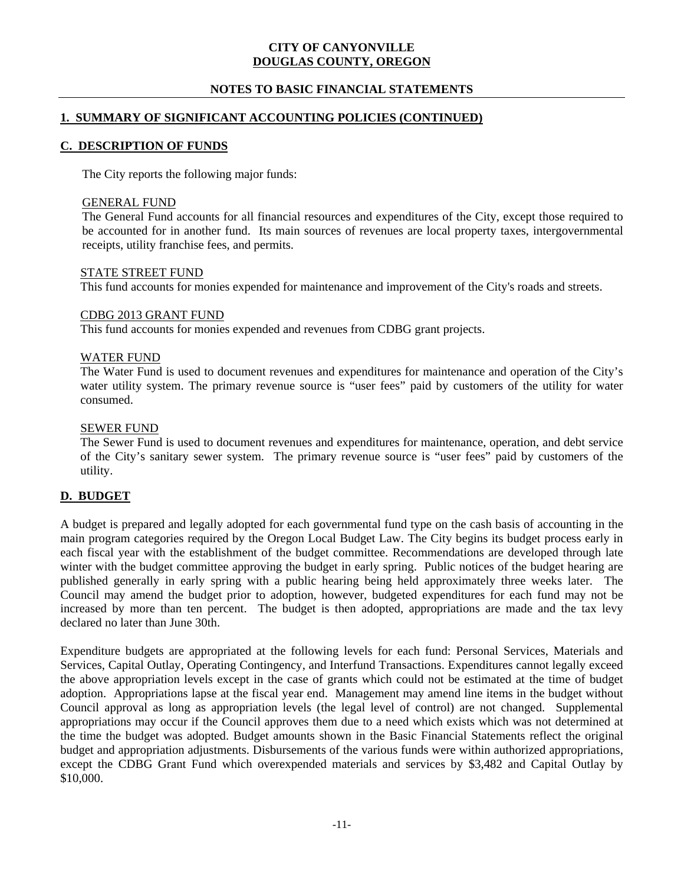**CITY OF CANYONVILLE**
**DOUGLAS COUNTY, OREGON**

**NOTES TO BASIC FINANCIAL STATEMENTS**

## 1. SUMMARY OF SIGNIFICANT ACCOUNTING POLICIES (CONTINUED)

### C. DESCRIPTION OF FUNDS

The City reports the following major funds:

GENERAL FUND
The General Fund accounts for all financial resources and expenditures of the City, except those required to be accounted for in another fund. Its main sources of revenues are local property taxes, intergovernmental receipts, utility franchise fees, and permits.

STATE STREET FUND
This fund accounts for monies expended for maintenance and improvement of the City's roads and streets.

CDBG 2013 GRANT FUND
This fund accounts for monies expended and revenues from CDBG grant projects.

WATER FUND
The Water Fund is used to document revenues and expenditures for maintenance and operation of the City's water utility system. The primary revenue source is "user fees" paid by customers of the utility for water consumed.

SEWER FUND
The Sewer Fund is used to document revenues and expenditures for maintenance, operation, and debt service of the City's sanitary sewer system. The primary revenue source is "user fees" paid by customers of the utility.

### D. BUDGET

A budget is prepared and legally adopted for each governmental fund type on the cash basis of accounting in the main program categories required by the Oregon Local Budget Law. The City begins its budget process early in each fiscal year with the establishment of the budget committee. Recommendations are developed through late winter with the budget committee approving the budget in early spring. Public notices of the budget hearing are published generally in early spring with a public hearing being held approximately three weeks later. The Council may amend the budget prior to adoption, however, budgeted expenditures for each fund may not be increased by more than ten percent. The budget is then adopted, appropriations are made and the tax levy declared no later than June 30th.

Expenditure budgets are appropriated at the following levels for each fund: Personal Services, Materials and Services, Capital Outlay, Operating Contingency, and Interfund Transactions. Expenditures cannot legally exceed the above appropriation levels except in the case of grants which could not be estimated at the time of budget adoption. Appropriations lapse at the fiscal year end. Management may amend line items in the budget without Council approval as long as appropriation levels (the legal level of control) are not changed. Supplemental appropriations may occur if the Council approves them due to a need which exists which was not determined at the time the budget was adopted. Budget amounts shown in the Basic Financial Statements reflect the original budget and appropriation adjustments. Disbursements of the various funds were within authorized appropriations, except the CDBG Grant Fund which overexpended materials and services by $3,482 and Capital Outlay by $10,000.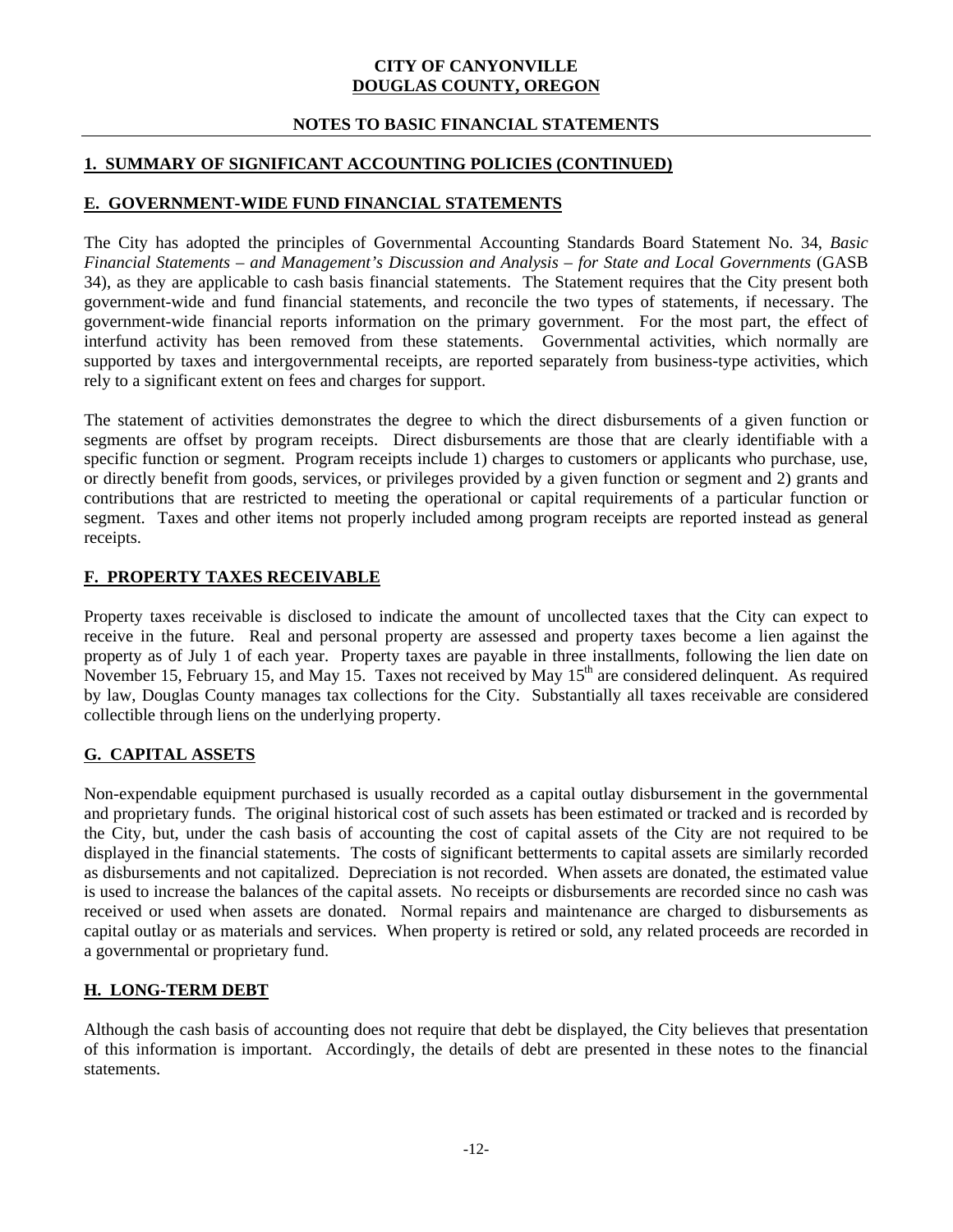**CITY OF CANYONVILLE**
**DOUGLAS COUNTY, OREGON**

**NOTES TO BASIC FINANCIAL STATEMENTS**

## 1. SUMMARY OF SIGNIFICANT ACCOUNTING POLICIES (CONTINUED)

### E. GOVERNMENT-WIDE FUND FINANCIAL STATEMENTS

The City has adopted the principles of Governmental Accounting Standards Board Statement No. 34, *Basic Financial Statements – and Management's Discussion and Analysis – for State and Local Governments* (GASB 34), as they are applicable to cash basis financial statements. The Statement requires that the City present both government-wide and fund financial statements, and reconcile the two types of statements, if necessary. The government-wide financial reports information on the primary government. For the most part, the effect of interfund activity has been removed from these statements. Governmental activities, which normally are supported by taxes and intergovernmental receipts, are reported separately from business-type activities, which rely to a significant extent on fees and charges for support.

The statement of activities demonstrates the degree to which the direct disbursements of a given function or segments are offset by program receipts. Direct disbursements are those that are clearly identifiable with a specific function or segment. Program receipts include 1) charges to customers or applicants who purchase, use, or directly benefit from goods, services, or privileges provided by a given function or segment and 2) grants and contributions that are restricted to meeting the operational or capital requirements of a particular function or segment. Taxes and other items not properly included among program receipts are reported instead as general receipts.

### F. PROPERTY TAXES RECEIVABLE

Property taxes receivable is disclosed to indicate the amount of uncollected taxes that the City can expect to receive in the future. Real and personal property are assessed and property taxes become a lien against the property as of July 1 of each year. Property taxes are payable in three installments, following the lien date on November 15, February 15, and May 15. Taxes not received by May 15th are considered delinquent. As required by law, Douglas County manages tax collections for the City. Substantially all taxes receivable are considered collectible through liens on the underlying property.

### G. CAPITAL ASSETS

Non-expendable equipment purchased is usually recorded as a capital outlay disbursement in the governmental and proprietary funds. The original historical cost of such assets has been estimated or tracked and is recorded by the City, but, under the cash basis of accounting the cost of capital assets of the City are not required to be displayed in the financial statements. The costs of significant betterments to capital assets are similarly recorded as disbursements and not capitalized. Depreciation is not recorded. When assets are donated, the estimated value is used to increase the balances of the capital assets. No receipts or disbursements are recorded since no cash was received or used when assets are donated. Normal repairs and maintenance are charged to disbursements as capital outlay or as materials and services. When property is retired or sold, any related proceeds are recorded in a governmental or proprietary fund.

### H. LONG-TERM DEBT

Although the cash basis of accounting does not require that debt be displayed, the City believes that presentation of this information is important. Accordingly, the details of debt are presented in these notes to the financial statements.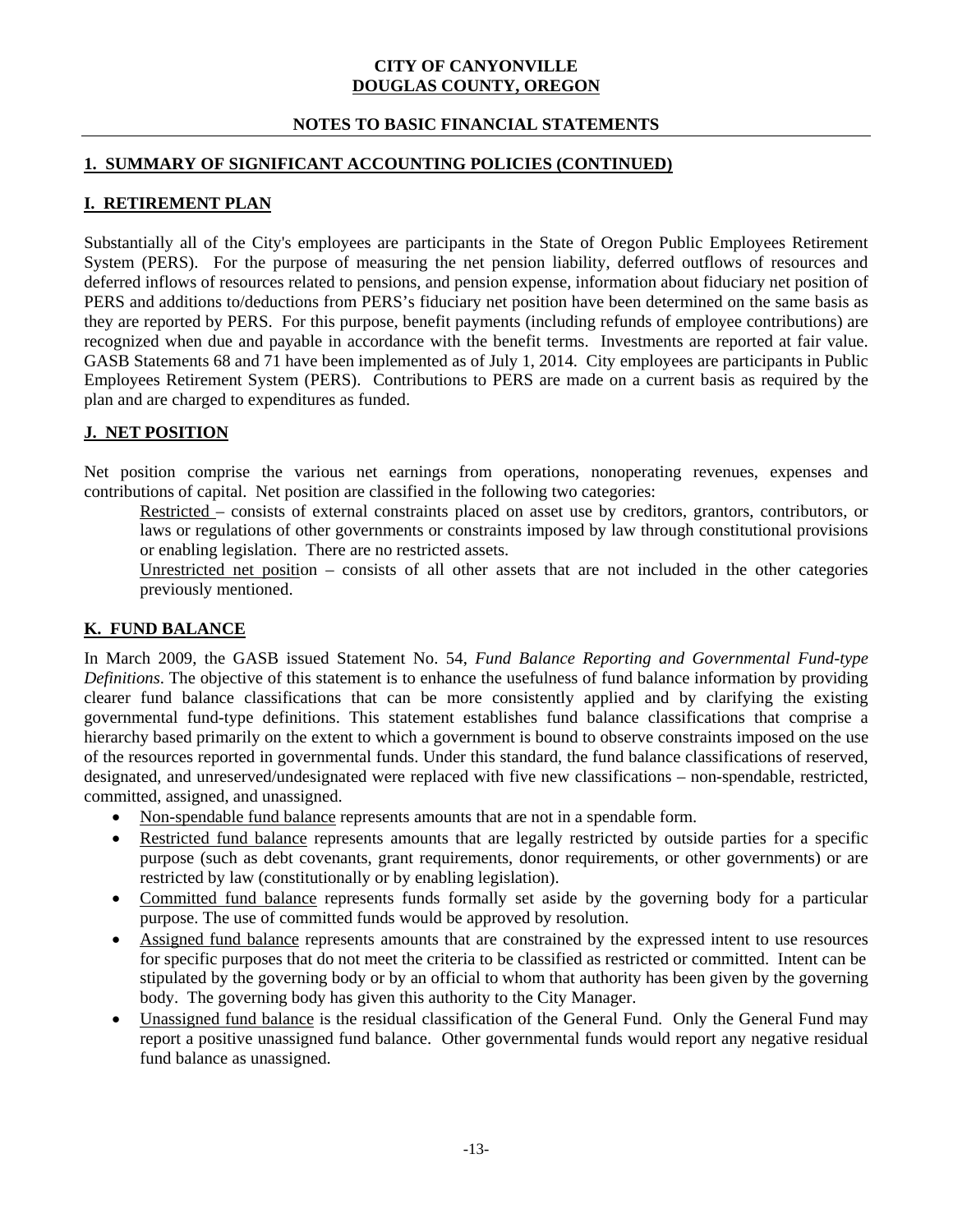**CITY OF CANYONVILLE**
**DOUGLAS COUNTY, OREGON**

**NOTES TO BASIC FINANCIAL STATEMENTS**

## 1. SUMMARY OF SIGNIFICANT ACCOUNTING POLICIES (CONTINUED)

### I. RETIREMENT PLAN

Substantially all of the City's employees are participants in the State of Oregon Public Employees Retirement System (PERS). For the purpose of measuring the net pension liability, deferred outflows of resources and deferred inflows of resources related to pensions, and pension expense, information about fiduciary net position of PERS and additions to/deductions from PERS's fiduciary net position have been determined on the same basis as they are reported by PERS. For this purpose, benefit payments (including refunds of employee contributions) are recognized when due and payable in accordance with the benefit terms. Investments are reported at fair value. GASB Statements 68 and 71 have been implemented as of July 1, 2014. City employees are participants in Public Employees Retirement System (PERS). Contributions to PERS are made on a current basis as required by the plan and are charged to expenditures as funded.

### J. NET POSITION

Net position comprise the various net earnings from operations, nonoperating revenues, expenses and contributions of capital. Net position are classified in the following two categories:

Restricted – consists of external constraints placed on asset use by creditors, grantors, contributors, or laws or regulations of other governments or constraints imposed by law through constitutional provisions or enabling legislation. There are no restricted assets.

Unrestricted net position – consists of all other assets that are not included in the other categories previously mentioned.

### K. FUND BALANCE

In March 2009, the GASB issued Statement No. 54, *Fund Balance Reporting and Governmental Fund-type Definitions*. The objective of this statement is to enhance the usefulness of fund balance information by providing clearer fund balance classifications that can be more consistently applied and by clarifying the existing governmental fund-type definitions. This statement establishes fund balance classifications that comprise a hierarchy based primarily on the extent to which a government is bound to observe constraints imposed on the use of the resources reported in governmental funds. Under this standard, the fund balance classifications of reserved, designated, and unreserved/undesignated were replaced with five new classifications – non-spendable, restricted, committed, assigned, and unassigned.

- Non-spendable fund balance represents amounts that are not in a spendable form.
- Restricted fund balance represents amounts that are legally restricted by outside parties for a specific purpose (such as debt covenants, grant requirements, donor requirements, or other governments) or are restricted by law (constitutionally or by enabling legislation).
- Committed fund balance represents funds formally set aside by the governing body for a particular purpose. The use of committed funds would be approved by resolution.
- Assigned fund balance represents amounts that are constrained by the expressed intent to use resources for specific purposes that do not meet the criteria to be classified as restricted or committed. Intent can be stipulated by the governing body or by an official to whom that authority has been given by the governing body. The governing body has given this authority to the City Manager.
- Unassigned fund balance is the residual classification of the General Fund. Only the General Fund may report a positive unassigned fund balance. Other governmental funds would report any negative residual fund balance as unassigned.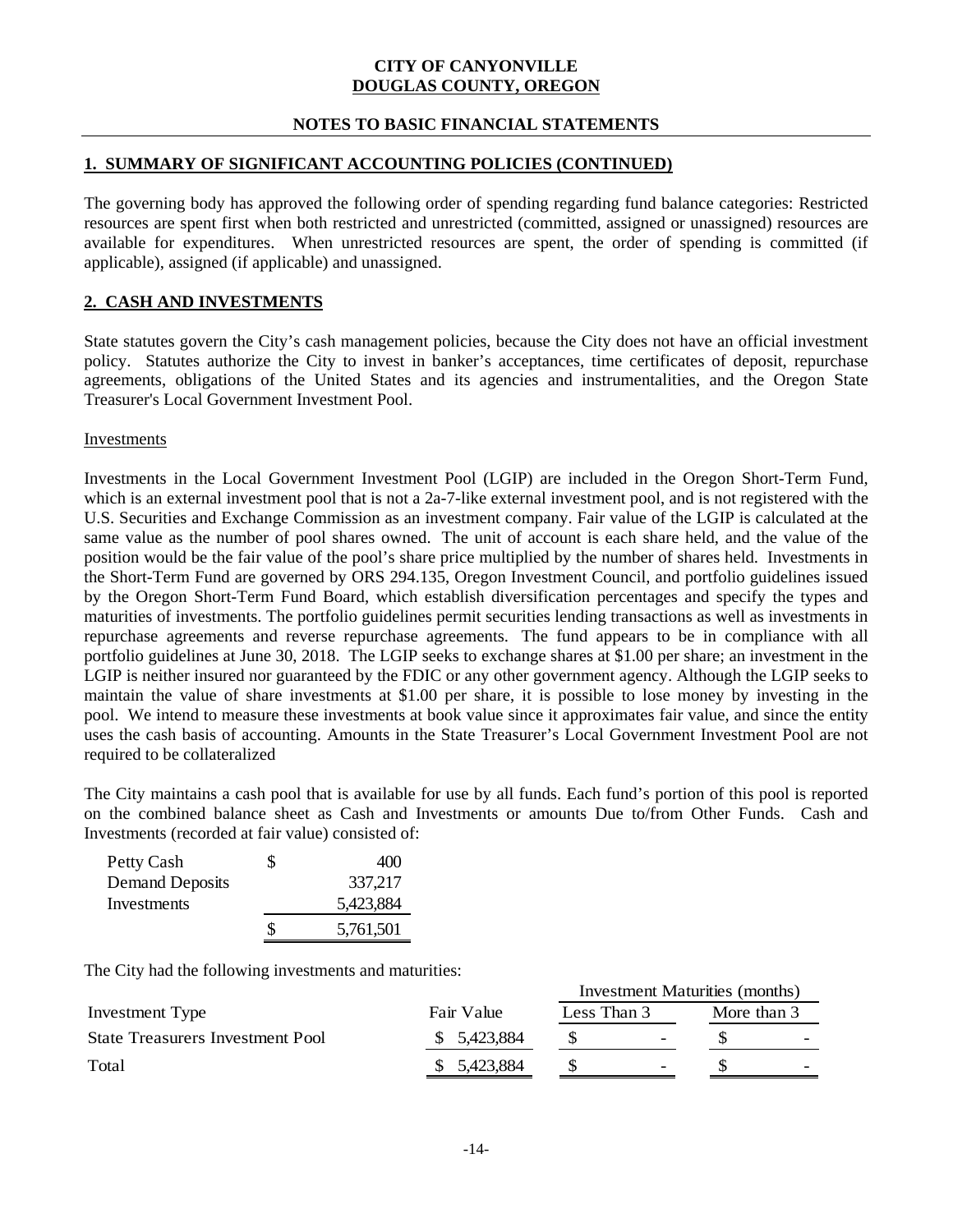**CITY OF CANYONVILLE**
**DOUGLAS COUNTY, OREGON**

**NOTES TO BASIC FINANCIAL STATEMENTS**

## 1. SUMMARY OF SIGNIFICANT ACCOUNTING POLICIES (CONTINUED)

The governing body has approved the following order of spending regarding fund balance categories: Restricted resources are spent first when both restricted and unrestricted (committed, assigned or unassigned) resources are available for expenditures. When unrestricted resources are spent, the order of spending is committed (if applicable), assigned (if applicable) and unassigned.

## 2. CASH AND INVESTMENTS

State statutes govern the City's cash management policies, because the City does not have an official investment policy. Statutes authorize the City to invest in banker's acceptances, time certificates of deposit, repurchase agreements, obligations of the United States and its agencies and instrumentalities, and the Oregon State Treasurer's Local Government Investment Pool.

### Investments

Investments in the Local Government Investment Pool (LGIP) are included in the Oregon Short-Term Fund, which is an external investment pool that is not a 2a-7-like external investment pool, and is not registered with the U.S. Securities and Exchange Commission as an investment company. Fair value of the LGIP is calculated at the same value as the number of pool shares owned. The unit of account is each share held, and the value of the position would be the fair value of the pool's share price multiplied by the number of shares held. Investments in the Short-Term Fund are governed by ORS 294.135, Oregon Investment Council, and portfolio guidelines issued by the Oregon Short-Term Fund Board, which establish diversification percentages and specify the types and maturities of investments. The portfolio guidelines permit securities lending transactions as well as investments in repurchase agreements and reverse repurchase agreements. The fund appears to be in compliance with all portfolio guidelines at June 30, 2018. The LGIP seeks to exchange shares at $1.00 per share; an investment in the LGIP is neither insured nor guaranteed by the FDIC or any other government agency. Although the LGIP seeks to maintain the value of share investments at $1.00 per share, it is possible to lose money by investing in the pool. We intend to measure these investments at book value since it approximates fair value, and since the entity uses the cash basis of accounting. Amounts in the State Treasurer's Local Government Investment Pool are not required to be collateralized

The City maintains a cash pool that is available for use by all funds. Each fund's portion of this pool is reported on the combined balance sheet as Cash and Investments or amounts Due to/from Other Funds. Cash and Investments (recorded at fair value) consisted of:

| | |
|---|---|
| Petty Cash | $ 400 |
| Demand Deposits | 337,217 |
| Investments | 5,423,884 |
| | $ 5,761,501 |

The City had the following investments and maturities:

| | | Investment Maturities (months) | |
|---|---|---|---|
| Investment Type | Fair Value | Less Than 3 | More than 3 |
| State Treasurers Investment Pool | $ 5,423,884 | $ - | $ - |
| Total | $ 5,423,884 | $ - | $ - |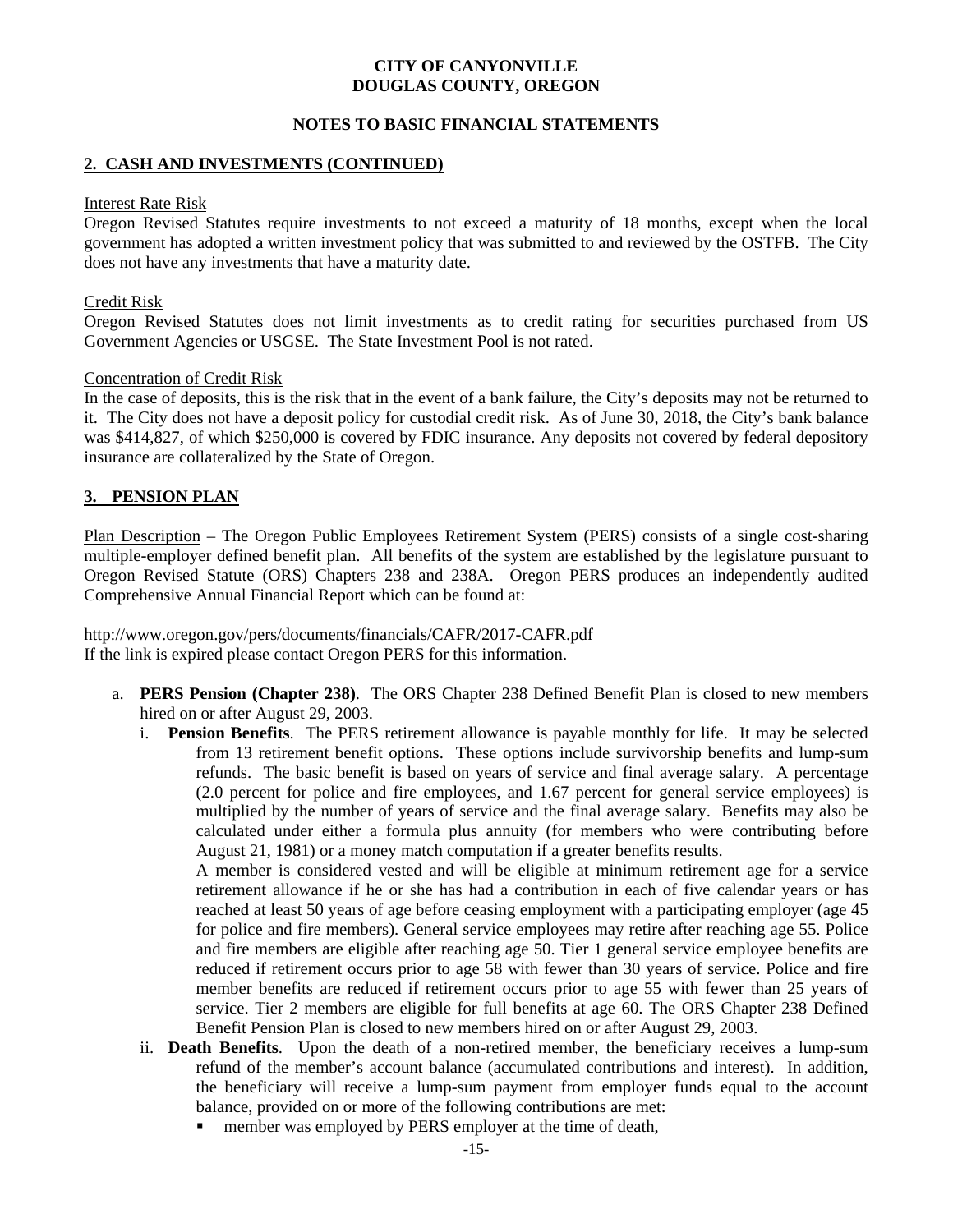## 2. CASH AND INVESTMENTS (CONTINUED)

Interest Rate Risk

Oregon Revised Statutes require investments to not exceed a maturity of 18 months, except when the local government has adopted a written investment policy that was submitted to and reviewed by the OSTFB. The City does not have any investments that have a maturity date.

Credit Risk

Oregon Revised Statutes does not limit investments as to credit rating for securities purchased from US Government Agencies or USGSE. The State Investment Pool is not rated.

Concentration of Credit Risk

In the case of deposits, this is the risk that in the event of a bank failure, the City's deposits may not be returned to it. The City does not have a deposit policy for custodial credit risk. As of June 30, 2018, the City's bank balance was $414,827, of which $250,000 is covered by FDIC insurance. Any deposits not covered by federal depository insurance are collateralized by the State of Oregon.

## 3. PENSION PLAN

Plan Description – The Oregon Public Employees Retirement System (PERS) consists of a single cost-sharing multiple-employer defined benefit plan. All benefits of the system are established by the legislature pursuant to Oregon Revised Statute (ORS) Chapters 238 and 238A. Oregon PERS produces an independently audited Comprehensive Annual Financial Report which can be found at:

http://www.oregon.gov/pers/documents/financials/CAFR/2017-CAFR.pdf
If the link is expired please contact Oregon PERS for this information.

a. **PERS Pension (Chapter 238)**. The ORS Chapter 238 Defined Benefit Plan is closed to new members hired on or after August 29, 2003.

   i. **Pension Benefits**. The PERS retirement allowance is payable monthly for life. It may be selected from 13 retirement benefit options. These options include survivorship benefits and lump-sum refunds. The basic benefit is based on years of service and final average salary. A percentage (2.0 percent for police and fire employees, and 1.67 percent for general service employees) is multiplied by the number of years of service and the final average salary. Benefits may also be calculated under either a formula plus annuity (for members who were contributing before August 21, 1981) or a money match computation if a greater benefits results.
   A member is considered vested and will be eligible at minimum retirement age for a service retirement allowance if he or she has had a contribution in each of five calendar years or has reached at least 50 years of age before ceasing employment with a participating employer (age 45 for police and fire members). General service employees may retire after reaching age 55. Police and fire members are eligible after reaching age 50. Tier 1 general service employee benefits are reduced if retirement occurs prior to age 58 with fewer than 30 years of service. Police and fire member benefits are reduced if retirement occurs prior to age 55 with fewer than 25 years of service. Tier 2 members are eligible for full benefits at age 60. The ORS Chapter 238 Defined Benefit Pension Plan is closed to new members hired on or after August 29, 2003.

   ii. **Death Benefits**. Upon the death of a non-retired member, the beneficiary receives a lump-sum refund of the member's account balance (accumulated contributions and interest). In addition, the beneficiary will receive a lump-sum payment from employer funds equal to the account balance, provided on or more of the following contributions are met:

      - member was employed by PERS employer at the time of death,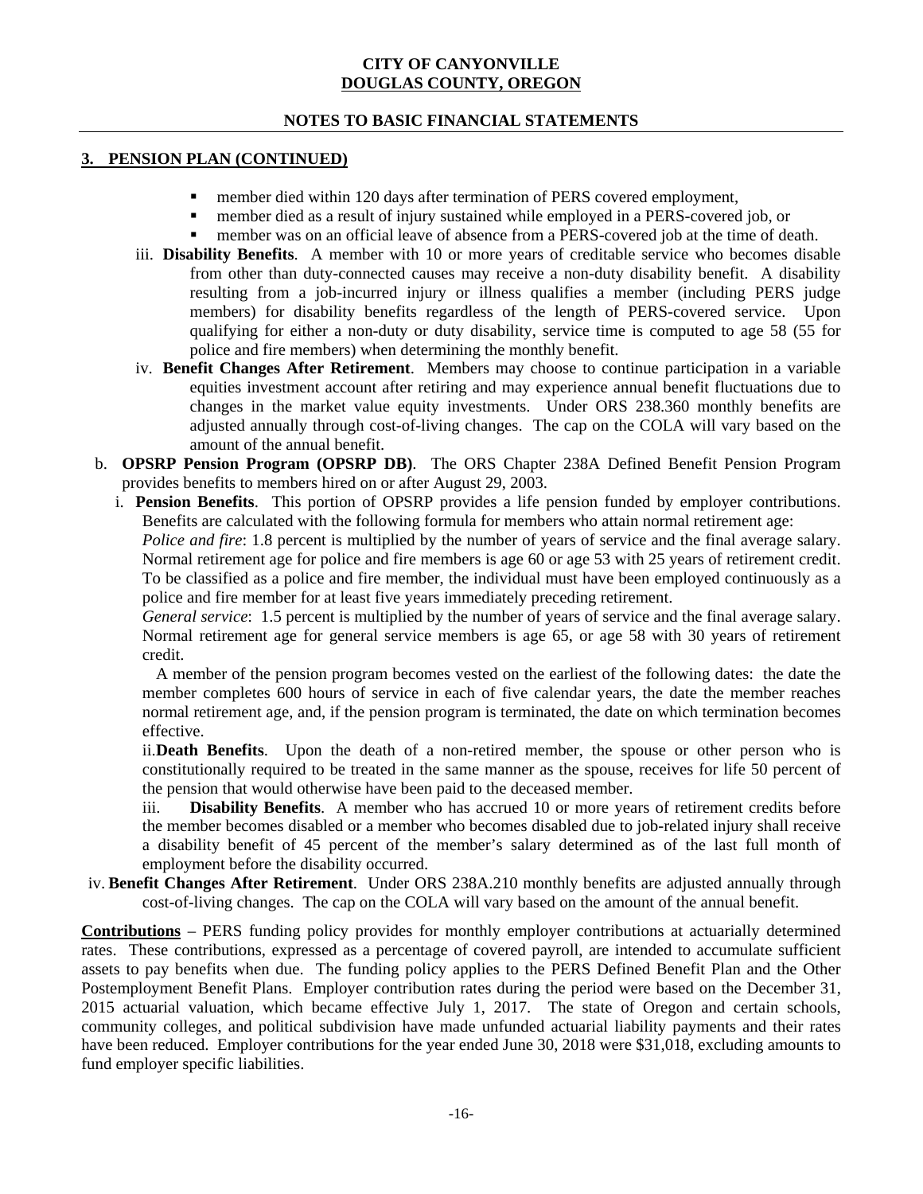**CITY OF CANYONVILLE**
**DOUGLAS COUNTY, OREGON**

**NOTES TO BASIC FINANCIAL STATEMENTS**

## 3. PENSION PLAN (CONTINUED)

- member died within 120 days after termination of PERS covered employment,
- member died as a result of injury sustained while employed in a PERS-covered job, or
- member was on an official leave of absence from a PERS-covered job at the time of death.

iii. **Disability Benefits**. A member with 10 or more years of creditable service who becomes disable from other than duty-connected causes may receive a non-duty disability benefit. A disability resulting from a job-incurred injury or illness qualifies a member (including PERS judge members) for disability benefits regardless of the length of PERS-covered service. Upon qualifying for either a non-duty or duty disability, service time is computed to age 58 (55 for police and fire members) when determining the monthly benefit.

iv. **Benefit Changes After Retirement**. Members may choose to continue participation in a variable equities investment account after retiring and may experience annual benefit fluctuations due to changes in the market value equity investments. Under ORS 238.360 monthly benefits are adjusted annually through cost-of-living changes. The cap on the COLA will vary based on the amount of the annual benefit.

b. **OPSRP Pension Program (OPSRP DB)**. The ORS Chapter 238A Defined Benefit Pension Program provides benefits to members hired on or after August 29, 2003.

i. **Pension Benefits**. This portion of OPSRP provides a life pension funded by employer contributions. Benefits are calculated with the following formula for members who attain normal retirement age:

*Police and fire*: 1.8 percent is multiplied by the number of years of service and the final average salary. Normal retirement age for police and fire members is age 60 or age 53 with 25 years of retirement credit. To be classified as a police and fire member, the individual must have been employed continuously as a police and fire member for at least five years immediately preceding retirement.

*General service*: 1.5 percent is multiplied by the number of years of service and the final average salary. Normal retirement age for general service members is age 65, or age 58 with 30 years of retirement credit.

A member of the pension program becomes vested on the earliest of the following dates: the date the member completes 600 hours of service in each of five calendar years, the date the member reaches normal retirement age, and, if the pension program is terminated, the date on which termination becomes effective.

ii. **Death Benefits**. Upon the death of a non-retired member, the spouse or other person who is constitutionally required to be treated in the same manner as the spouse, receives for life 50 percent of the pension that would otherwise have been paid to the deceased member.

iii. **Disability Benefits**. A member who has accrued 10 or more years of retirement credits before the member becomes disabled or a member who becomes disabled due to job-related injury shall receive a disability benefit of 45 percent of the member's salary determined as of the last full month of employment before the disability occurred.

iv. **Benefit Changes After Retirement**. Under ORS 238A.210 monthly benefits are adjusted annually through cost-of-living changes. The cap on the COLA will vary based on the amount of the annual benefit.

**Contributions** – PERS funding policy provides for monthly employer contributions at actuarially determined rates. These contributions, expressed as a percentage of covered payroll, are intended to accumulate sufficient assets to pay benefits when due. The funding policy applies to the PERS Defined Benefit Plan and the Other Postemployment Benefit Plans. Employer contribution rates during the period were based on the December 31, 2015 actuarial valuation, which became effective July 1, 2017. The state of Oregon and certain schools, community colleges, and political subdivision have made unfunded actuarial liability payments and their rates have been reduced. Employer contributions for the year ended June 30, 2018 were $31,018, excluding amounts to fund employer specific liabilities.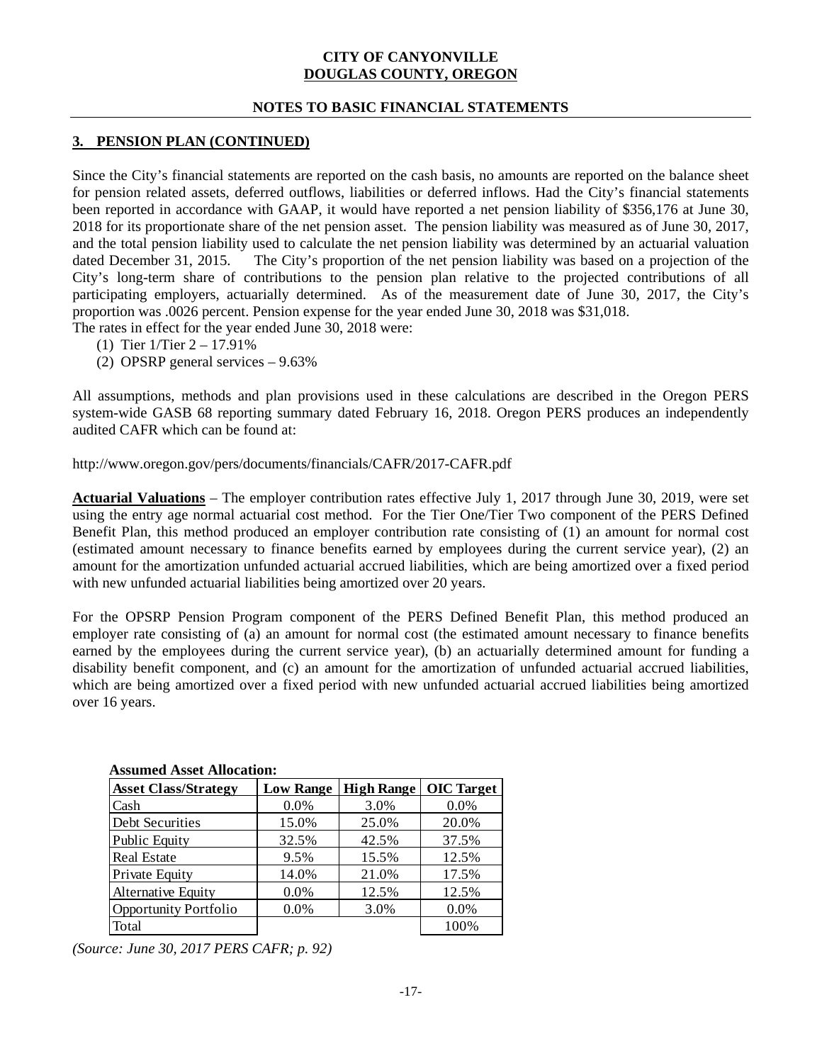# CITY OF CANYONVILLE
## DOUGLAS COUNTY, OREGON

### NOTES TO BASIC FINANCIAL STATEMENTS

**3. PENSION PLAN (CONTINUED)**

Since the City's financial statements are reported on the cash basis, no amounts are reported on the balance sheet for pension related assets, deferred outflows, liabilities or deferred inflows. Had the City's financial statements been reported in accordance with GAAP, it would have reported a net pension liability of $356,176 at June 30, 2018 for its proportionate share of the net pension asset. The pension liability was measured as of June 30, 2017, and the total pension liability used to calculate the net pension liability was determined by an actuarial valuation dated December 31, 2015. The City's proportion of the net pension liability was based on a projection of the City's long-term share of contributions to the pension plan relative to the projected contributions of all participating employers, actuarially determined. As of the measurement date of June 30, 2017, the City's proportion was .0026 percent. Pension expense for the year ended June 30, 2018 was $31,018.
The rates in effect for the year ended June 30, 2018 were:

(1) Tier 1/Tier 2 – 17.91%
(2) OPSRP general services – 9.63%

All assumptions, methods and plan provisions used in these calculations are described in the Oregon PERS system-wide GASB 68 reporting summary dated February 16, 2018. Oregon PERS produces an independently audited CAFR which can be found at:

http://www.oregon.gov/pers/documents/financials/CAFR/2017-CAFR.pdf

**Actuarial Valuations** – The employer contribution rates effective July 1, 2017 through June 30, 2019, were set using the entry age normal actuarial cost method. For the Tier One/Tier Two component of the PERS Defined Benefit Plan, this method produced an employer contribution rate consisting of (1) an amount for normal cost (estimated amount necessary to finance benefits earned by employees during the current service year), (2) an amount for the amortization unfunded actuarial accrued liabilities, which are being amortized over a fixed period with new unfunded actuarial liabilities being amortized over 20 years.

For the OPSRP Pension Program component of the PERS Defined Benefit Plan, this method produced an employer rate consisting of (a) an amount for normal cost (the estimated amount necessary to finance benefits earned by the employees during the current service year), (b) an actuarially determined amount for funding a disability benefit component, and (c) an amount for the amortization of unfunded actuarial accrued liabilities, which are being amortized over a fixed period with new unfunded actuarial accrued liabilities being amortized over 16 years.

**Assumed Asset Allocation:**

| Asset Class/Strategy | Low Range | High Range | OIC Target |
|---|---|---|---|
| Cash | 0.0% | 3.0% | 0.0% |
| Debt Securities | 15.0% | 25.0% | 20.0% |
| Public Equity | 32.5% | 42.5% | 37.5% |
| Real Estate | 9.5% | 15.5% | 12.5% |
| Private Equity | 14.0% | 21.0% | 17.5% |
| Alternative Equity | 0.0% | 12.5% | 12.5% |
| Opportunity Portfolio | 0.0% | 3.0% | 0.0% |
| Total | | | 100% |

*(Source: June 30, 2017 PERS CAFR; p. 92)*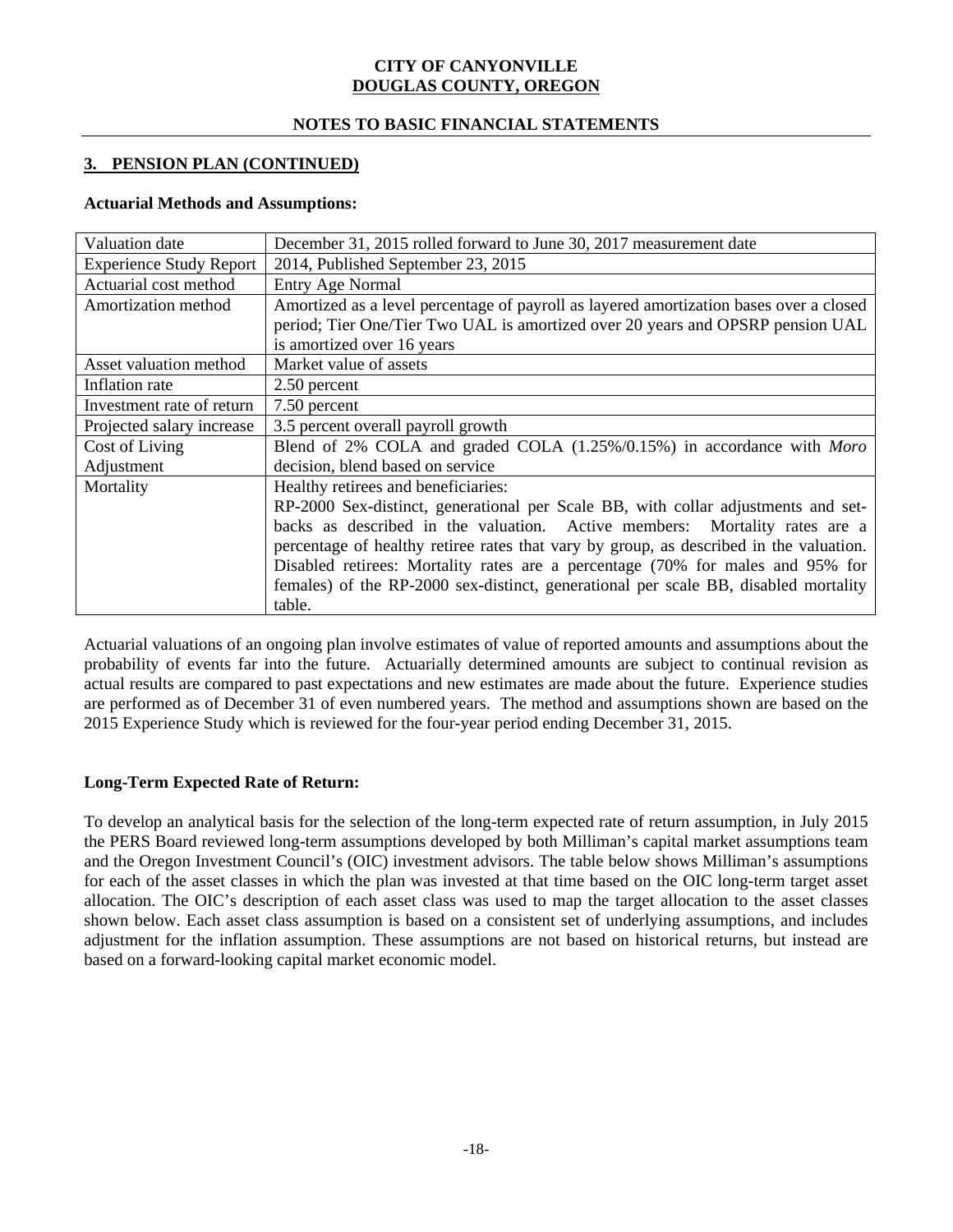**CITY OF CANYONVILLE**
**DOUGLAS COUNTY, OREGON**

**NOTES TO BASIC FINANCIAL STATEMENTS**

## 3. PENSION PLAN (CONTINUED)

**Actuarial Methods and Assumptions:**

| | |
|---|---|
| Valuation date | December 31, 2015 rolled forward to June 30, 2017 measurement date |
| Experience Study Report | 2014, Published September 23, 2015 |
| Actuarial cost method | Entry Age Normal |
| Amortization method | Amortized as a level percentage of payroll as layered amortization bases over a closed period; Tier One/Tier Two UAL is amortized over 20 years and OPSRP pension UAL is amortized over 16 years |
| Asset valuation method | Market value of assets |
| Inflation rate | 2.50 percent |
| Investment rate of return | 7.50 percent |
| Projected salary increase | 3.5 percent overall payroll growth |
| Cost of Living Adjustment | Blend of 2% COLA and graded COLA (1.25%/0.15%) in accordance with *Moro* decision, blend based on service |
| Mortality | Healthy retirees and beneficiaries: RP-2000 Sex-distinct, generational per Scale BB, with collar adjustments and set-backs as described in the valuation. Active members: Mortality rates are a percentage of healthy retiree rates that vary by group, as described in the valuation. Disabled retirees: Mortality rates are a percentage (70% for males and 95% for females) of the RP-2000 sex-distinct, generational per scale BB, disabled mortality table. |

Actuarial valuations of an ongoing plan involve estimates of value of reported amounts and assumptions about the probability of events far into the future. Actuarially determined amounts are subject to continual revision as actual results are compared to past expectations and new estimates are made about the future. Experience studies are performed as of December 31 of even numbered years. The method and assumptions shown are based on the 2015 Experience Study which is reviewed for the four-year period ending December 31, 2015.

**Long-Term Expected Rate of Return:**

To develop an analytical basis for the selection of the long-term expected rate of return assumption, in July 2015 the PERS Board reviewed long-term assumptions developed by both Milliman's capital market assumptions team and the Oregon Investment Council's (OIC) investment advisors. The table below shows Milliman's assumptions for each of the asset classes in which the plan was invested at that time based on the OIC long-term target asset allocation. The OIC's description of each asset class was used to map the target allocation to the asset classes shown below. Each asset class assumption is based on a consistent set of underlying assumptions, and includes adjustment for the inflation assumption. These assumptions are not based on historical returns, but instead are based on a forward-looking capital market economic model.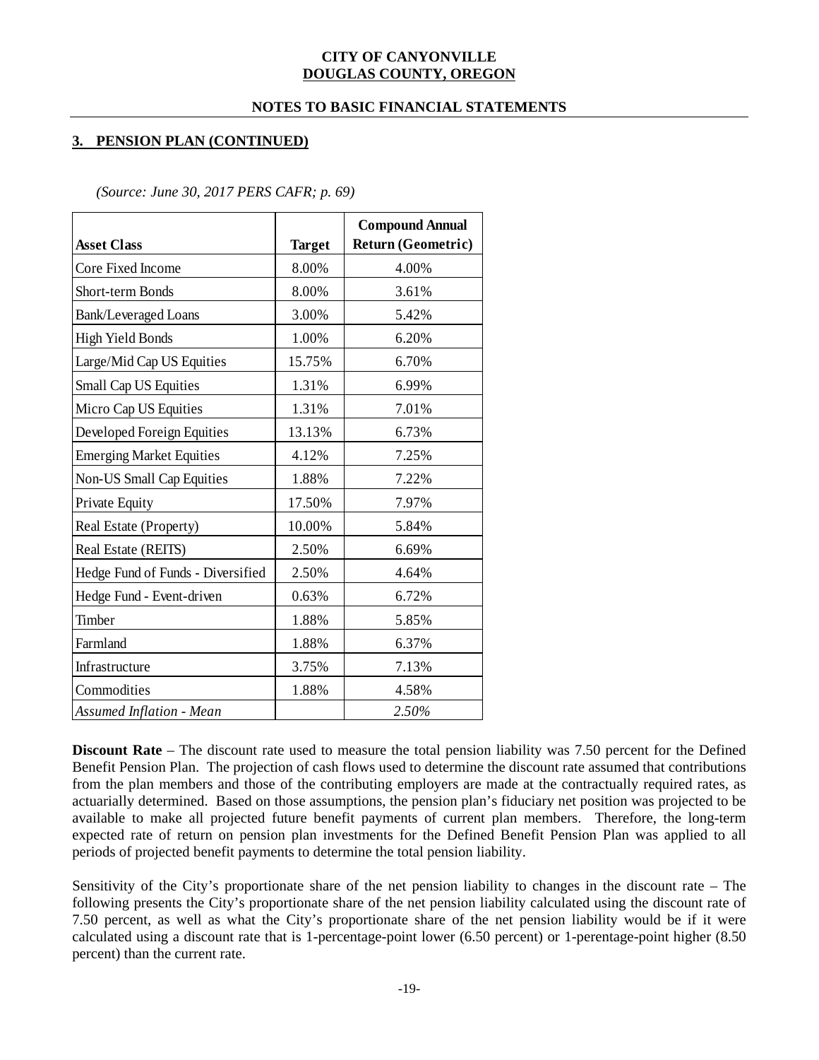**CITY OF CANYONVILLE**
**DOUGLAS COUNTY, OREGON**

**NOTES TO BASIC FINANCIAL STATEMENTS**

## 3. PENSION PLAN (CONTINUED)

*(Source: June 30, 2017 PERS CAFR; p. 69)*

| Asset Class | Target | Compound Annual Return (Geometric) |
|---|---|---|
| Core Fixed Income | 8.00% | 4.00% |
| Short-term Bonds | 8.00% | 3.61% |
| Bank/Leveraged Loans | 3.00% | 5.42% |
| High Yield Bonds | 1.00% | 6.20% |
| Large/Mid Cap US Equities | 15.75% | 6.70% |
| Small Cap US Equities | 1.31% | 6.99% |
| Micro Cap US Equities | 1.31% | 7.01% |
| Developed Foreign Equities | 13.13% | 6.73% |
| Emerging Market Equities | 4.12% | 7.25% |
| Non-US Small Cap Equities | 1.88% | 7.22% |
| Private Equity | 17.50% | 7.97% |
| Real Estate (Property) | 10.00% | 5.84% |
| Real Estate (REITS) | 2.50% | 6.69% |
| Hedge Fund of Funds - Diversified | 2.50% | 4.64% |
| Hedge Fund - Event-driven | 0.63% | 6.72% |
| Timber | 1.88% | 5.85% |
| Farmland | 1.88% | 6.37% |
| Infrastructure | 3.75% | 7.13% |
| Commodities | 1.88% | 4.58% |
| *Assumed Inflation - Mean* | | *2.50%* |

**Discount Rate** – The discount rate used to measure the total pension liability was 7.50 percent for the Defined Benefit Pension Plan. The projection of cash flows used to determine the discount rate assumed that contributions from the plan members and those of the contributing employers are made at the contractually required rates, as actuarially determined. Based on those assumptions, the pension plan's fiduciary net position was projected to be available to make all projected future benefit payments of current plan members. Therefore, the long-term expected rate of return on pension plan investments for the Defined Benefit Pension Plan was applied to all periods of projected benefit payments to determine the total pension liability.

Sensitivity of the City's proportionate share of the net pension liability to changes in the discount rate – The following presents the City's proportionate share of the net pension liability calculated using the discount rate of 7.50 percent, as well as what the City's proportionate share of the net pension liability would be if it were calculated using a discount rate that is 1-percentage-point lower (6.50 percent) or 1-perentage-point higher (8.50 percent) than the current rate.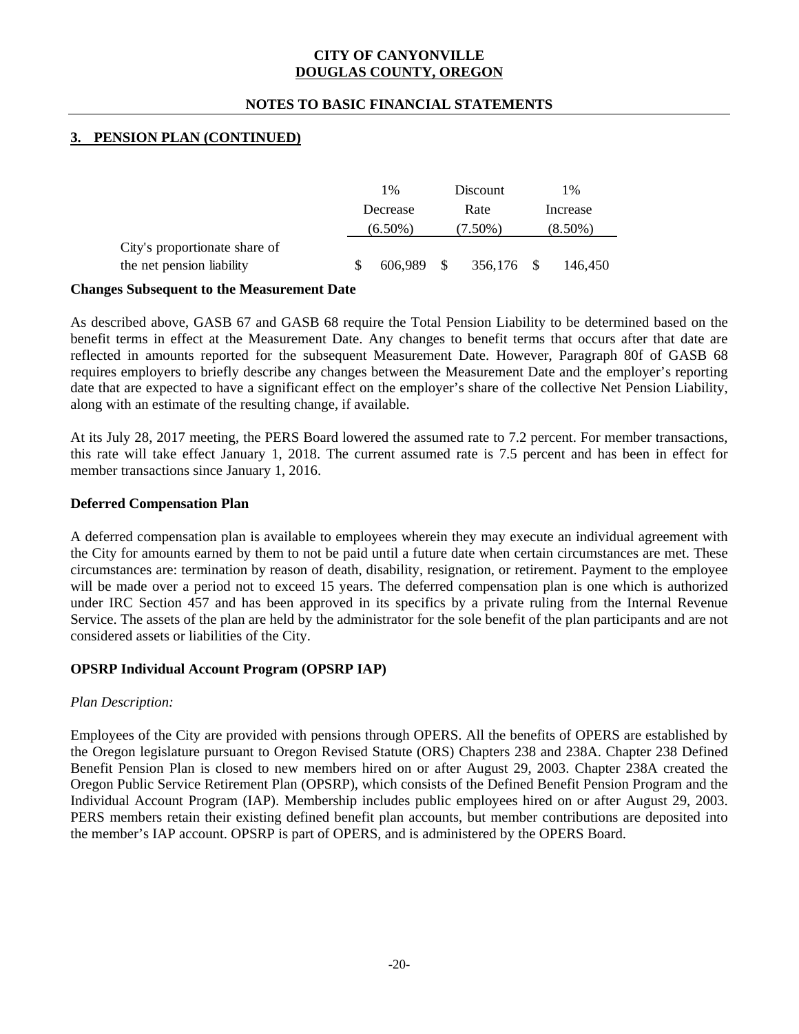## 3. PENSION PLAN (CONTINUED)

| | 1% Decrease (6.50%) | Discount Rate (7.50%) | 1% Increase (8.50%) |
|---|---|---|---|
| City's proportionate share of the net pension liability | $ 606,989 | $ 356,176 | $ 146,450 |

**Changes Subsequent to the Measurement Date**

As described above, GASB 67 and GASB 68 require the Total Pension Liability to be determined based on the benefit terms in effect at the Measurement Date. Any changes to benefit terms that occurs after that date are reflected in amounts reported for the subsequent Measurement Date. However, Paragraph 80f of GASB 68 requires employers to briefly describe any changes between the Measurement Date and the employer's reporting date that are expected to have a significant effect on the employer's share of the collective Net Pension Liability, along with an estimate of the resulting change, if available.

At its July 28, 2017 meeting, the PERS Board lowered the assumed rate to 7.2 percent. For member transactions, this rate will take effect January 1, 2018. The current assumed rate is 7.5 percent and has been in effect for member transactions since January 1, 2016.

**Deferred Compensation Plan**

A deferred compensation plan is available to employees wherein they may execute an individual agreement with the City for amounts earned by them to not be paid until a future date when certain circumstances are met. These circumstances are: termination by reason of death, disability, resignation, or retirement. Payment to the employee will be made over a period not to exceed 15 years. The deferred compensation plan is one which is authorized under IRC Section 457 and has been approved in its specifics by a private ruling from the Internal Revenue Service. The assets of the plan are held by the administrator for the sole benefit of the plan participants and are not considered assets or liabilities of the City.

**OPSRP Individual Account Program (OPSRP IAP)**

*Plan Description:*

Employees of the City are provided with pensions through OPERS. All the benefits of OPERS are established by the Oregon legislature pursuant to Oregon Revised Statute (ORS) Chapters 238 and 238A. Chapter 238 Defined Benefit Pension Plan is closed to new members hired on or after August 29, 2003. Chapter 238A created the Oregon Public Service Retirement Plan (OPSRP), which consists of the Defined Benefit Pension Program and the Individual Account Program (IAP). Membership includes public employees hired on or after August 29, 2003. PERS members retain their existing defined benefit plan accounts, but member contributions are deposited into the member's IAP account. OPSRP is part of OPERS, and is administered by the OPERS Board.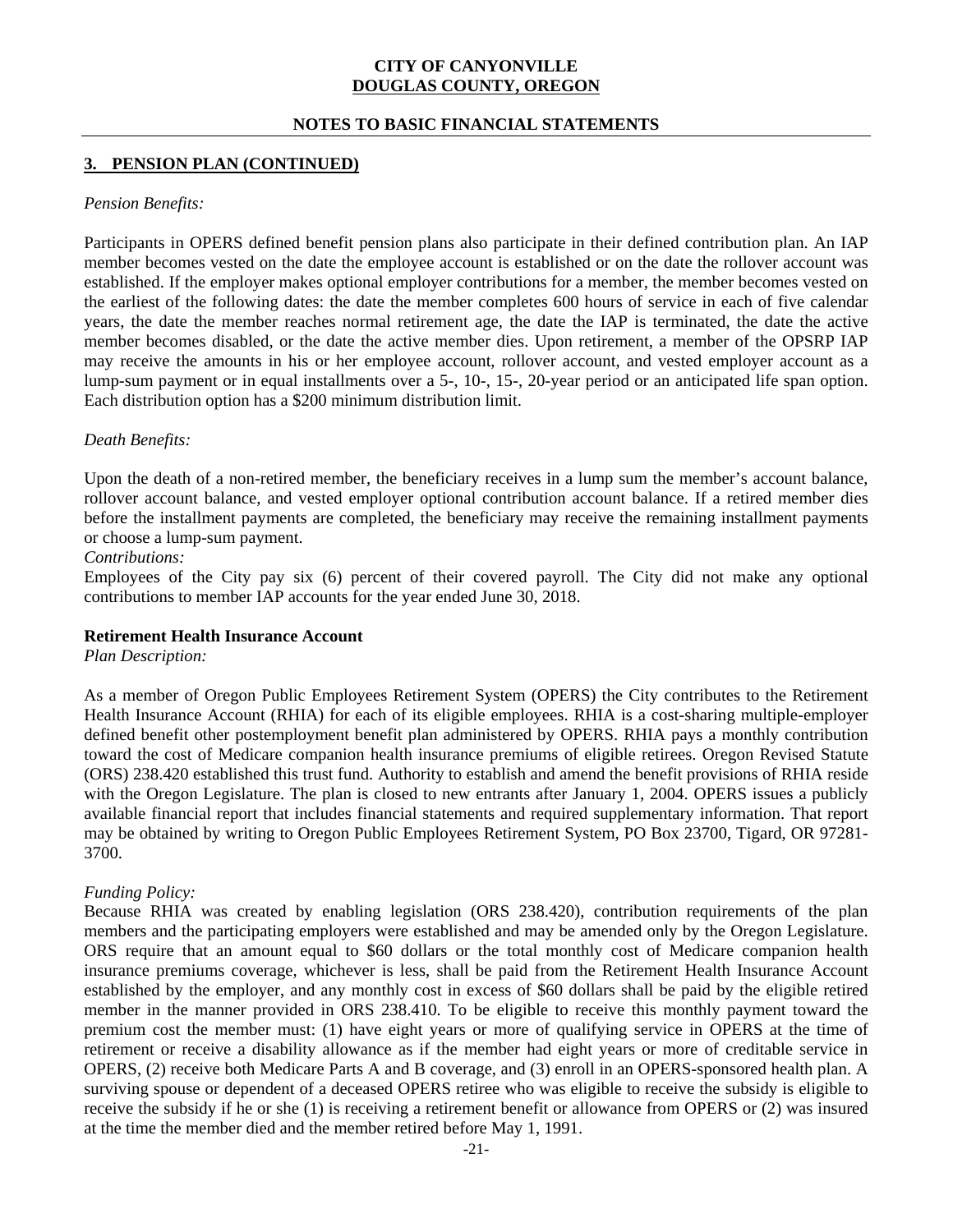# CITY OF CANYONVILLE
## DOUGLAS COUNTY, OREGON

## NOTES TO BASIC FINANCIAL STATEMENTS

### 3. PENSION PLAN (CONTINUED)

*Pension Benefits:*

Participants in OPERS defined benefit pension plans also participate in their defined contribution plan. An IAP member becomes vested on the date the employee account is established or on the date the rollover account was established. If the employer makes optional employer contributions for a member, the member becomes vested on the earliest of the following dates: the date the member completes 600 hours of service in each of five calendar years, the date the member reaches normal retirement age, the date the IAP is terminated, the date the active member becomes disabled, or the date the active member dies. Upon retirement, a member of the OPSRP IAP may receive the amounts in his or her employee account, rollover account, and vested employer account as a lump-sum payment or in equal installments over a 5-, 10-, 15-, 20-year period or an anticipated life span option. Each distribution option has a $200 minimum distribution limit.

*Death Benefits:*

Upon the death of a non-retired member, the beneficiary receives in a lump sum the member's account balance, rollover account balance, and vested employer optional contribution account balance. If a retired member dies before the installment payments are completed, the beneficiary may receive the remaining installment payments or choose a lump-sum payment.

*Contributions:*

Employees of the City pay six (6) percent of their covered payroll. The City did not make any optional contributions to member IAP accounts for the year ended June 30, 2018.

**Retirement Health Insurance Account**

*Plan Description:*

As a member of Oregon Public Employees Retirement System (OPERS) the City contributes to the Retirement Health Insurance Account (RHIA) for each of its eligible employees. RHIA is a cost-sharing multiple-employer defined benefit other postemployment benefit plan administered by OPERS. RHIA pays a monthly contribution toward the cost of Medicare companion health insurance premiums of eligible retirees. Oregon Revised Statute (ORS) 238.420 established this trust fund. Authority to establish and amend the benefit provisions of RHIA reside with the Oregon Legislature. The plan is closed to new entrants after January 1, 2004. OPERS issues a publicly available financial report that includes financial statements and required supplementary information. That report may be obtained by writing to Oregon Public Employees Retirement System, PO Box 23700, Tigard, OR 97281-3700.

*Funding Policy:*

Because RHIA was created by enabling legislation (ORS 238.420), contribution requirements of the plan members and the participating employers were established and may be amended only by the Oregon Legislature. ORS require that an amount equal to $60 dollars or the total monthly cost of Medicare companion health insurance premiums coverage, whichever is less, shall be paid from the Retirement Health Insurance Account established by the employer, and any monthly cost in excess of $60 dollars shall be paid by the eligible retired member in the manner provided in ORS 238.410. To be eligible to receive this monthly payment toward the premium cost the member must: (1) have eight years or more of qualifying service in OPERS at the time of retirement or receive a disability allowance as if the member had eight years or more of creditable service in OPERS, (2) receive both Medicare Parts A and B coverage, and (3) enroll in an OPERS-sponsored health plan. A surviving spouse or dependent of a deceased OPERS retiree who was eligible to receive the subsidy is eligible to receive the subsidy if he or she (1) is receiving a retirement benefit or allowance from OPERS or (2) was insured at the time the member died and the member retired before May 1, 1991.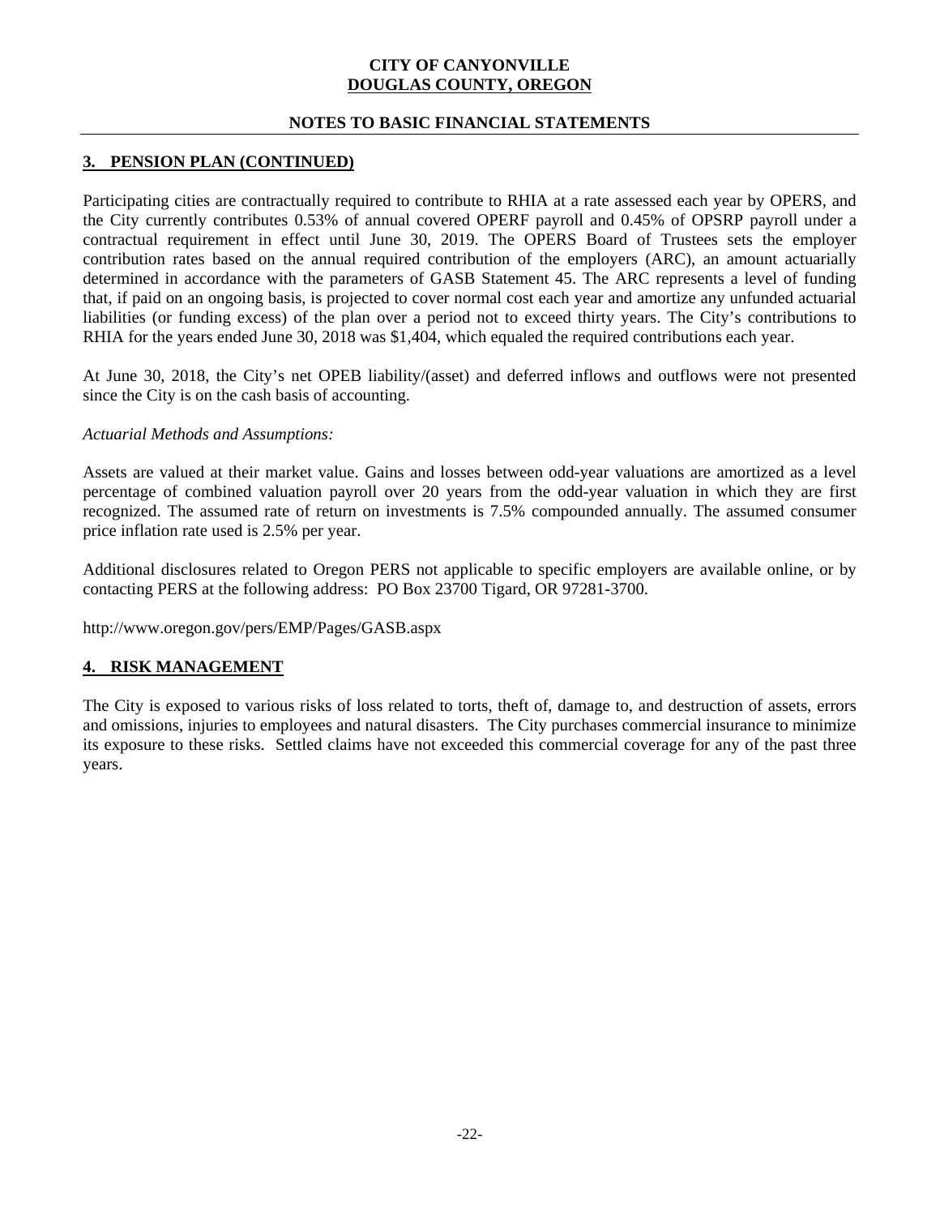## 3. PENSION PLAN (CONTINUED)

Participating cities are contractually required to contribute to RHIA at a rate assessed each year by OPERS, and the City currently contributes 0.53% of annual covered OPERF payroll and 0.45% of OPSRP payroll under a contractual requirement in effect until June 30, 2019. The OPERS Board of Trustees sets the employer contribution rates based on the annual required contribution of the employers (ARC), an amount actuarially determined in accordance with the parameters of GASB Statement 45. The ARC represents a level of funding that, if paid on an ongoing basis, is projected to cover normal cost each year and amortize any unfunded actuarial liabilities (or funding excess) of the plan over a period not to exceed thirty years. The City's contributions to RHIA for the years ended June 30, 2018 was $1,404, which equaled the required contributions each year.

At June 30, 2018, the City's net OPEB liability/(asset) and deferred inflows and outflows were not presented since the City is on the cash basis of accounting.

*Actuarial Methods and Assumptions:*

Assets are valued at their market value. Gains and losses between odd-year valuations are amortized as a level percentage of combined valuation payroll over 20 years from the odd-year valuation in which they are first recognized. The assumed rate of return on investments is 7.5% compounded annually. The assumed consumer price inflation rate used is 2.5% per year.

Additional disclosures related to Oregon PERS not applicable to specific employers are available online, or by contacting PERS at the following address: PO Box 23700 Tigard, OR 97281-3700.

http://www.oregon.gov/pers/EMP/Pages/GASB.aspx

## 4. RISK MANAGEMENT

The City is exposed to various risks of loss related to torts, theft of, damage to, and destruction of assets, errors and omissions, injuries to employees and natural disasters. The City purchases commercial insurance to minimize its exposure to these risks. Settled claims have not exceeded this commercial coverage for any of the past three years.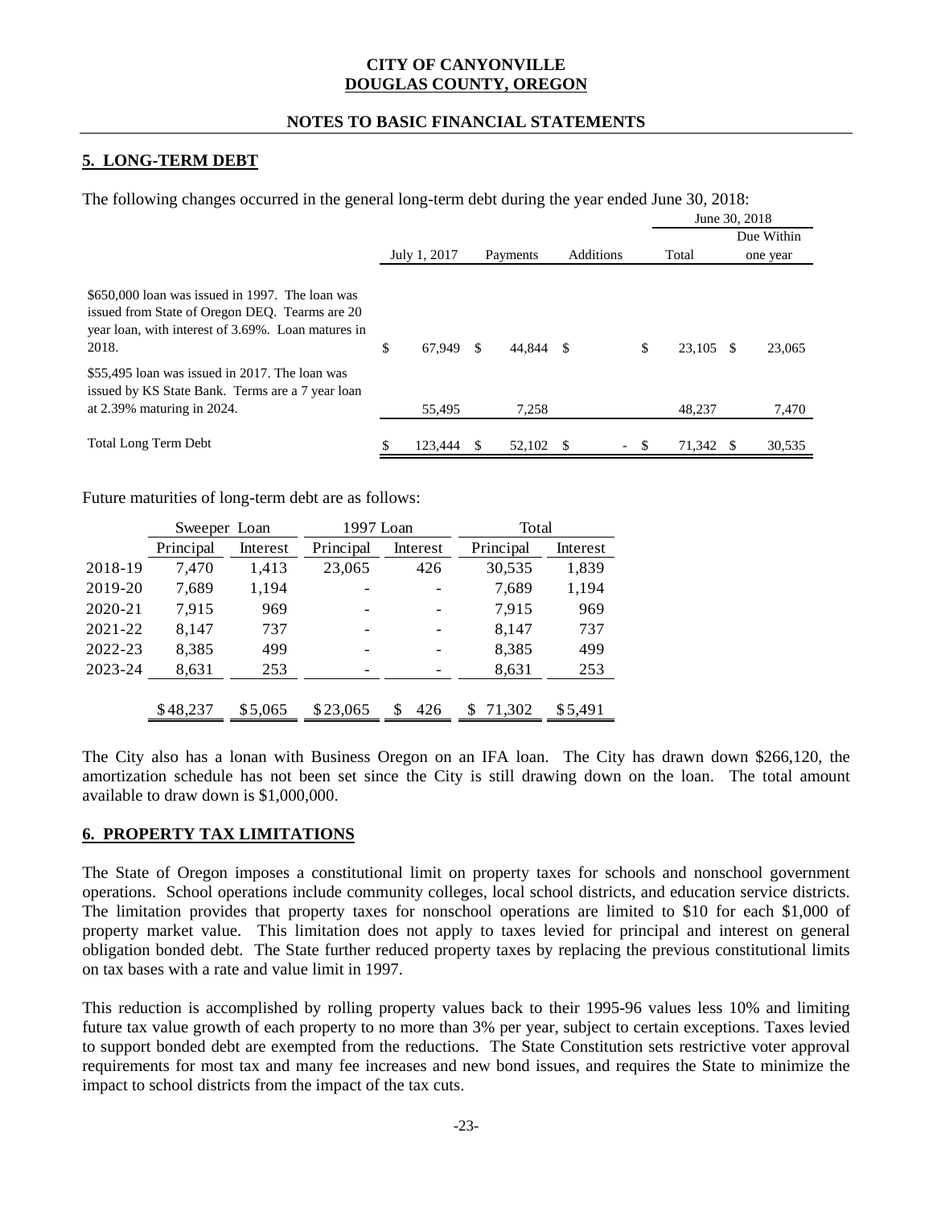**CITY OF CANYONVILLE**
**DOUGLAS COUNTY, OREGON**

**NOTES TO BASIC FINANCIAL STATEMENTS**

## 5. LONG-TERM DEBT

The following changes occurred in the general long-term debt during the year ended June 30, 2018:

| | July 1, 2017 | Payments | Additions | June 30, 2018 Total | June 30, 2018 Due Within one year |
|---|---|---|---|---|---|
| $650,000 loan was issued in 1997. The loan was issued from State of Oregon DEQ. Tearms are 20 year loan, with interest of 3.69%. Loan matures in 2018. | $ 67,949 | $ 44,844 | $ | $ 23,105 | $ 23,065 |
| $55,495 loan was issued in 2017. The loan was issued by KS State Bank. Terms are a 7 year loan at 2.39% maturing in 2024. | 55,495 | 7,258 | | 48,237 | 7,470 |
| Total Long Term Debt | $ 123,444 | $ 52,102 | $ - | $ 71,342 | $ 30,535 |

Future maturities of long-term debt are as follows:

| | Sweeper Loan | | 1997 Loan | | Total | |
|---|---|---|---|---|---|---|
| | Principal | Interest | Principal | Interest | Principal | Interest |
| 2018-19 | 7,470 | 1,413 | 23,065 | 426 | 30,535 | 1,839 |
| 2019-20 | 7,689 | 1,194 | - | - | 7,689 | 1,194 |
| 2020-21 | 7,915 | 969 | - | - | 7,915 | 969 |
| 2021-22 | 8,147 | 737 | - | - | 8,147 | 737 |
| 2022-23 | 8,385 | 499 | - | - | 8,385 | 499 |
| 2023-24 | 8,631 | 253 | - | - | 8,631 | 253 |
| | $48,237 | $5,065 | $23,065 | $ 426 | $ 71,302 | $5,491 |

The City also has a lonan with Business Oregon on an IFA loan. The City has drawn down $266,120, the amortization schedule has not been set since the City is still drawing down on the loan. The total amount available to draw down is $1,000,000.

## 6. PROPERTY TAX LIMITATIONS

The State of Oregon imposes a constitutional limit on property taxes for schools and nonschool government operations. School operations include community colleges, local school districts, and education service districts. The limitation provides that property taxes for nonschool operations are limited to $10 for each $1,000 of property market value. This limitation does not apply to taxes levied for principal and interest on general obligation bonded debt. The State further reduced property taxes by replacing the previous constitutional limits on tax bases with a rate and value limit in 1997.

This reduction is accomplished by rolling property values back to their 1995-96 values less 10% and limiting future tax value growth of each property to no more than 3% per year, subject to certain exceptions. Taxes levied to support bonded debt are exempted from the reductions. The State Constitution sets restrictive voter approval requirements for most tax and many fee increases and new bond issues, and requires the State to minimize the impact to school districts from the impact of the tax cuts.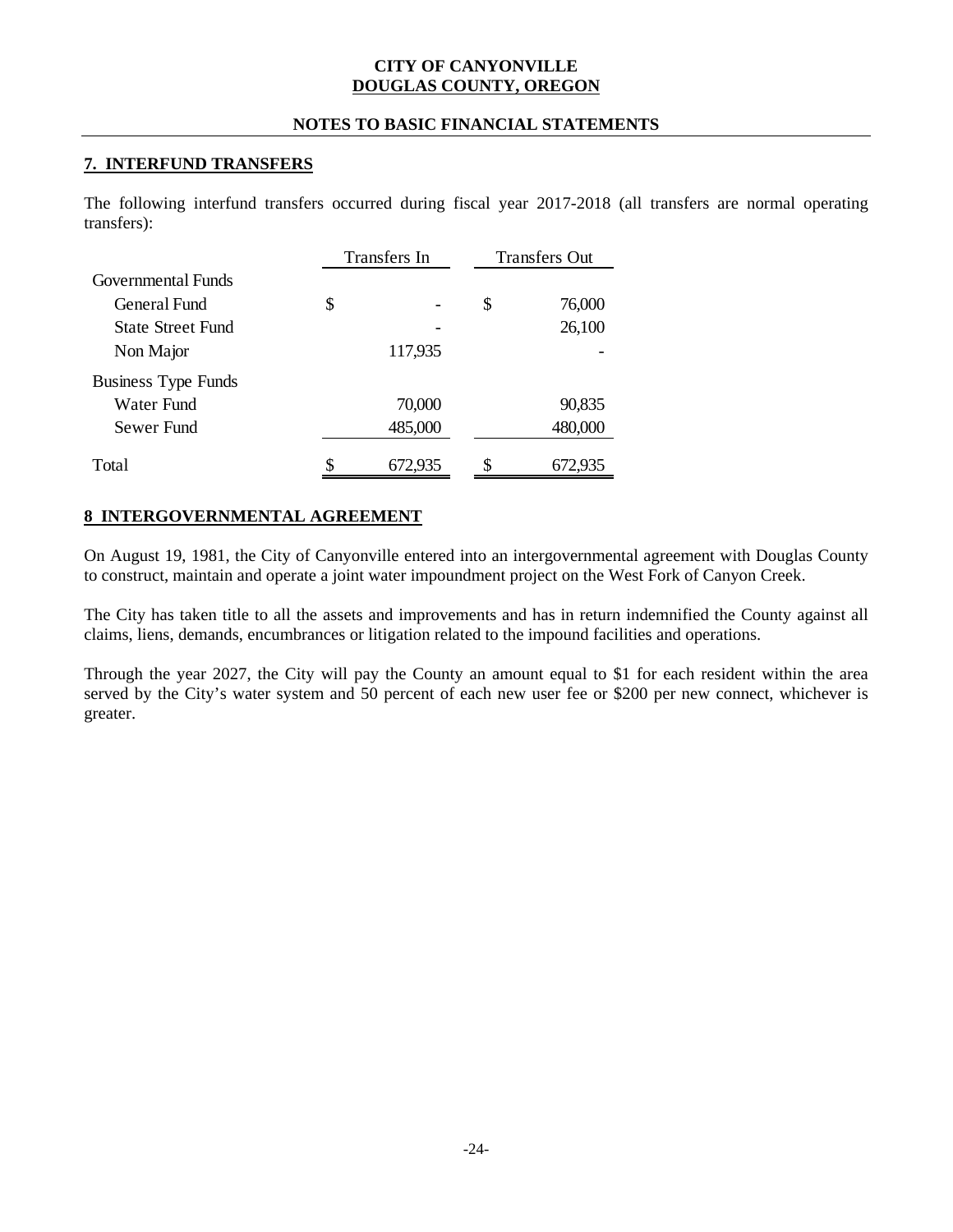**CITY OF CANYONVILLE**
**DOUGLAS COUNTY, OREGON**

**NOTES TO BASIC FINANCIAL STATEMENTS**

## 7. INTERFUND TRANSFERS

The following interfund transfers occurred during fiscal year 2017-2018 (all transfers are normal operating transfers):

| | Transfers In | Transfers Out |
|---|---|---|
| Governmental Funds | | |
| General Fund | $ - | $ 76,000 |
| State Street Fund | - | 26,100 |
| Non Major | 117,935 | - |
| Business Type Funds | | |
| Water Fund | 70,000 | 90,835 |
| Sewer Fund | 485,000 | 480,000 |
| Total | $ 672,935 | $ 672,935 |

## 8 INTERGOVERNMENTAL AGREEMENT

On August 19, 1981, the City of Canyonville entered into an intergovernmental agreement with Douglas County to construct, maintain and operate a joint water impoundment project on the West Fork of Canyon Creek.

The City has taken title to all the assets and improvements and has in return indemnified the County against all claims, liens, demands, encumbrances or litigation related to the impound facilities and operations.

Through the year 2027, the City will pay the County an amount equal to $1 for each resident within the area served by the City's water system and 50 percent of each new user fee or $200 per new connect, whichever is greater.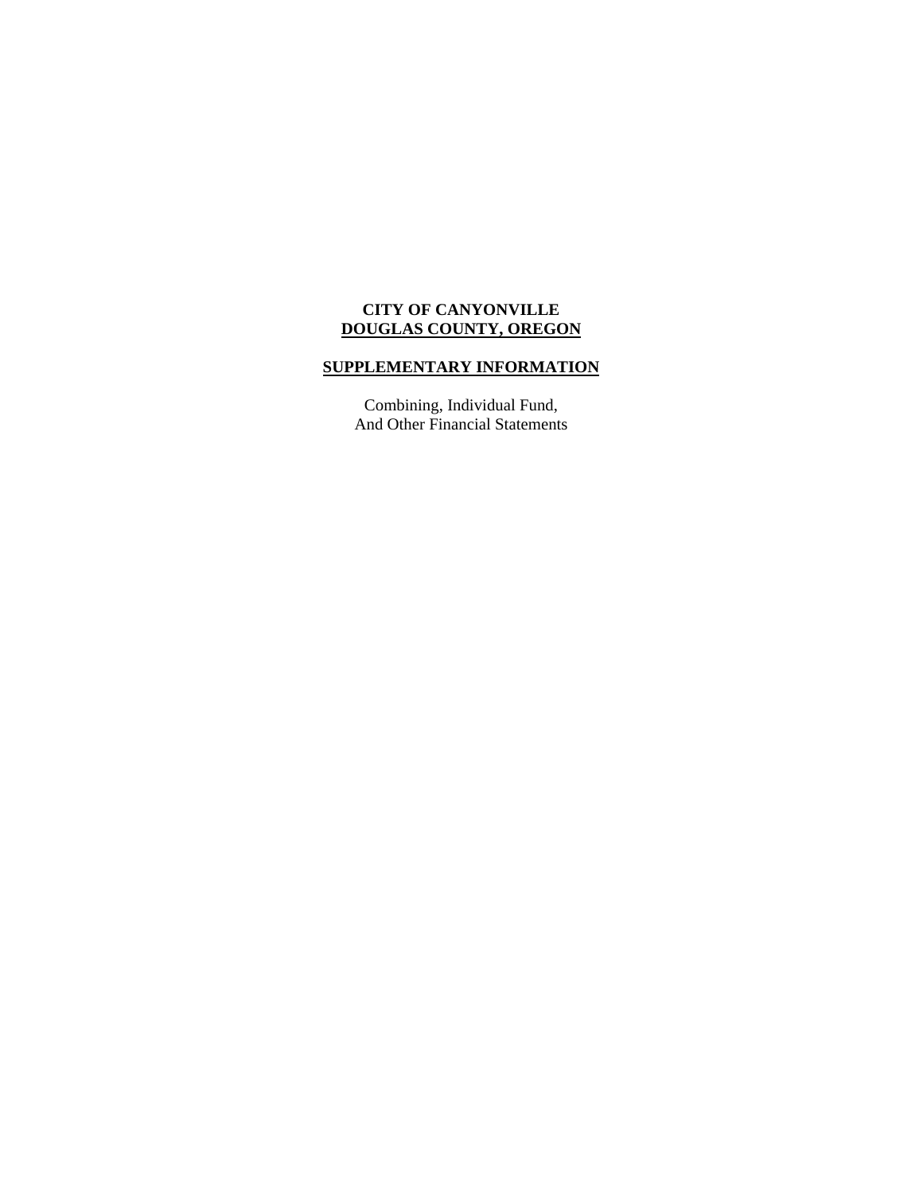**CITY OF CANYONVILLE**
**DOUGLAS COUNTY, OREGON**

**SUPPLEMENTARY INFORMATION**

Combining, Individual Fund,
And Other Financial Statements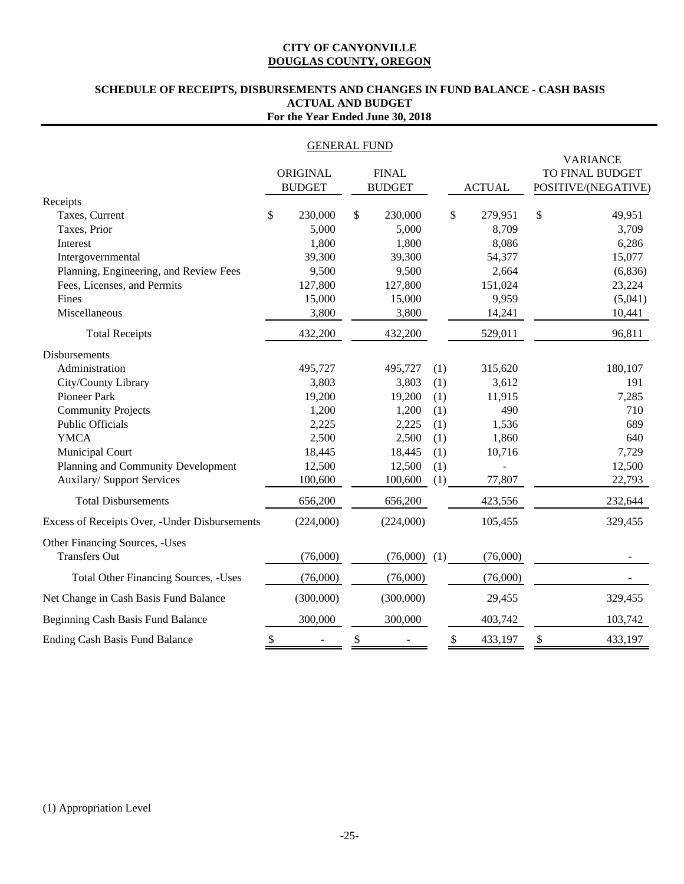# CITY OF CANYONVILLE
## DOUGLAS COUNTY, OREGON

### SCHEDULE OF RECEIPTS, DISBURSEMENTS AND CHANGES IN FUND BALANCE - CASH BASIS
### ACTUAL AND BUDGET
### For the Year Ended June 30, 2018

GENERAL FUND

| | ORIGINAL BUDGET | FINAL BUDGET | | ACTUAL | VARIANCE TO FINAL BUDGET POSITIVE/(NEGATIVE) |
|---|---|---|---|---|---|
| **Receipts** | | | | | |
| Taxes, Current | $ 230,000 | $ 230,000 | | $ 279,951 | $ 49,951 |
| Taxes, Prior | 5,000 | 5,000 | | 8,709 | 3,709 |
| Interest | 1,800 | 1,800 | | 8,086 | 6,286 |
| Intergovernmental | 39,300 | 39,300 | | 54,377 | 15,077 |
| Planning, Engineering, and Review Fees | 9,500 | 9,500 | | 2,664 | (6,836) |
| Fees, Licenses, and Permits | 127,800 | 127,800 | | 151,024 | 23,224 |
| Fines | 15,000 | 15,000 | | 9,959 | (5,041) |
| Miscellaneous | 3,800 | 3,800 | | 14,241 | 10,441 |
| Total Receipts | 432,200 | 432,200 | | 529,011 | 96,811 |
| **Disbursements** | | | | | |
| Administration | 495,727 | 495,727 | (1) | 315,620 | 180,107 |
| City/County Library | 3,803 | 3,803 | (1) | 3,612 | 191 |
| Pioneer Park | 19,200 | 19,200 | (1) | 11,915 | 7,285 |
| Community Projects | 1,200 | 1,200 | (1) | 490 | 710 |
| Public Officials | 2,225 | 2,225 | (1) | 1,536 | 689 |
| YMCA | 2,500 | 2,500 | (1) | 1,860 | 640 |
| Municipal Court | 18,445 | 18,445 | (1) | 10,716 | 7,729 |
| Planning and Community Development | 12,500 | 12,500 | (1) | - | 12,500 |
| Auxilary/ Support Services | 100,600 | 100,600 | (1) | 77,807 | 22,793 |
| Total Disbursements | 656,200 | 656,200 | | 423,556 | 232,644 |
| Excess of Receipts Over, -Under Disbursements | (224,000) | (224,000) | | 105,455 | 329,455 |
| **Other Financing Sources, -Uses** | | | | | |
| Transfers Out | (76,000) | (76,000) | (1) | (76,000) | - |
| Total Other Financing Sources, -Uses | (76,000) | (76,000) | | (76,000) | - |
| Net Change in Cash Basis Fund Balance | (300,000) | (300,000) | | 29,455 | 329,455 |
| Beginning Cash Basis Fund Balance | 300,000 | 300,000 | | 403,742 | 103,742 |
| Ending Cash Basis Fund Balance | $ - | $ - | | $ 433,197 | $ 433,197 |

(1) Appropriation Level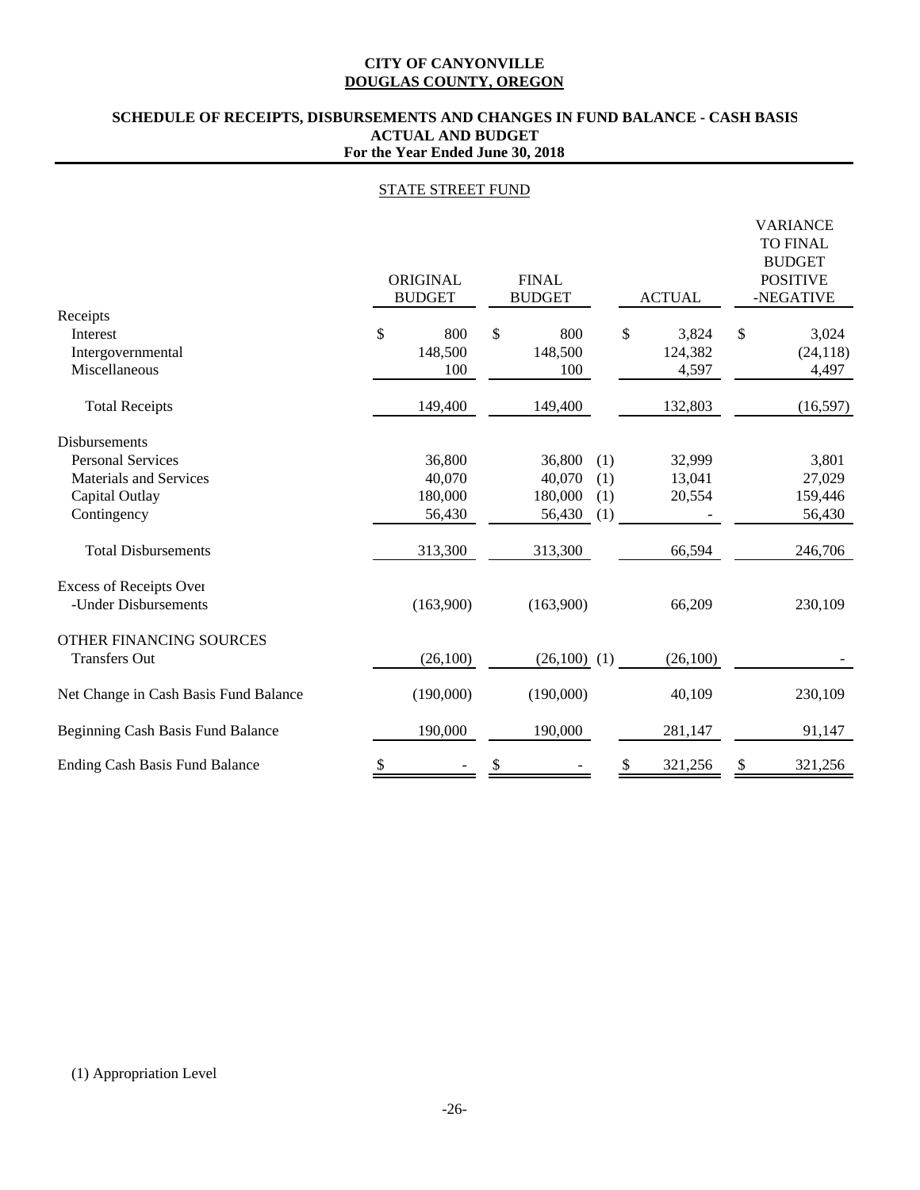**CITY OF CANYONVILLE**
**DOUGLAS COUNTY, OREGON**

**SCHEDULE OF RECEIPTS, DISBURSEMENTS AND CHANGES IN FUND BALANCE - CASH BASIS**
**ACTUAL AND BUDGET**
**For the Year Ended June 30, 2018**

STATE STREET FUND

| | ORIGINAL BUDGET | FINAL BUDGET | | ACTUAL | VARIANCE TO FINAL BUDGET POSITIVE -NEGATIVE |
|---|---|---|---|---|---|
| Receipts | | | | | |
| Interest | $ 800 | $ 800 | | $ 3,824 | $ 3,024 |
| Intergovernmental | 148,500 | 148,500 | | 124,382 | (24,118) |
| Miscellaneous | 100 | 100 | | 4,597 | 4,497 |
| Total Receipts | 149,400 | 149,400 | | 132,803 | (16,597) |
| Disbursements | | | | | |
| Personal Services | 36,800 | 36,800 | (1) | 32,999 | 3,801 |
| Materials and Services | 40,070 | 40,070 | (1) | 13,041 | 27,029 |
| Capital Outlay | 180,000 | 180,000 | (1) | 20,554 | 159,446 |
| Contingency | 56,430 | 56,430 | (1) | - | 56,430 |
| Total Disbursements | 313,300 | 313,300 | | 66,594 | 246,706 |
| Excess of Receipts Over -Under Disbursements | (163,900) | (163,900) | | 66,209 | 230,109 |
| OTHER FINANCING SOURCES | | | | | |
| Transfers Out | (26,100) | (26,100) | (1) | (26,100) | - |
| Net Change in Cash Basis Fund Balance | (190,000) | (190,000) | | 40,109 | 230,109 |
| Beginning Cash Basis Fund Balance | 190,000 | 190,000 | | 281,147 | 91,147 |
| Ending Cash Basis Fund Balance | $ - | $ - | | $ 321,256 | $ 321,256 |

(1) Appropriation Level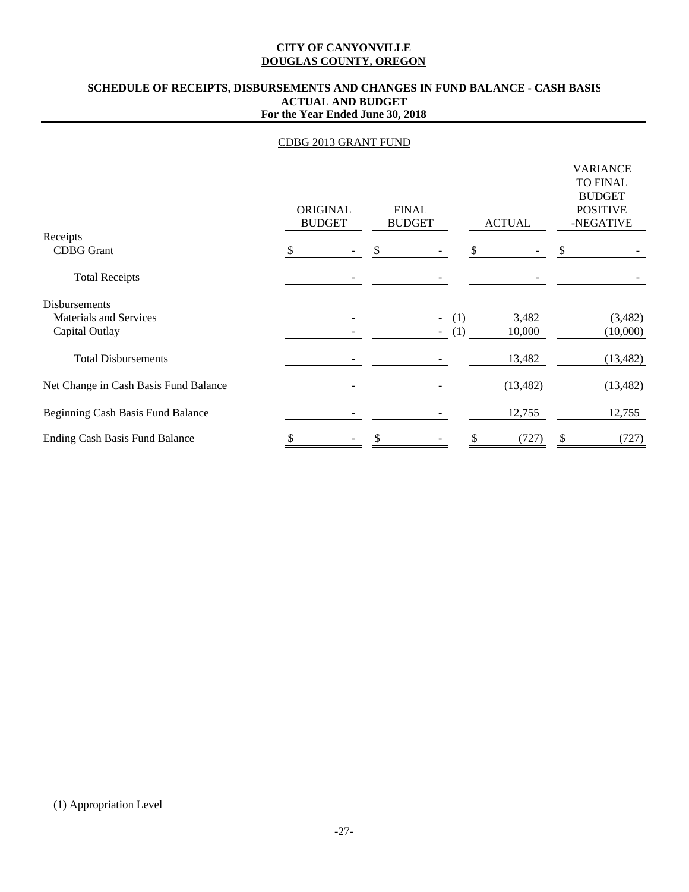**CITY OF CANYONVILLE**
**DOUGLAS COUNTY, OREGON**

**SCHEDULE OF RECEIPTS, DISBURSEMENTS AND CHANGES IN FUND BALANCE - CASH BASIS**
**ACTUAL AND BUDGET**
**For the Year Ended June 30, 2018**

CDBG 2013 GRANT FUND

| | ORIGINAL BUDGET | FINAL BUDGET | | ACTUAL | VARIANCE TO FINAL BUDGET POSITIVE -NEGATIVE |
|---|---|---|---|---|---|
| Receipts | | | | | |
| CDBG Grant | $ - | $ - | | $ - | $ - |
| Total Receipts | - | - | | - | - |
| Disbursements | | | | | |
| Materials and Services | - | - | (1) | 3,482 | (3,482) |
| Capital Outlay | - | - | (1) | 10,000 | (10,000) |
| Total Disbursements | - | - | | 13,482 | (13,482) |
| Net Change in Cash Basis Fund Balance | - | - | | (13,482) | (13,482) |
| Beginning Cash Basis Fund Balance | - | - | | 12,755 | 12,755 |
| Ending Cash Basis Fund Balance | $ - | $ - | | $ (727) | $ (727) |

(1) Appropriation Level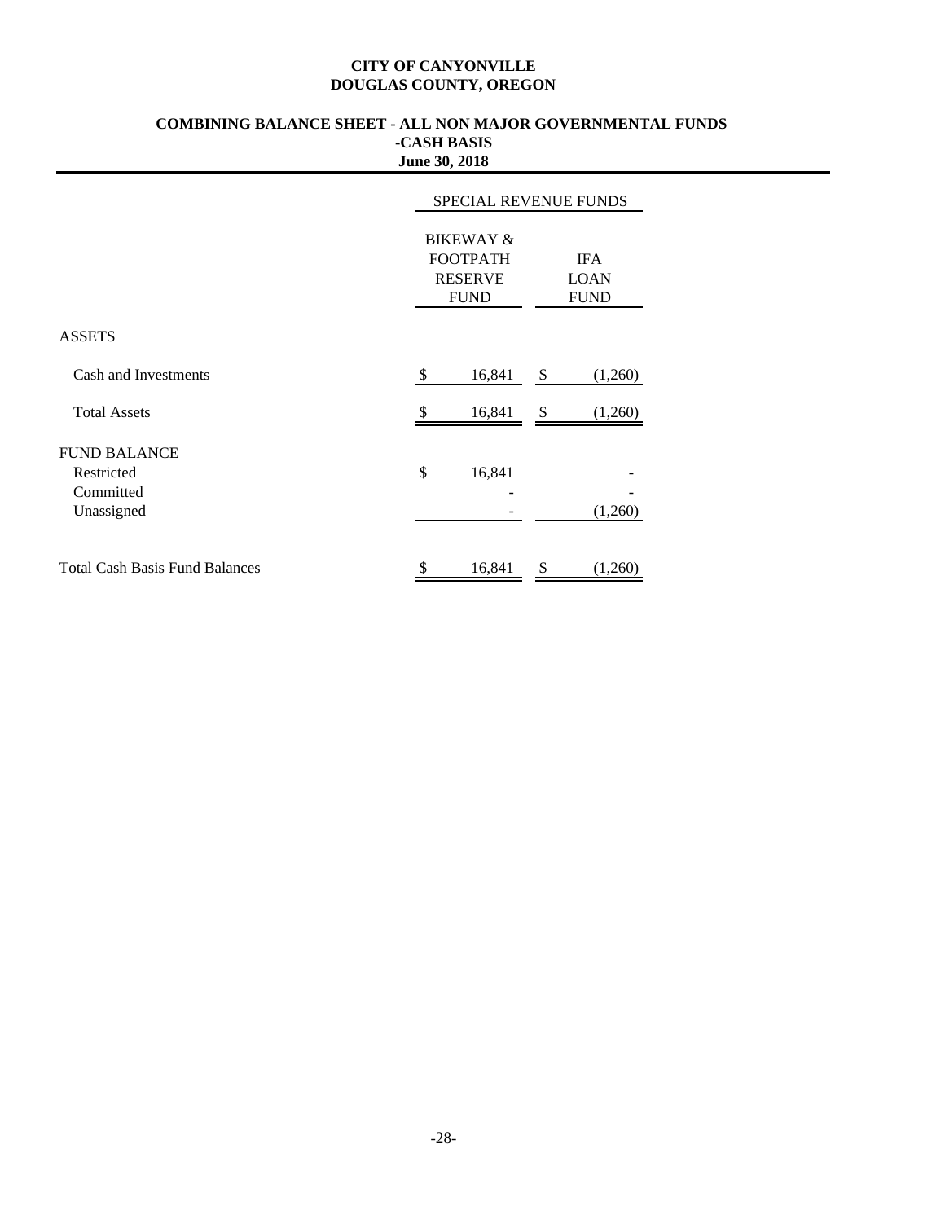**CITY OF CANYONVILLE**
**DOUGLAS COUNTY, OREGON**

**COMBINING BALANCE SHEET - ALL NON MAJOR GOVERNMENTAL FUNDS**
**-CASH BASIS**
**June 30, 2018**

| | SPECIAL REVENUE FUNDS | |
|---|---|---|
| | BIKEWAY & FOOTPATH RESERVE FUND | IFA LOAN FUND |
| ASSETS | | |
| Cash and Investments | $ 16,841 | $ (1,260) |
| Total Assets | $ 16,841 | $ (1,260) |
| FUND BALANCE | | |
| Restricted | $ 16,841 | - |
| Committed | - | - |
| Unassigned | - | (1,260) |
| Total Cash Basis Fund Balances | $ 16,841 | $ (1,260) |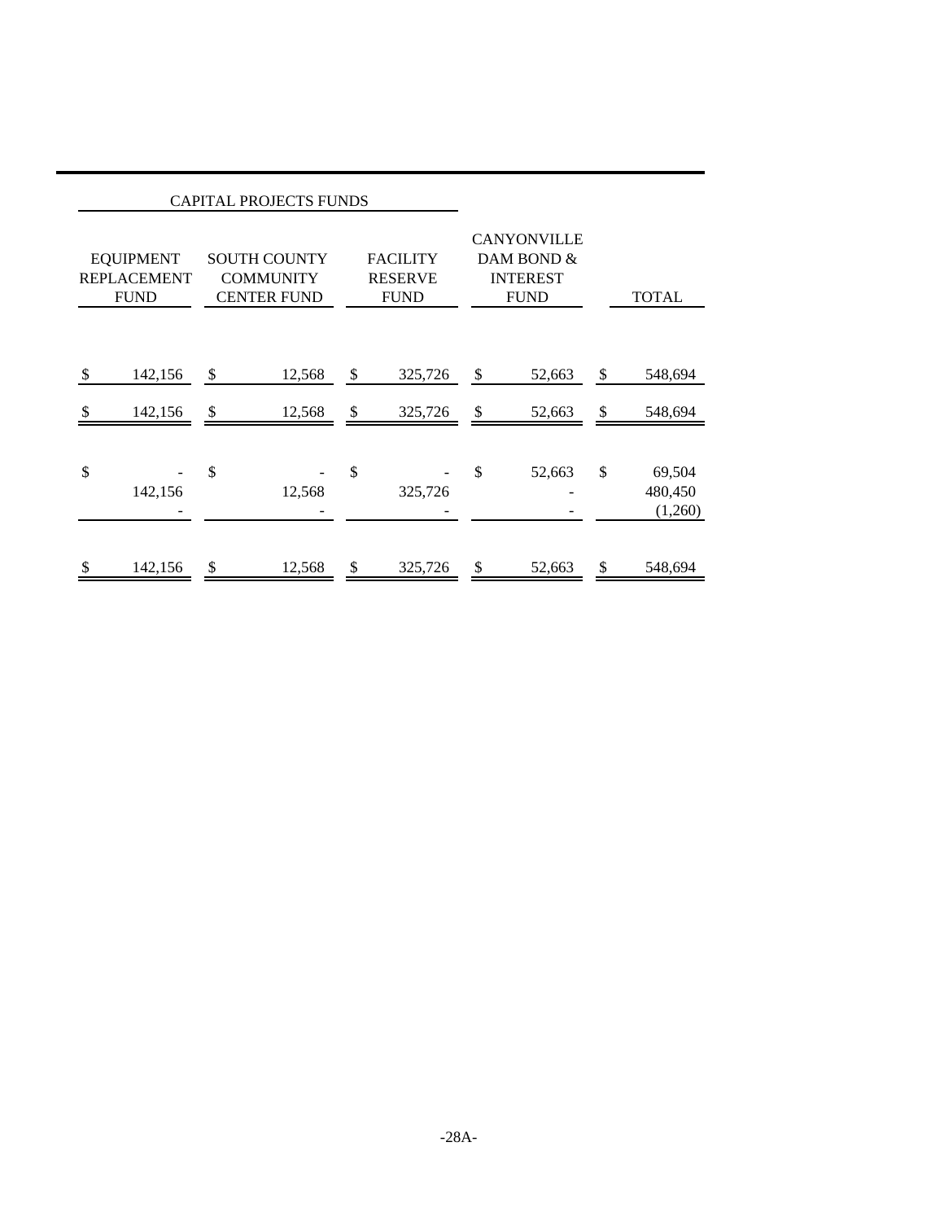| CAPITAL PROJECTS FUNDS | | | | |
|---|---|---|---|---|
| EQUIPMENT REPLACEMENT FUND | SOUTH COUNTY COMMUNITY CENTER FUND | FACILITY RESERVE FUND | CANYONVILLE DAM BOND & INTEREST FUND | TOTAL |
| $ 142,156 | $ 12,568 | $ 325,726 | $ 52,663 | $ 548,694 |
| $ 142,156 | $ 12,568 | $ 325,726 | $ 52,663 | $ 548,694 |
| $ - | $ - | $ - | $ 52,663 | $ 69,504 |
| 142,156 | 12,568 | 325,726 | - | 480,450 |
| - | - | - | - | (1,260) |
| $ 142,156 | $ 12,568 | $ 325,726 | $ 52,663 | $ 548,694 |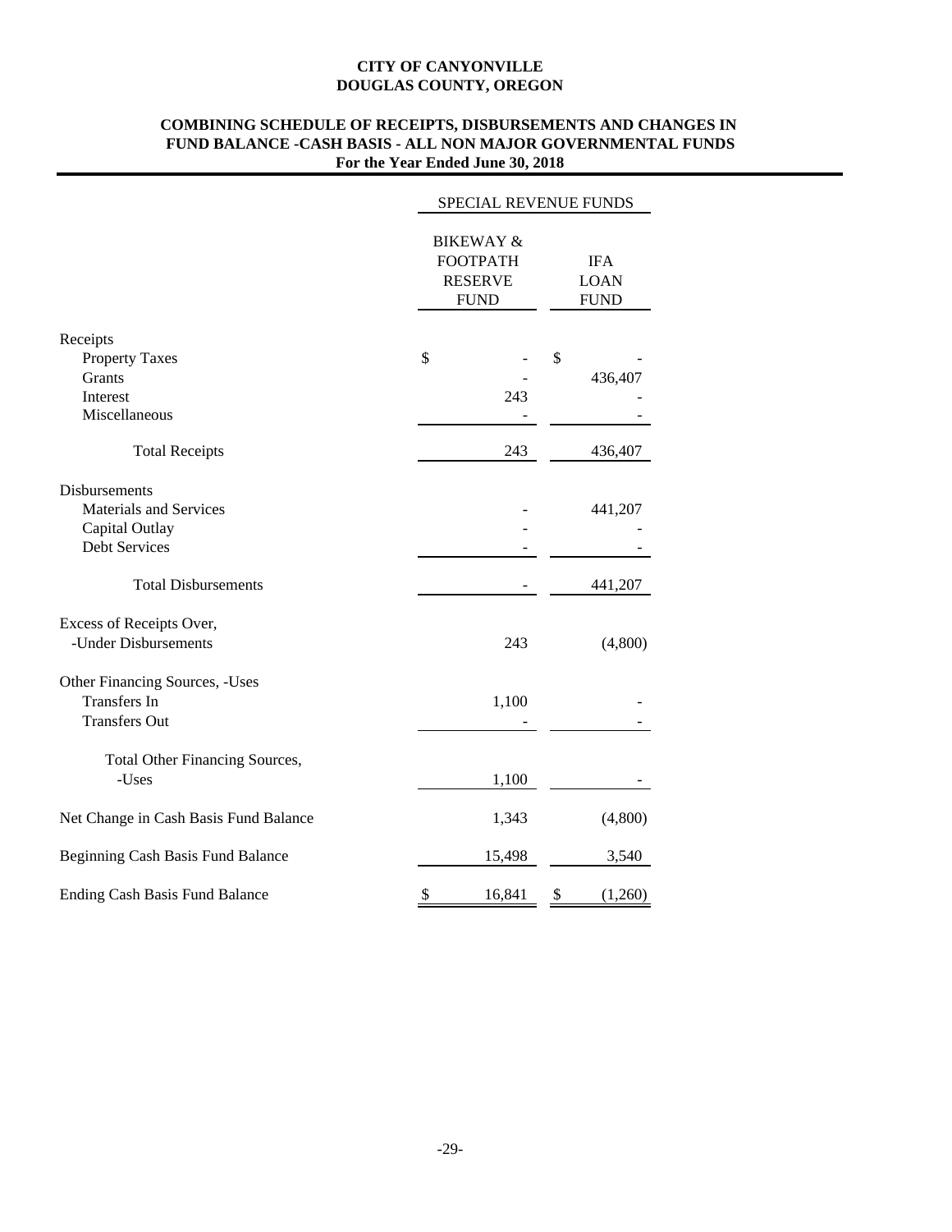**CITY OF CANYONVILLE**
**DOUGLAS COUNTY, OREGON**

**COMBINING SCHEDULE OF RECEIPTS, DISBURSEMENTS AND CHANGES IN FUND BALANCE -CASH BASIS - ALL NON MAJOR GOVERNMENTAL FUNDS**
**For the Year Ended June 30, 2018**

| | SPECIAL REVENUE FUNDS | |
|---|---|---|
| | BIKEWAY & FOOTPATH RESERVE FUND | IFA LOAN FUND |
| Receipts | | |
| Property Taxes | $ - | $ - |
| Grants | - | 436,407 |
| Interest | 243 | - |
| Miscellaneous | - | - |
| Total Receipts | 243 | 436,407 |
| Disbursements | | |
| Materials and Services | - | 441,207 |
| Capital Outlay | - | - |
| Debt Services | - | - |
| Total Disbursements | - | 441,207 |
| Excess of Receipts Over, -Under Disbursements | 243 | (4,800) |
| Other Financing Sources, -Uses | | |
| Transfers In | 1,100 | - |
| Transfers Out | - | - |
| Total Other Financing Sources, -Uses | 1,100 | - |
| Net Change in Cash Basis Fund Balance | 1,343 | (4,800) |
| Beginning Cash Basis Fund Balance | 15,498 | 3,540 |
| Ending Cash Basis Fund Balance | $ 16,841 | $ (1,260) |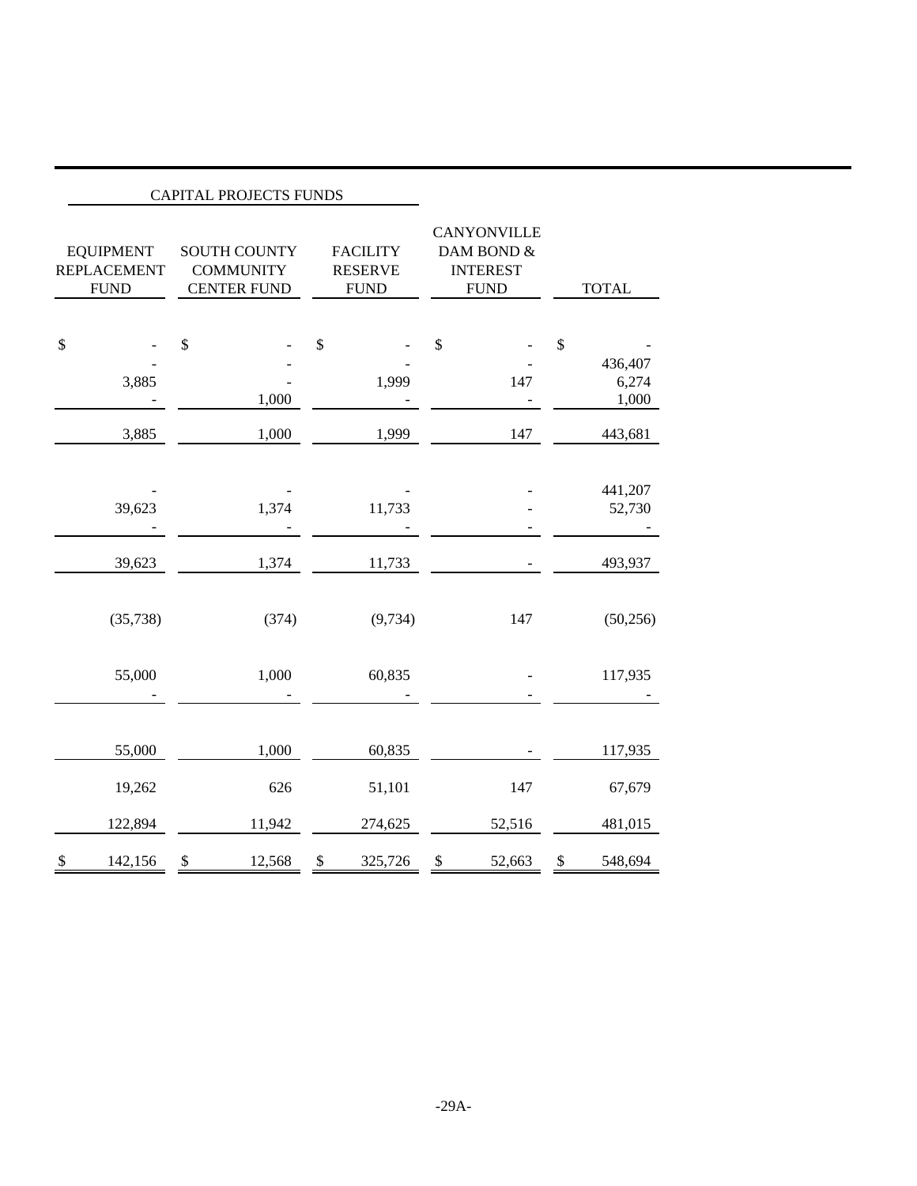| CAPITAL PROJECTS FUNDS | | | | |
|---|---|---|---|---|
| EQUIPMENT REPLACEMENT FUND | SOUTH COUNTY COMMUNITY CENTER FUND | FACILITY RESERVE FUND | CANYONVILLE DAM BOND & INTEREST FUND | TOTAL |
| $ - | $ - | $ - | $ - | $ - |
| - | - | - | - | 436,407 |
| 3,885 | - | 1,999 | 147 | 6,274 |
| - | 1,000 | - | - | 1,000 |
| 3,885 | 1,000 | 1,999 | 147 | 443,681 |
| - | - | - | - | 441,207 |
| 39,623 | 1,374 | 11,733 | - | 52,730 |
| - | - | - | - | - |
| 39,623 | 1,374 | 11,733 | - | 493,937 |
| (35,738) | (374) | (9,734) | 147 | (50,256) |
| 55,000 | 1,000 | 60,835 | - | 117,935 |
| - | - | - | - | - |
| 55,000 | 1,000 | 60,835 | - | 117,935 |
| 19,262 | 626 | 51,101 | 147 | 67,679 |
| 122,894 | 11,942 | 274,625 | 52,516 | 481,015 |
| $ 142,156 | $ 12,568 | $ 325,726 | $ 52,663 | $ 548,694 |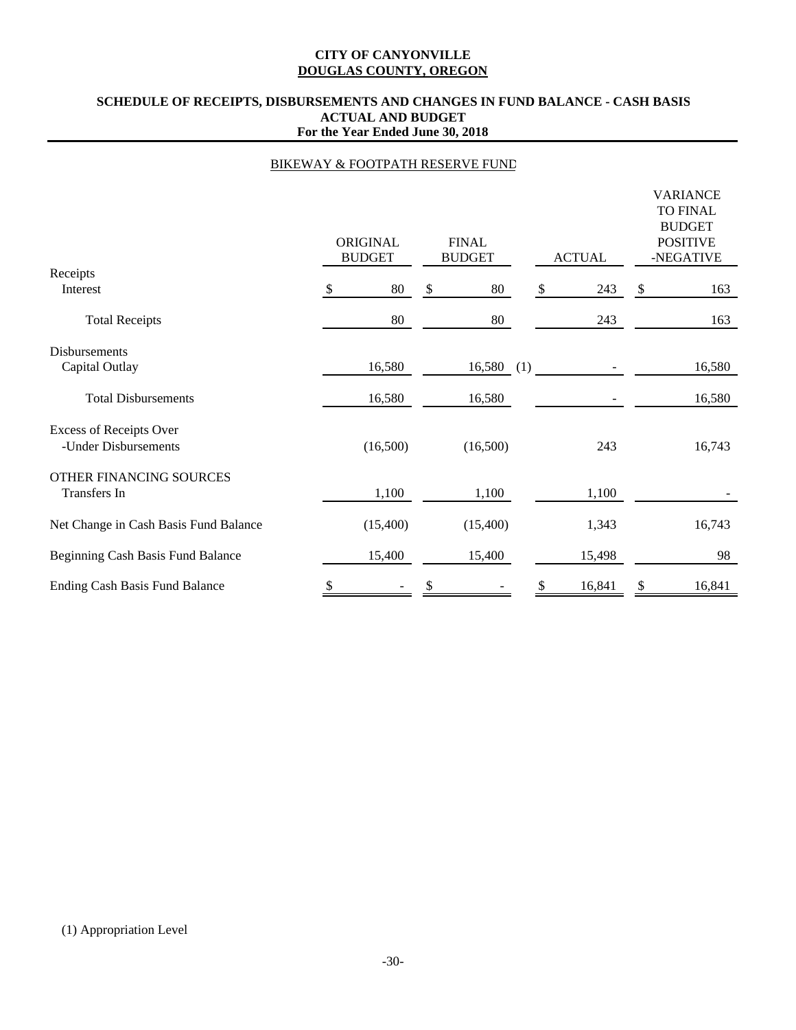**CITY OF CANYONVILLE**
**DOUGLAS COUNTY, OREGON**

**SCHEDULE OF RECEIPTS, DISBURSEMENTS AND CHANGES IN FUND BALANCE - CASH BASIS**
**ACTUAL AND BUDGET**
**For the Year Ended June 30, 2018**

BIKEWAY & FOOTPATH RESERVE FUND

| | ORIGINAL BUDGET | FINAL BUDGET | ACTUAL | VARIANCE TO FINAL BUDGET POSITIVE -NEGATIVE |
|---|---|---|---|---|
| Receipts | | | | |
| Interest | $ 80 | $ 80 | $ 243 | $ 163 |
| Total Receipts | 80 | 80 | 243 | 163 |
| Disbursements | | | | |
| Capital Outlay | 16,580 | 16,580 (1) | - | 16,580 |
| Total Disbursements | 16,580 | 16,580 | - | 16,580 |
| Excess of Receipts Over -Under Disbursements | (16,500) | (16,500) | 243 | 16,743 |
| OTHER FINANCING SOURCES | | | | |
| Transfers In | 1,100 | 1,100 | 1,100 | - |
| Net Change in Cash Basis Fund Balance | (15,400) | (15,400) | 1,343 | 16,743 |
| Beginning Cash Basis Fund Balance | 15,400 | 15,400 | 15,498 | 98 |
| Ending Cash Basis Fund Balance | $ - | $ - | $ 16,841 | $ 16,841 |

(1) Appropriation Level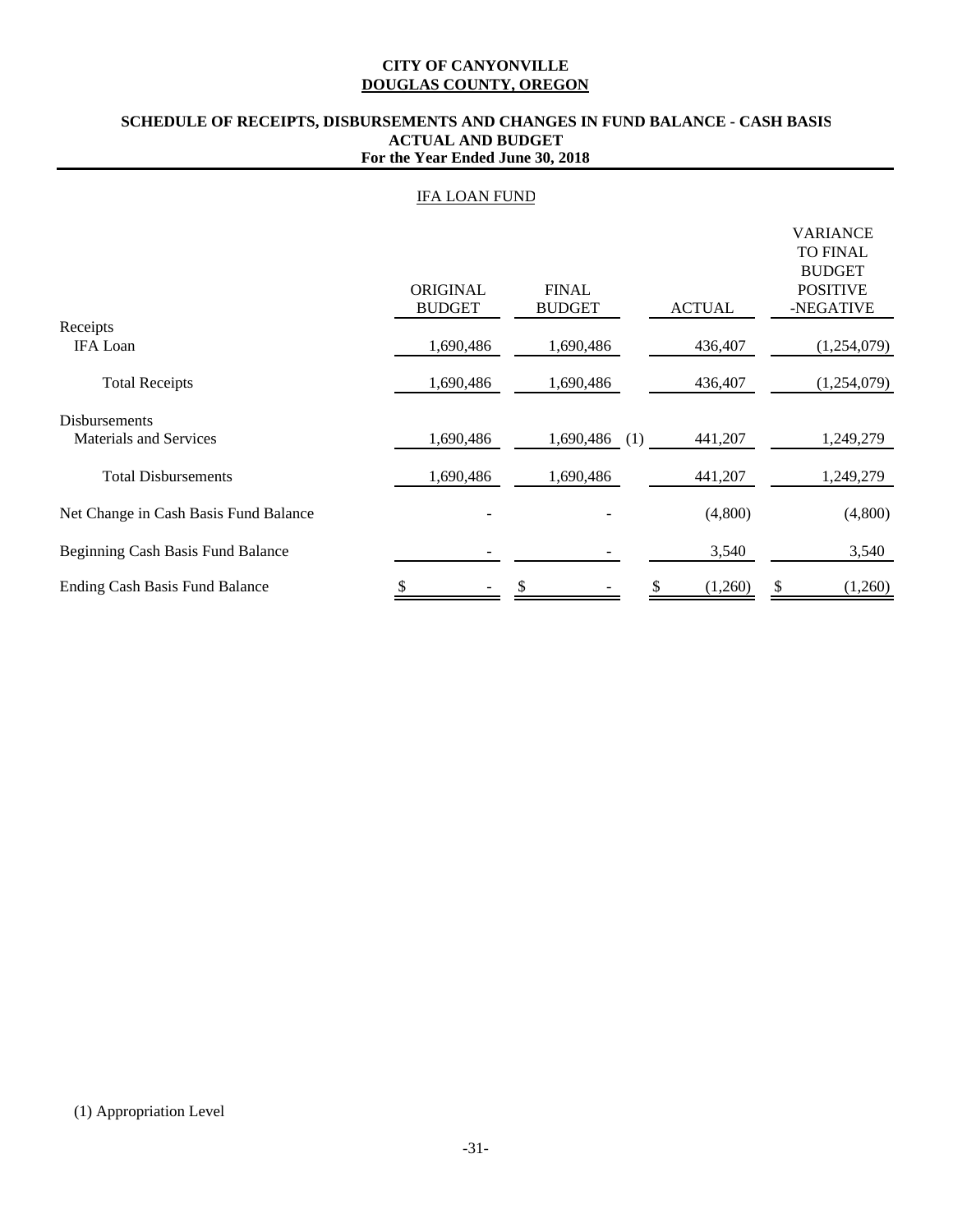**CITY OF CANYONVILLE**
**DOUGLAS COUNTY, OREGON**

**SCHEDULE OF RECEIPTS, DISBURSEMENTS AND CHANGES IN FUND BALANCE - CASH BASIS**
**ACTUAL AND BUDGET**
**For the Year Ended June 30, 2018**

IFA LOAN FUND

| | ORIGINAL BUDGET | FINAL BUDGET | ACTUAL | VARIANCE TO FINAL BUDGET POSITIVE -NEGATIVE |
|---|---|---|---|---|
| Receipts | | | | |
| IFA Loan | 1,690,486 | 1,690,486 | 436,407 | (1,254,079) |
| Total Receipts | 1,690,486 | 1,690,486 | 436,407 | (1,254,079) |
| Disbursements | | | | |
| Materials and Services | 1,690,486 | 1,690,486 (1) | 441,207 | 1,249,279 |
| Total Disbursements | 1,690,486 | 1,690,486 | 441,207 | 1,249,279 |
| Net Change in Cash Basis Fund Balance | - | - | (4,800) | (4,800) |
| Beginning Cash Basis Fund Balance | - | - | 3,540 | 3,540 |
| Ending Cash Basis Fund Balance | $ - | $ - | $ (1,260) | $ (1,260) |

(1) Appropriation Level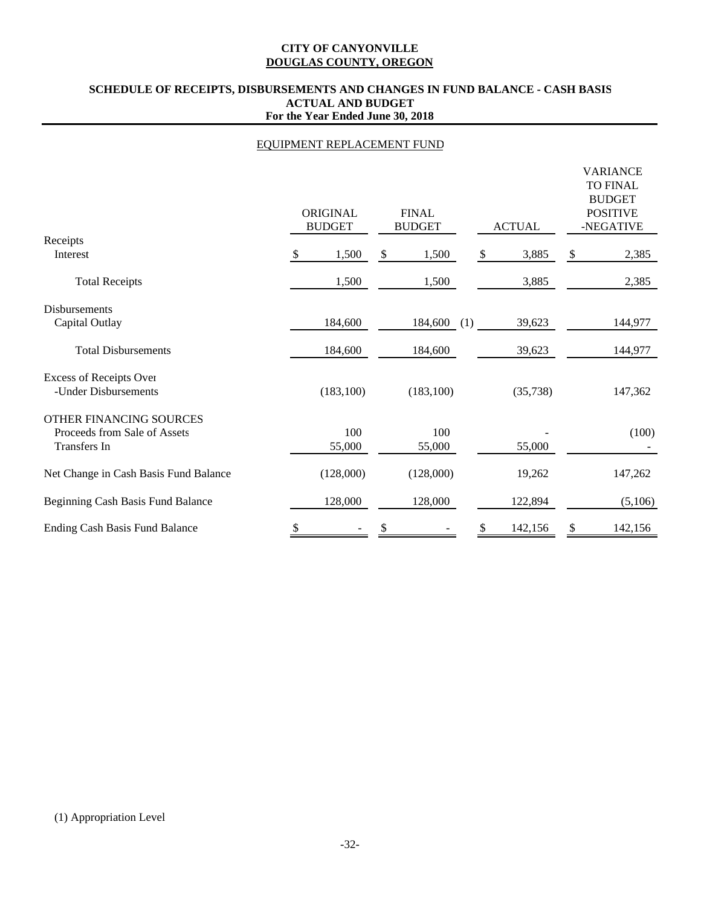**CITY OF CANYONVILLE**
**DOUGLAS COUNTY, OREGON**

**SCHEDULE OF RECEIPTS, DISBURSEMENTS AND CHANGES IN FUND BALANCE - CASH BASIS**
**ACTUAL AND BUDGET**
**For the Year Ended June 30, 2018**

EQUIPMENT REPLACEMENT FUND

| | ORIGINAL BUDGET | FINAL BUDGET | ACTUAL | VARIANCE TO FINAL BUDGET POSITIVE -NEGATIVE |
|---|---|---|---|---|
| Receipts | | | | |
| Interest | $ 1,500 | $ 1,500 | $ 3,885 | $ 2,385 |
| Total Receipts | 1,500 | 1,500 | 3,885 | 2,385 |
| Disbursements | | | | |
| Capital Outlay | 184,600 | 184,600 (1) | 39,623 | 144,977 |
| Total Disbursements | 184,600 | 184,600 | 39,623 | 144,977 |
| Excess of Receipts Over -Under Disbursements | (183,100) | (183,100) | (35,738) | 147,362 |
| OTHER FINANCING SOURCES | | | | |
| Proceeds from Sale of Assets | 100 | 100 | - | (100) |
| Transfers In | 55,000 | 55,000 | 55,000 | - |
| Net Change in Cash Basis Fund Balance | (128,000) | (128,000) | 19,262 | 147,262 |
| Beginning Cash Basis Fund Balance | 128,000 | 128,000 | 122,894 | (5,106) |
| Ending Cash Basis Fund Balance | $ - | $ - | $ 142,156 | $ 142,156 |

(1) Appropriation Level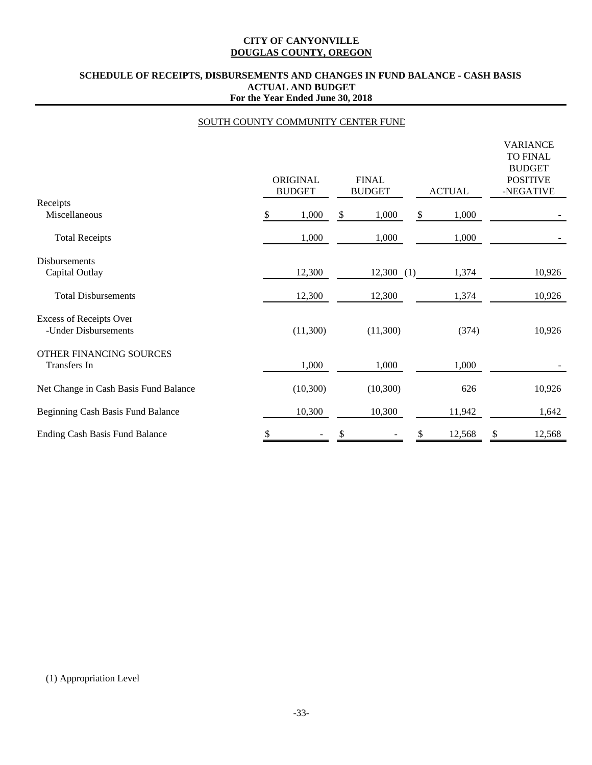**CITY OF CANYONVILLE**
**DOUGLAS COUNTY, OREGON**

**SCHEDULE OF RECEIPTS, DISBURSEMENTS AND CHANGES IN FUND BALANCE - CASH BASIS**
**ACTUAL AND BUDGET**
**For the Year Ended June 30, 2018**

SOUTH COUNTY COMMUNITY CENTER FUND

| | ORIGINAL BUDGET | FINAL BUDGET | ACTUAL | VARIANCE TO FINAL BUDGET POSITIVE -NEGATIVE |
|---|---|---|---|---|
| Receipts | | | | |
| Miscellaneous | $ 1,000 | $ 1,000 | $ 1,000 | - |
| Total Receipts | 1,000 | 1,000 | 1,000 | - |
| Disbursements | | | | |
| Capital Outlay | 12,300 | 12,300 (1) | 1,374 | 10,926 |
| Total Disbursements | 12,300 | 12,300 | 1,374 | 10,926 |
| Excess of Receipts Over -Under Disbursements | (11,300) | (11,300) | (374) | 10,926 |
| OTHER FINANCING SOURCES | | | | |
| Transfers In | 1,000 | 1,000 | 1,000 | - |
| Net Change in Cash Basis Fund Balance | (10,300) | (10,300) | 626 | 10,926 |
| Beginning Cash Basis Fund Balance | 10,300 | 10,300 | 11,942 | 1,642 |
| Ending Cash Basis Fund Balance | $ - | $ - | $ 12,568 | $ 12,568 |

(1) Appropriation Level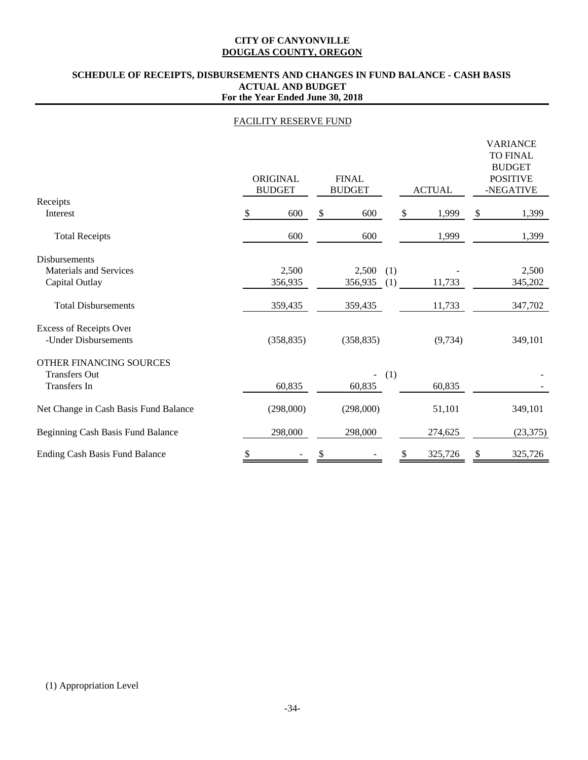**CITY OF CANYONVILLE**
**DOUGLAS COUNTY, OREGON**

**SCHEDULE OF RECEIPTS, DISBURSEMENTS AND CHANGES IN FUND BALANCE - CASH BASIS**
**ACTUAL AND BUDGET**
**For the Year Ended June 30, 2018**

FACILITY RESERVE FUND

| | ORIGINAL BUDGET | FINAL BUDGET | | ACTUAL | VARIANCE TO FINAL BUDGET POSITIVE -NEGATIVE |
|---|---|---|---|---|---|
| Receipts | | | | | |
| Interest | $ 600 | $ 600 | | $ 1,999 | $ 1,399 |
| Total Receipts | 600 | 600 | | 1,999 | 1,399 |
| Disbursements | | | | | |
| Materials and Services | 2,500 | 2,500 | (1) | - | 2,500 |
| Capital Outlay | 356,935 | 356,935 | (1) | 11,733 | 345,202 |
| Total Disbursements | 359,435 | 359,435 | | 11,733 | 347,702 |
| Excess of Receipts Over -Under Disbursements | (358,835) | (358,835) | | (9,734) | 349,101 |
| OTHER FINANCING SOURCES | | | | | |
| Transfers Out | | - | (1) | | - |
| Transfers In | 60,835 | 60,835 | | 60,835 | - |
| Net Change in Cash Basis Fund Balance | (298,000) | (298,000) | | 51,101 | 349,101 |
| Beginning Cash Basis Fund Balance | 298,000 | 298,000 | | 274,625 | (23,375) |
| Ending Cash Basis Fund Balance | $ - | $ - | | $ 325,726 | $ 325,726 |

(1) Appropriation Level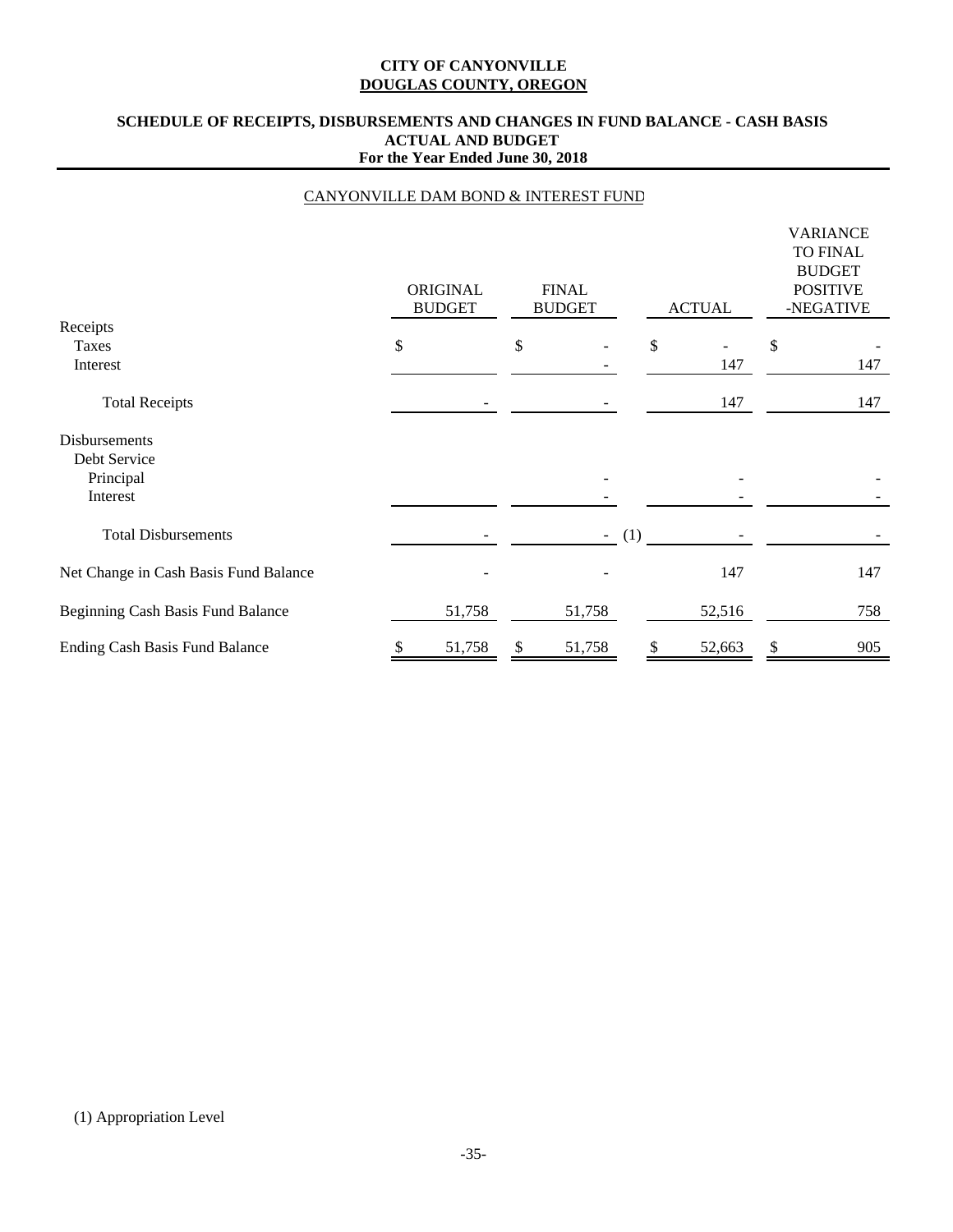**CITY OF CANYONVILLE**
**DOUGLAS COUNTY, OREGON**

**SCHEDULE OF RECEIPTS, DISBURSEMENTS AND CHANGES IN FUND BALANCE - CASH BASIS**
**ACTUAL AND BUDGET**
**For the Year Ended June 30, 2018**

CANYONVILLE DAM BOND & INTEREST FUND

| | ORIGINAL BUDGET | FINAL BUDGET | ACTUAL | VARIANCE TO FINAL BUDGET POSITIVE -NEGATIVE |
|---|---|---|---|---|
| Receipts | | | | |
| Taxes | $ | $ - | $ - | $ - |
| Interest | | - | 147 | 147 |
| Total Receipts | - | - | 147 | 147 |
| Disbursements | | | | |
| Debt Service | | | | |
| Principal | | - | - | - |
| Interest | | - | - | - |
| Total Disbursements | - | - (1) | - | - |
| Net Change in Cash Basis Fund Balance | - | - | 147 | 147 |
| Beginning Cash Basis Fund Balance | 51,758 | 51,758 | 52,516 | 758 |
| Ending Cash Basis Fund Balance | $ 51,758 | $ 51,758 | $ 52,663 | $ 905 |

(1) Appropriation Level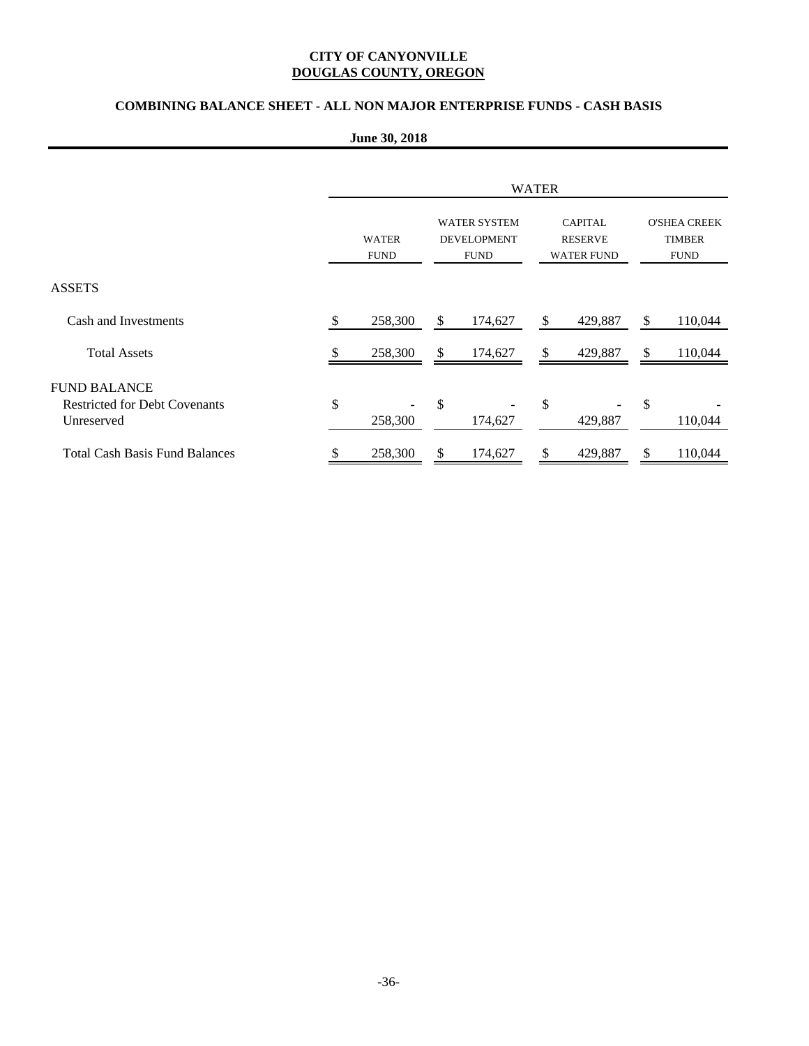**CITY OF CANYONVILLE**
**DOUGLAS COUNTY, OREGON**

**COMBINING BALANCE SHEET - ALL NON MAJOR ENTERPRISE FUNDS - CASH BASIS**

**June 30, 2018**

| | WATER | | | |
|---|---|---|---|---|
| | WATER FUND | WATER SYSTEM DEVELOPMENT FUND | CAPITAL RESERVE WATER FUND | O'SHEA CREEK TIMBER FUND |
| ASSETS | | | | |
| Cash and Investments | $ 258,300 | $ 174,627 | $ 429,887 | $ 110,044 |
| Total Assets | $ 258,300 | $ 174,627 | $ 429,887 | $ 110,044 |
| FUND BALANCE | | | | |
| Restricted for Debt Covenants | $ - | $ - | $ - | $ - |
| Unreserved | 258,300 | 174,627 | 429,887 | 110,044 |
| Total Cash Basis Fund Balances | $ 258,300 | $ 174,627 | $ 429,887 | $ 110,044 |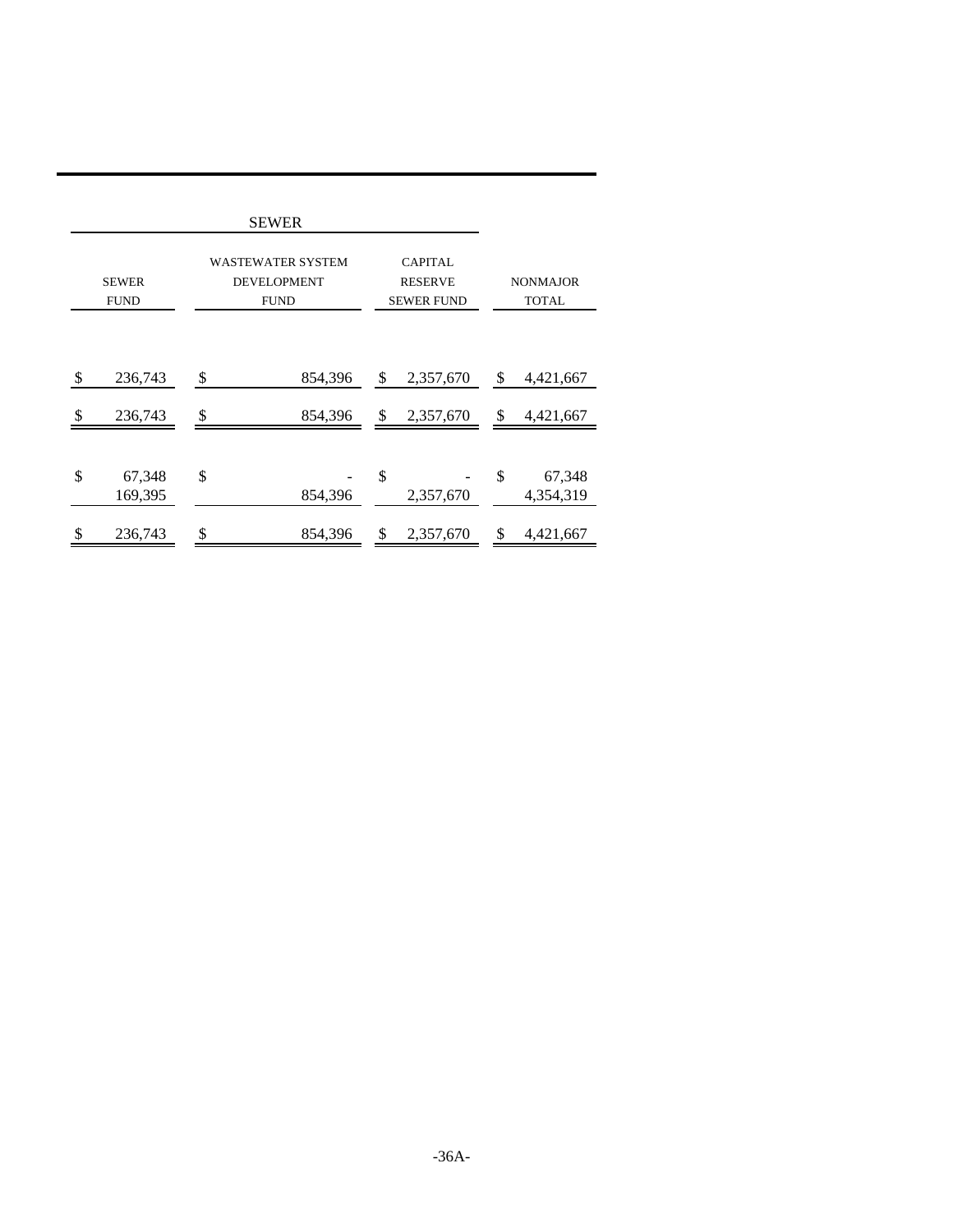| SEWER | | | |
|---|---|---|---|
| SEWER FUND | WASTEWATER SYSTEM DEVELOPMENT FUND | CAPITAL RESERVE SEWER FUND | NONMAJOR TOTAL |
| | | | |
| $ 236,743 | $ 854,396 | $ 2,357,670 | $ 4,421,667 |
| $ 236,743 | $ 854,396 | $ 2,357,670 | $ 4,421,667 |
| | | | |
| $ 67,348 | $ - | $ - | $ 67,348 |
| 169,395 | 854,396 | 2,357,670 | 4,354,319 |
| $ 236,743 | $ 854,396 | $ 2,357,670 | $ 4,421,667 |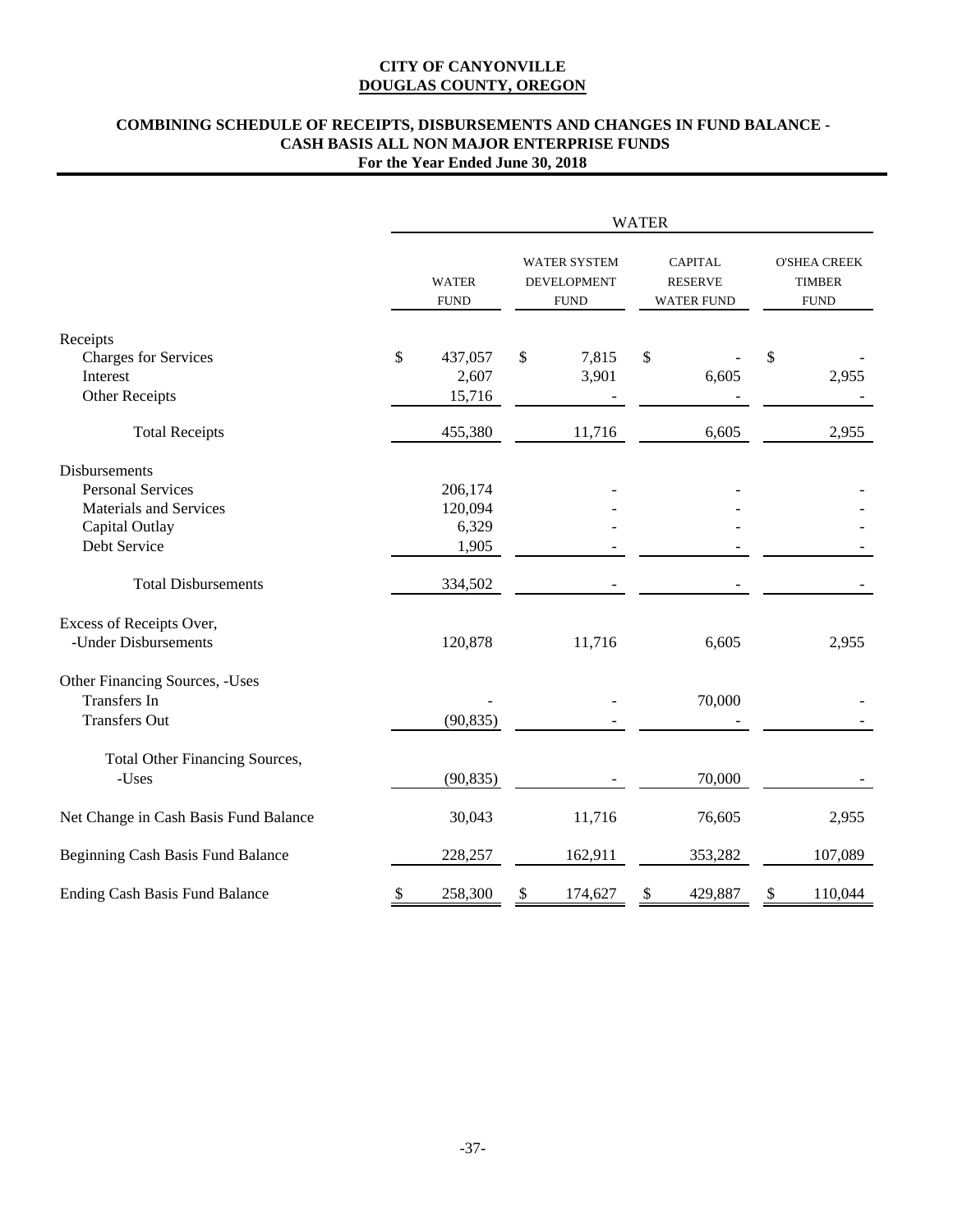**CITY OF CANYONVILLE**
**DOUGLAS COUNTY, OREGON**

**COMBINING SCHEDULE OF RECEIPTS, DISBURSEMENTS AND CHANGES IN FUND BALANCE - CASH BASIS ALL NON MAJOR ENTERPRISE FUNDS**
**For the Year Ended June 30, 2018**

| | WATER | | | |
|---|---|---|---|---|
| | WATER FUND | WATER SYSTEM DEVELOPMENT FUND | CAPITAL RESERVE WATER FUND | O'SHEA CREEK TIMBER FUND |
| Receipts | | | | |
| Charges for Services | $ 437,057 | $ 7,815 | $ - | $ - |
| Interest | 2,607 | 3,901 | 6,605 | 2,955 |
| Other Receipts | 15,716 | - | - | - |
| Total Receipts | 455,380 | 11,716 | 6,605 | 2,955 |
| Disbursements | | | | |
| Personal Services | 206,174 | - | - | - |
| Materials and Services | 120,094 | - | - | - |
| Capital Outlay | 6,329 | - | - | - |
| Debt Service | 1,905 | - | - | - |
| Total Disbursements | 334,502 | - | - | - |
| Excess of Receipts Over, -Under Disbursements | 120,878 | 11,716 | 6,605 | 2,955 |
| Other Financing Sources, -Uses | | | | |
| Transfers In | - | - | 70,000 | - |
| Transfers Out | (90,835) | - | - | - |
| Total Other Financing Sources, -Uses | (90,835) | - | 70,000 | - |
| Net Change in Cash Basis Fund Balance | 30,043 | 11,716 | 76,605 | 2,955 |
| Beginning Cash Basis Fund Balance | 228,257 | 162,911 | 353,282 | 107,089 |
| Ending Cash Basis Fund Balance | $ 258,300 | $ 174,627 | $ 429,887 | $ 110,044 |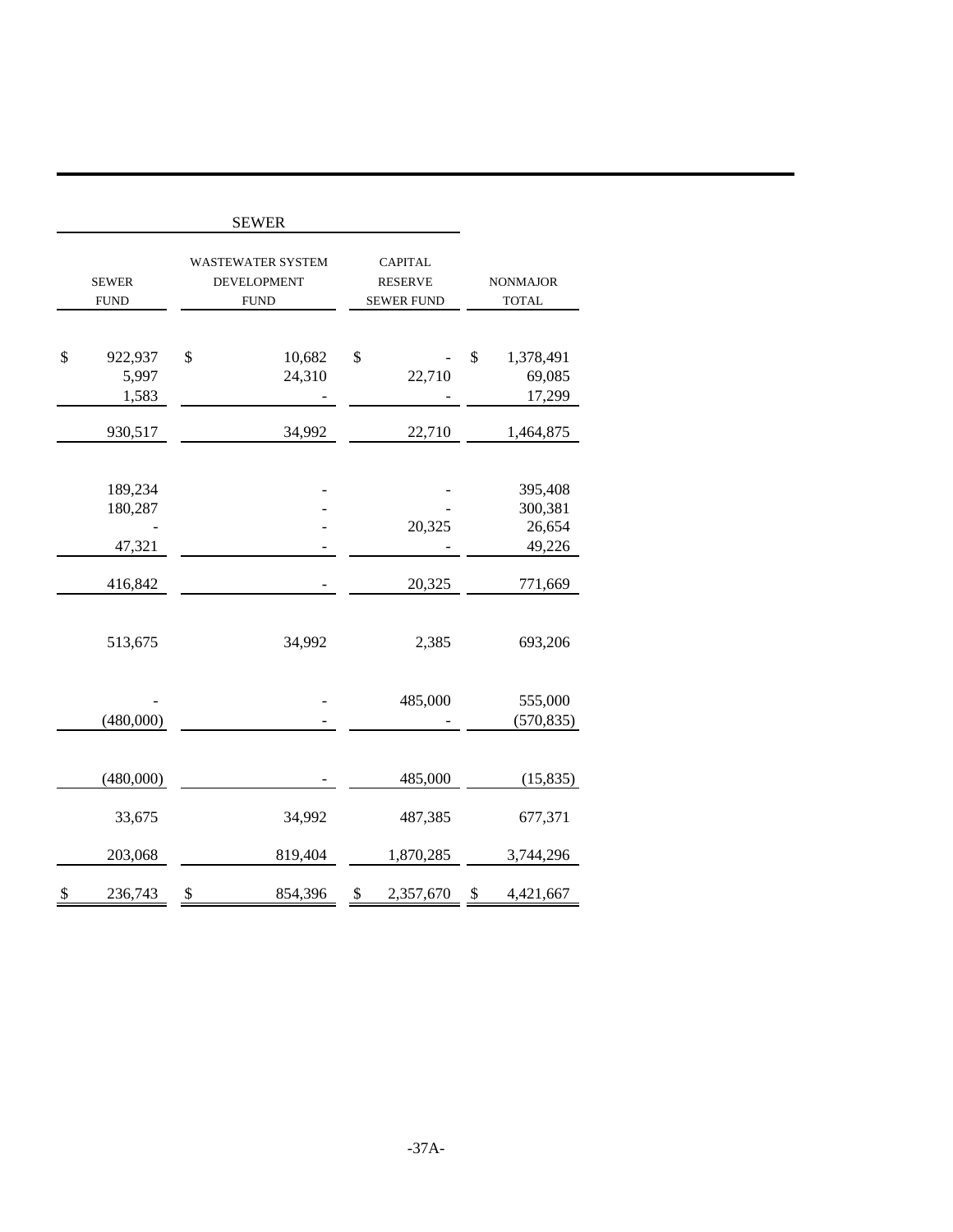| SEWER | | | |
|---|---|---|---|
| SEWER FUND | WASTEWATER SYSTEM DEVELOPMENT FUND | CAPITAL RESERVE SEWER FUND | NONMAJOR TOTAL |
| $ 922,937 | $ 10,682 | $ - | $ 1,378,491 |
| 5,997 | 24,310 | 22,710 | 69,085 |
| 1,583 | - | - | 17,299 |
| 930,517 | 34,992 | 22,710 | 1,464,875 |
| | | | |
| 189,234 | - | - | 395,408 |
| 180,287 | - | - | 300,381 |
| - | - | 20,325 | 26,654 |
| 47,321 | - | - | 49,226 |
| 416,842 | - | 20,325 | 771,669 |
| | | | |
| 513,675 | 34,992 | 2,385 | 693,206 |
| | | | |
| - | - | 485,000 | 555,000 |
| (480,000) | - | - | (570,835) |
| | | | |
| (480,000) | - | 485,000 | (15,835) |
| 33,675 | 34,992 | 487,385 | 677,371 |
| 203,068 | 819,404 | 1,870,285 | 3,744,296 |
| $ 236,743 | $ 854,396 | $ 2,357,670 | $ 4,421,667 |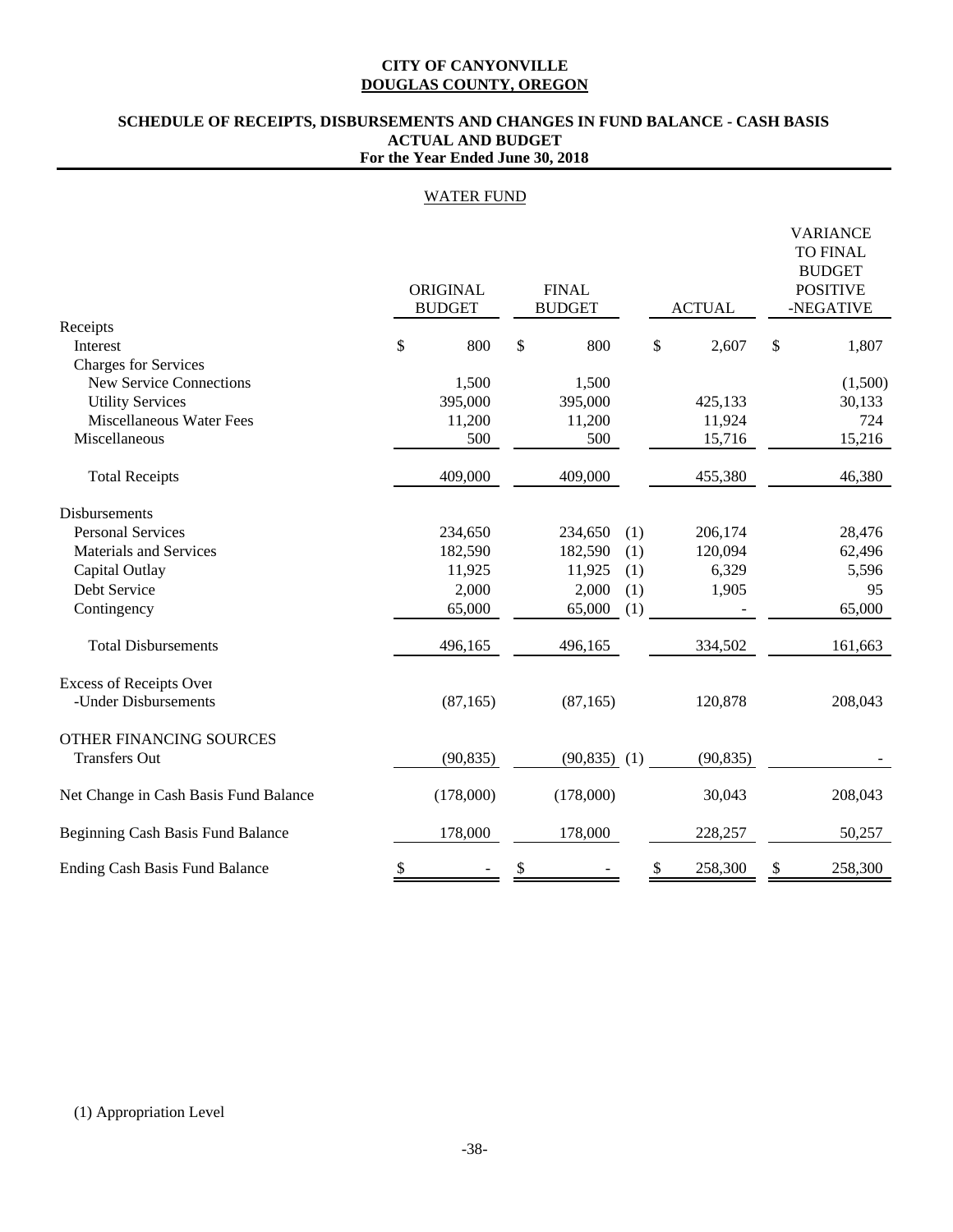**CITY OF CANYONVILLE**
**DOUGLAS COUNTY, OREGON**

**SCHEDULE OF RECEIPTS, DISBURSEMENTS AND CHANGES IN FUND BALANCE - CASH BASIS**
**ACTUAL AND BUDGET**
**For the Year Ended June 30, 2018**

WATER FUND

| | ORIGINAL BUDGET | FINAL BUDGET | | ACTUAL | VARIANCE TO FINAL BUDGET POSITIVE -NEGATIVE |
|---|---|---|---|---|---|
| Receipts | | | | | |
| Interest | $ 800 | $ 800 | | $ 2,607 | $ 1,807 |
| Charges for Services | | | | | |
| New Service Connections | 1,500 | 1,500 | | | (1,500) |
| Utility Services | 395,000 | 395,000 | | 425,133 | 30,133 |
| Miscellaneous Water Fees | 11,200 | 11,200 | | 11,924 | 724 |
| Miscellaneous | 500 | 500 | | 15,716 | 15,216 |
| Total Receipts | 409,000 | 409,000 | | 455,380 | 46,380 |
| Disbursements | | | | | |
| Personal Services | 234,650 | 234,650 | (1) | 206,174 | 28,476 |
| Materials and Services | 182,590 | 182,590 | (1) | 120,094 | 62,496 |
| Capital Outlay | 11,925 | 11,925 | (1) | 6,329 | 5,596 |
| Debt Service | 2,000 | 2,000 | (1) | 1,905 | 95 |
| Contingency | 65,000 | 65,000 | (1) | - | 65,000 |
| Total Disbursements | 496,165 | 496,165 | | 334,502 | 161,663 |
| Excess of Receipts Over -Under Disbursements | (87,165) | (87,165) | | 120,878 | 208,043 |
| OTHER FINANCING SOURCES | | | | | |
| Transfers Out | (90,835) | (90,835) | (1) | (90,835) | - |
| Net Change in Cash Basis Fund Balance | (178,000) | (178,000) | | 30,043 | 208,043 |
| Beginning Cash Basis Fund Balance | 178,000 | 178,000 | | 228,257 | 50,257 |
| Ending Cash Basis Fund Balance | $ - | $ - | | $ 258,300 | $ 258,300 |

(1) Appropriation Level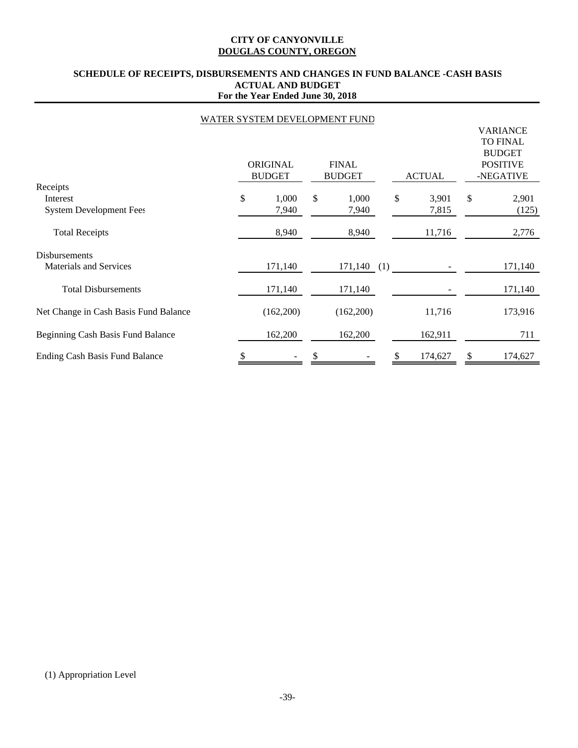**CITY OF CANYONVILLE**
**DOUGLAS COUNTY, OREGON**

**SCHEDULE OF RECEIPTS, DISBURSEMENTS AND CHANGES IN FUND BALANCE -CASH BASIS**
**ACTUAL AND BUDGET**
**For the Year Ended June 30, 2018**

WATER SYSTEM DEVELOPMENT FUND

| | ORIGINAL BUDGET | FINAL BUDGET | ACTUAL | VARIANCE TO FINAL BUDGET POSITIVE -NEGATIVE |
|---|---|---|---|---|
| Receipts | | | | |
| Interest | $ 1,000 | $ 1,000 | $ 3,901 | $ 2,901 |
| System Development Fees | 7,940 | 7,940 | 7,815 | (125) |
| Total Receipts | 8,940 | 8,940 | 11,716 | 2,776 |
| Disbursements | | | | |
| Materials and Services | 171,140 | 171,140 (1) | - | 171,140 |
| Total Disbursements | 171,140 | 171,140 | - | 171,140 |
| Net Change in Cash Basis Fund Balance | (162,200) | (162,200) | 11,716 | 173,916 |
| Beginning Cash Basis Fund Balance | 162,200 | 162,200 | 162,911 | 711 |
| Ending Cash Basis Fund Balance | $ - | $ - | $ 174,627 | $ 174,627 |

(1) Appropriation Level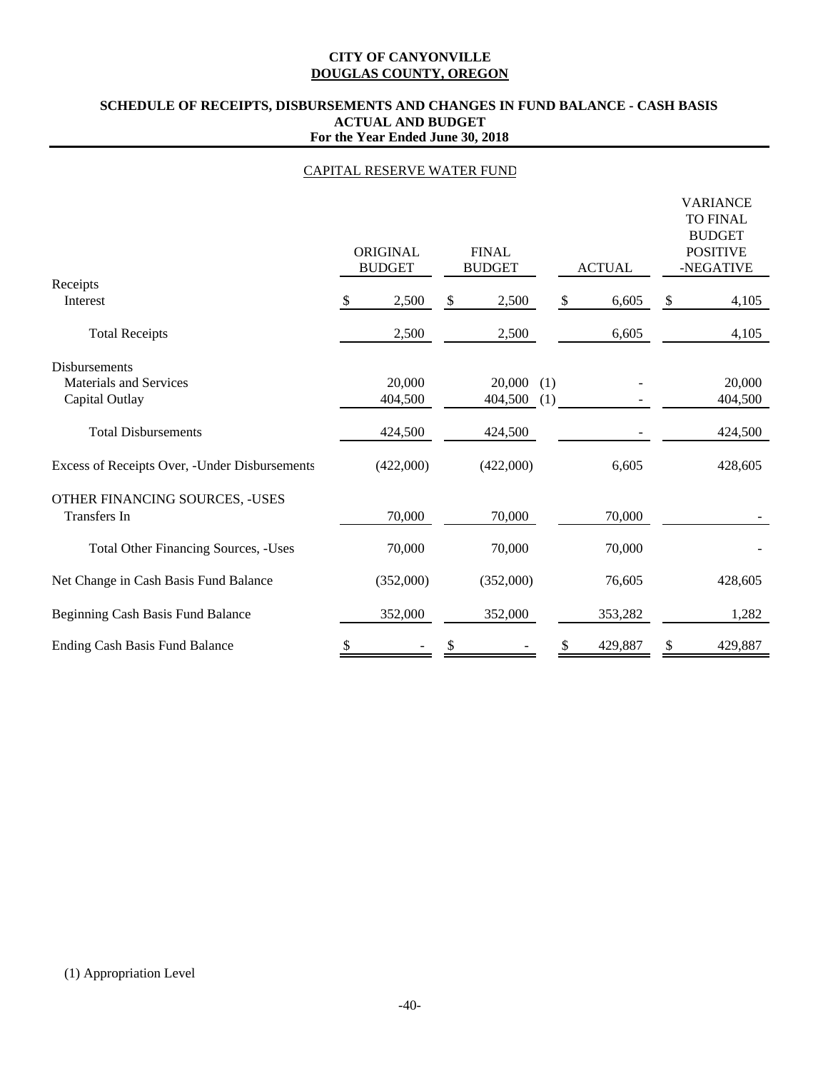**CITY OF CANYONVILLE**
**DOUGLAS COUNTY, OREGON**

**SCHEDULE OF RECEIPTS, DISBURSEMENTS AND CHANGES IN FUND BALANCE - CASH BASIS**
**ACTUAL AND BUDGET**
**For the Year Ended June 30, 2018**

CAPITAL RESERVE WATER FUND

| | ORIGINAL BUDGET | FINAL BUDGET | ACTUAL | VARIANCE TO FINAL BUDGET POSITIVE -NEGATIVE |
|---|---|---|---|---|
| Receipts | | | | |
| Interest | $ 2,500 | $ 2,500 | $ 6,605 | $ 4,105 |
| Total Receipts | 2,500 | 2,500 | 6,605 | 4,105 |
| Disbursements | | | | |
| Materials and Services | 20,000 | 20,000 (1) | - | 20,000 |
| Capital Outlay | 404,500 | 404,500 (1) | - | 404,500 |
| Total Disbursements | 424,500 | 424,500 | - | 424,500 |
| Excess of Receipts Over, -Under Disbursements | (422,000) | (422,000) | 6,605 | 428,605 |
| OTHER FINANCING SOURCES, -USES | | | | |
| Transfers In | 70,000 | 70,000 | 70,000 | - |
| Total Other Financing Sources, -Uses | 70,000 | 70,000 | 70,000 | - |
| Net Change in Cash Basis Fund Balance | (352,000) | (352,000) | 76,605 | 428,605 |
| Beginning Cash Basis Fund Balance | 352,000 | 352,000 | 353,282 | 1,282 |
| Ending Cash Basis Fund Balance | $ - | $ - | $ 429,887 | $ 429,887 |

(1) Appropriation Level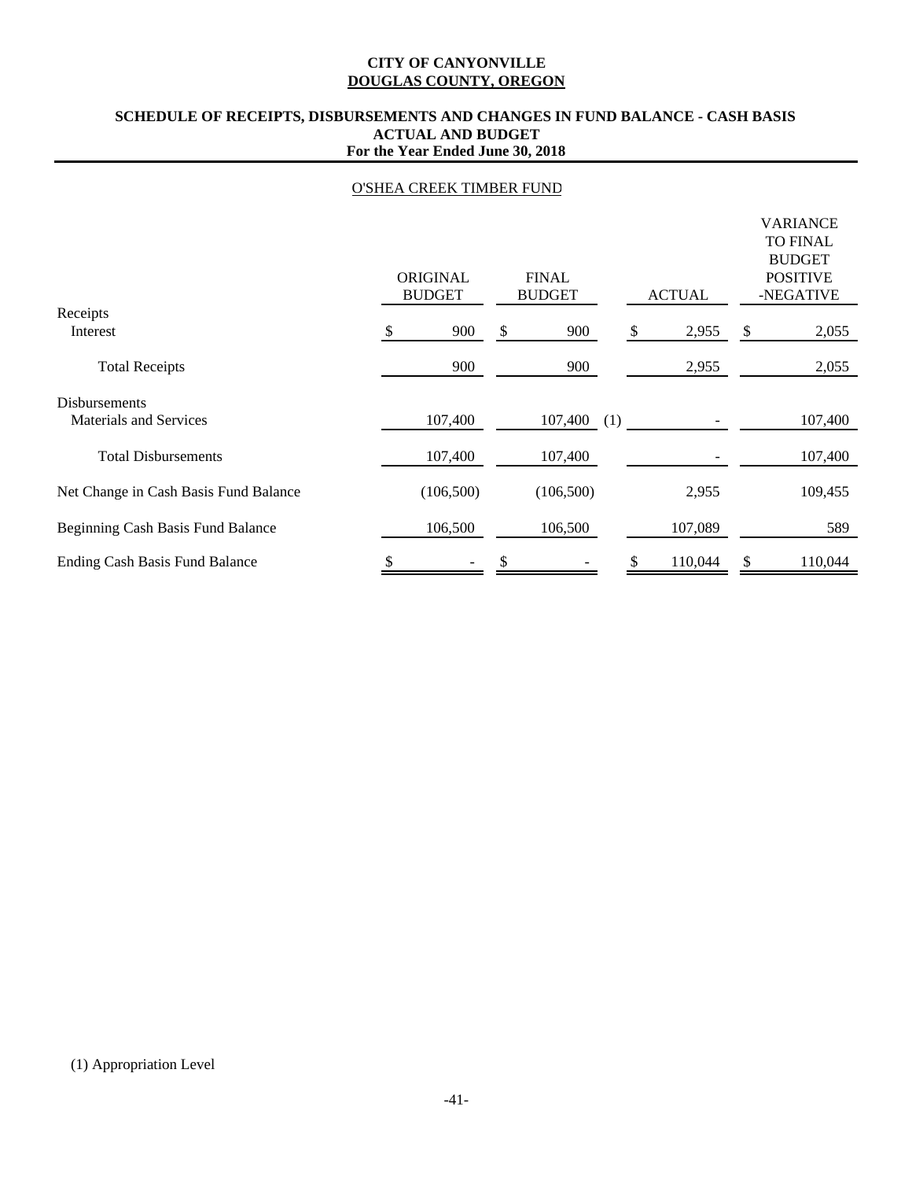**CITY OF CANYONVILLE**
**DOUGLAS COUNTY, OREGON**

**SCHEDULE OF RECEIPTS, DISBURSEMENTS AND CHANGES IN FUND BALANCE - CASH BASIS**
**ACTUAL AND BUDGET**
**For the Year Ended June 30, 2018**

O'SHEA CREEK TIMBER FUND

| | ORIGINAL BUDGET | FINAL BUDGET | ACTUAL | VARIANCE TO FINAL BUDGET POSITIVE -NEGATIVE |
|---|---|---|---|---|
| Receipts | | | | |
| Interest | $ 900 | $ 900 | $ 2,955 | $ 2,055 |
| Total Receipts | 900 | 900 | 2,955 | 2,055 |
| Disbursements | | | | |
| Materials and Services | 107,400 | 107,400 (1) | - | 107,400 |
| Total Disbursements | 107,400 | 107,400 | - | 107,400 |
| Net Change in Cash Basis Fund Balance | (106,500) | (106,500) | 2,955 | 109,455 |
| Beginning Cash Basis Fund Balance | 106,500 | 106,500 | 107,089 | 589 |
| Ending Cash Basis Fund Balance | $ - | $ - | $ 110,044 | $ 110,044 |

(1) Appropriation Level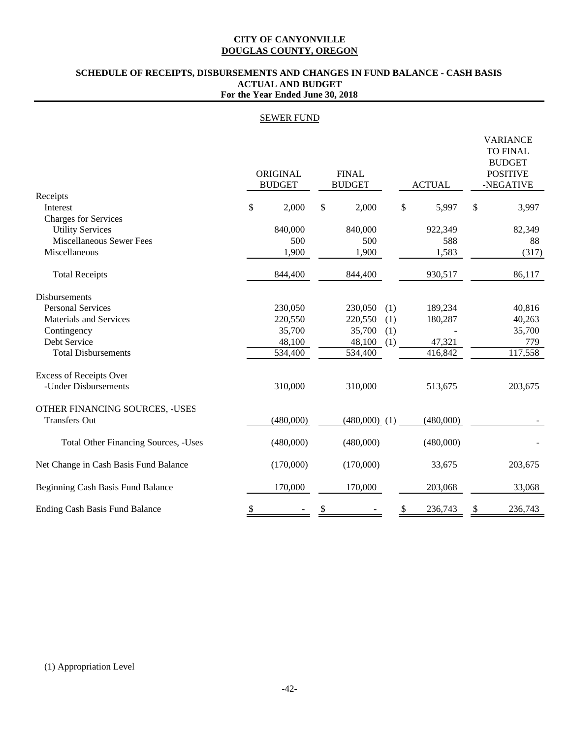# CITY OF CANYONVILLE
## DOUGLAS COUNTY, OREGON

### SCHEDULE OF RECEIPTS, DISBURSEMENTS AND CHANGES IN FUND BALANCE - CASH BASIS
### ACTUAL AND BUDGET
### For the Year Ended June 30, 2018

SEWER FUND

| | ORIGINAL BUDGET | FINAL BUDGET | | ACTUAL | VARIANCE TO FINAL BUDGET POSITIVE -NEGATIVE |
|---|---|---|---|---|---|
| Receipts | | | | | |
| Interest | $ 2,000 | $ 2,000 | | $ 5,997 | $ 3,997 |
| Charges for Services | | | | | |
| Utility Services | 840,000 | 840,000 | | 922,349 | 82,349 |
| Miscellaneous Sewer Fees | 500 | 500 | | 588 | 88 |
| Miscellaneous | 1,900 | 1,900 | | 1,583 | (317) |
| Total Receipts | 844,400 | 844,400 | | 930,517 | 86,117 |
| Disbursements | | | | | |
| Personal Services | 230,050 | 230,050 | (1) | 189,234 | 40,816 |
| Materials and Services | 220,550 | 220,550 | (1) | 180,287 | 40,263 |
| Contingency | 35,700 | 35,700 | (1) | - | 35,700 |
| Debt Service | 48,100 | 48,100 | (1) | 47,321 | 779 |
| Total Disbursements | 534,400 | 534,400 | | 416,842 | 117,558 |
| Excess of Receipts Over -Under Disbursements | 310,000 | 310,000 | | 513,675 | 203,675 |
| OTHER FINANCING SOURCES, -USES | | | | | |
| Transfers Out | (480,000) | (480,000) | (1) | (480,000) | - |
| Total Other Financing Sources, -Uses | (480,000) | (480,000) | | (480,000) | - |
| Net Change in Cash Basis Fund Balance | (170,000) | (170,000) | | 33,675 | 203,675 |
| Beginning Cash Basis Fund Balance | 170,000 | 170,000 | | 203,068 | 33,068 |
| Ending Cash Basis Fund Balance | $ - | $ - | | $ 236,743 | $ 236,743 |

(1) Appropriation Level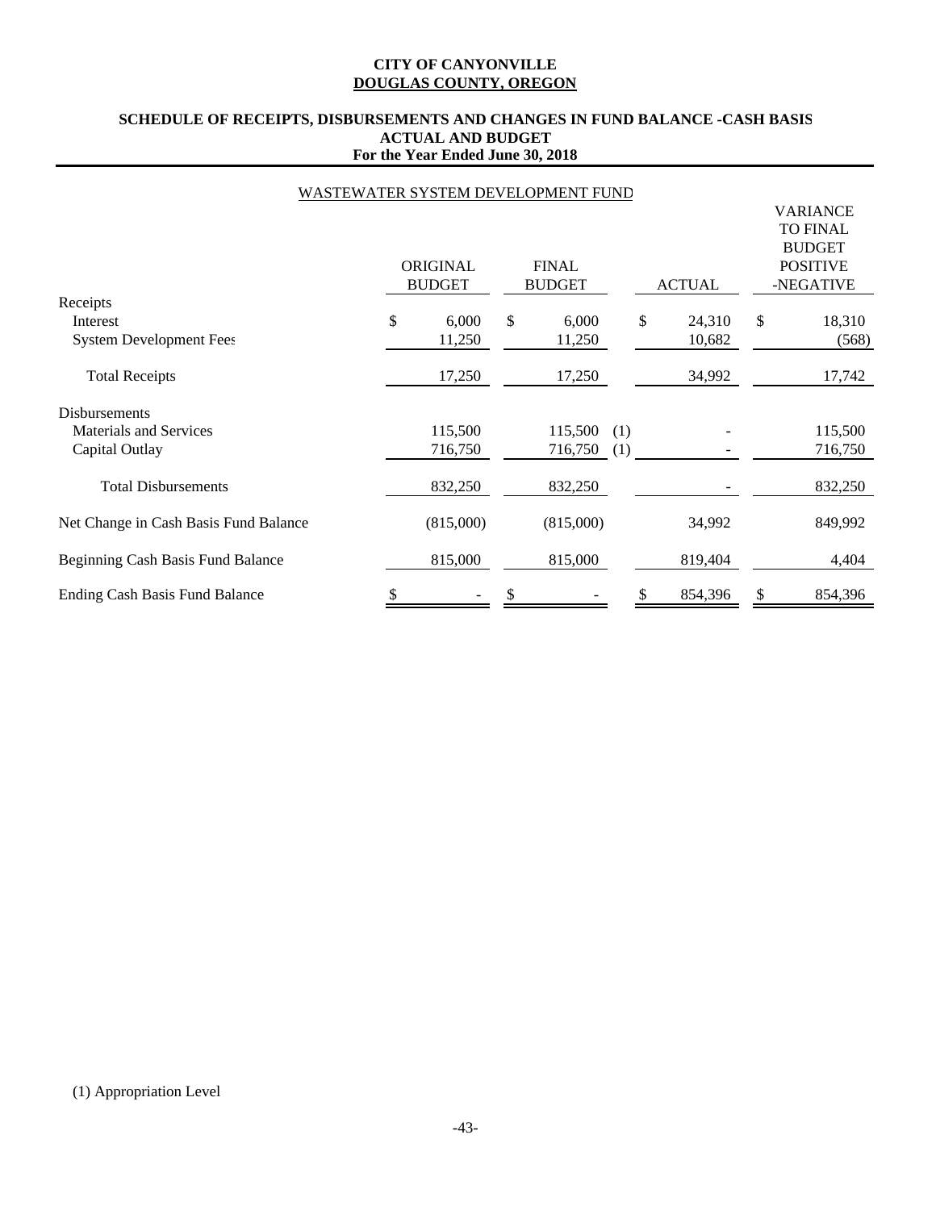**CITY OF CANYONVILLE**
**DOUGLAS COUNTY, OREGON**

**SCHEDULE OF RECEIPTS, DISBURSEMENTS AND CHANGES IN FUND BALANCE -CASH BASIS**
**ACTUAL AND BUDGET**
**For the Year Ended June 30, 2018**

WASTEWATER SYSTEM DEVELOPMENT FUND

| | ORIGINAL BUDGET | FINAL BUDGET | ACTUAL | VARIANCE TO FINAL BUDGET POSITIVE -NEGATIVE |
|---|---|---|---|---|
| Receipts | | | | |
| Interest | $ 6,000 | $ 6,000 | $ 24,310 | $ 18,310 |
| System Development Fees | 11,250 | 11,250 | 10,682 | (568) |
| Total Receipts | 17,250 | 17,250 | 34,992 | 17,742 |
| Disbursements | | | | |
| Materials and Services | 115,500 | 115,500 (1) | - | 115,500 |
| Capital Outlay | 716,750 | 716,750 (1) | - | 716,750 |
| Total Disbursements | 832,250 | 832,250 | - | 832,250 |
| Net Change in Cash Basis Fund Balance | (815,000) | (815,000) | 34,992 | 849,992 |
| Beginning Cash Basis Fund Balance | 815,000 | 815,000 | 819,404 | 4,404 |
| Ending Cash Basis Fund Balance | $ - | $ - | $ 854,396 | $ 854,396 |

(1) Appropriation Level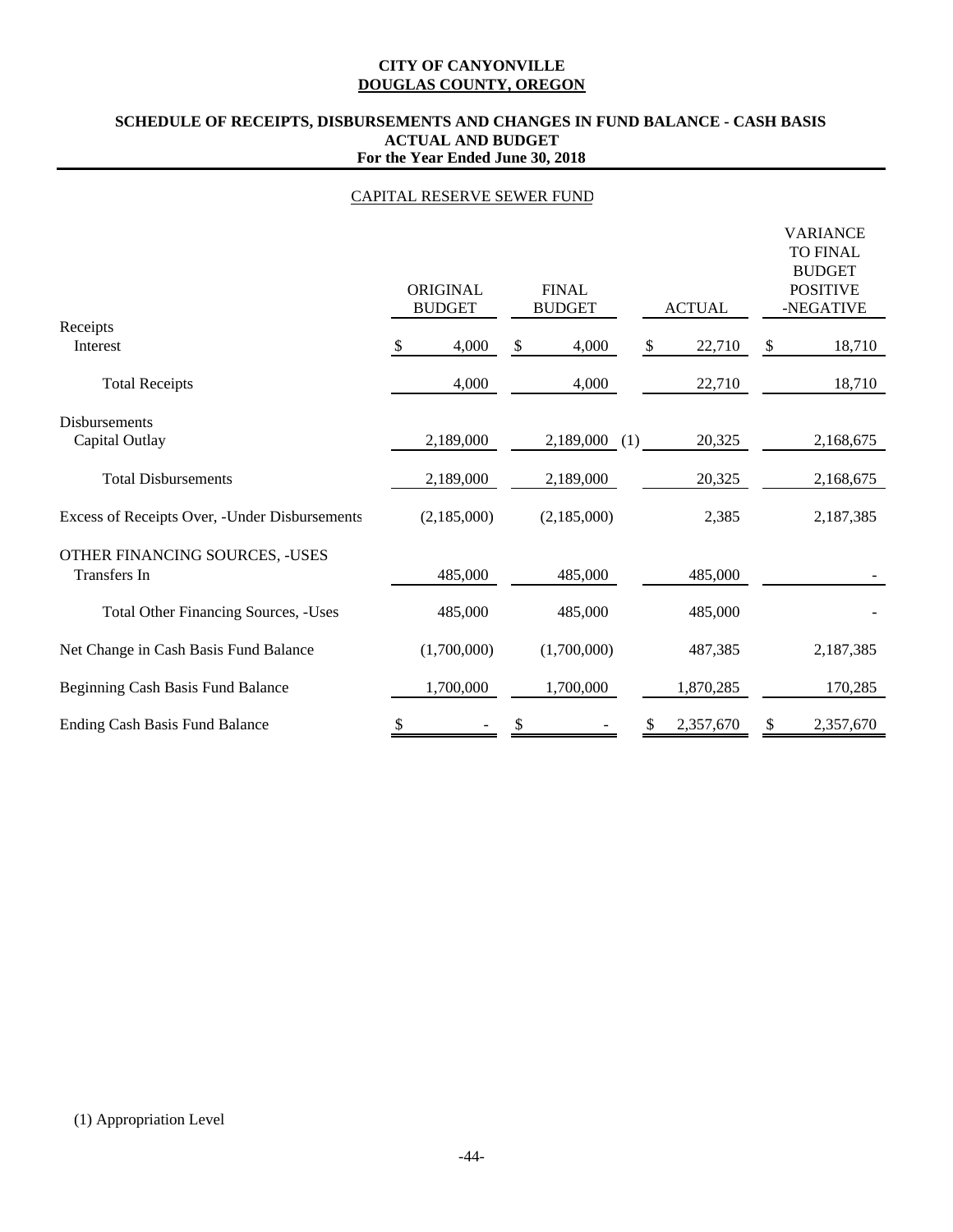**CITY OF CANYONVILLE**
**DOUGLAS COUNTY, OREGON**

**SCHEDULE OF RECEIPTS, DISBURSEMENTS AND CHANGES IN FUND BALANCE - CASH BASIS**
**ACTUAL AND BUDGET**
**For the Year Ended June 30, 2018**

CAPITAL RESERVE SEWER FUND

| | ORIGINAL BUDGET | FINAL BUDGET | ACTUAL | VARIANCE TO FINAL BUDGET POSITIVE -NEGATIVE |
|---|---|---|---|---|
| Receipts | | | | |
| Interest | $ 4,000 | $ 4,000 | $ 22,710 | $ 18,710 |
| Total Receipts | 4,000 | 4,000 | 22,710 | 18,710 |
| Disbursements | | | | |
| Capital Outlay | 2,189,000 | 2,189,000 (1) | 20,325 | 2,168,675 |
| Total Disbursements | 2,189,000 | 2,189,000 | 20,325 | 2,168,675 |
| Excess of Receipts Over, -Under Disbursements | (2,185,000) | (2,185,000) | 2,385 | 2,187,385 |
| OTHER FINANCING SOURCES, -USES | | | | |
| Transfers In | 485,000 | 485,000 | 485,000 | - |
| Total Other Financing Sources, -Uses | 485,000 | 485,000 | 485,000 | - |
| Net Change in Cash Basis Fund Balance | (1,700,000) | (1,700,000) | 487,385 | 2,187,385 |
| Beginning Cash Basis Fund Balance | 1,700,000 | 1,700,000 | 1,870,285 | 170,285 |
| Ending Cash Basis Fund Balance | $ - | $ - | $ 2,357,670 | $ 2,357,670 |

(1) Appropriation Level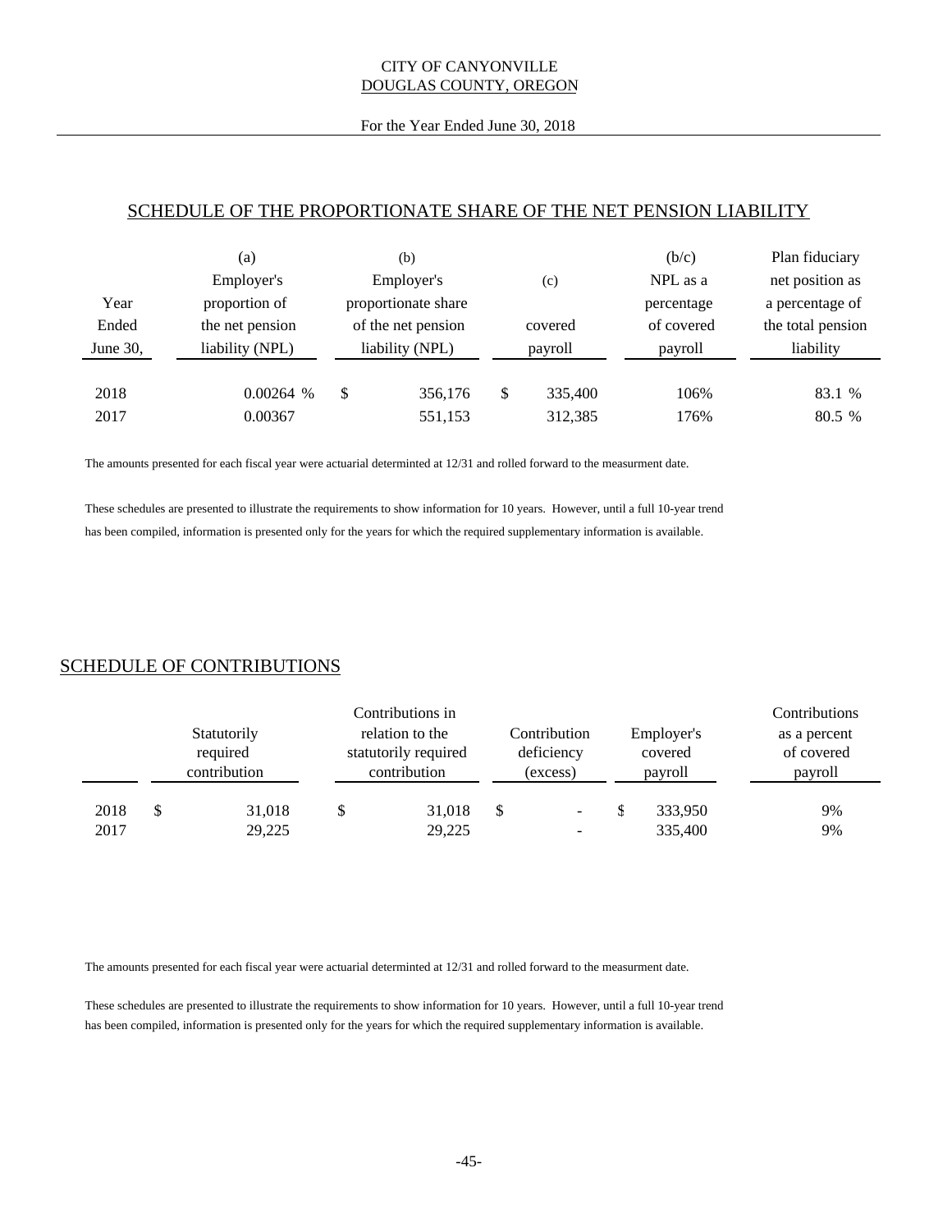CITY OF CANYONVILLE
DOUGLAS COUNTY, OREGON

For the Year Ended June 30, 2018

## SCHEDULE OF THE PROPORTIONATE SHARE OF THE NET PENSION LIABILITY

| Year Ended June 30, | (a) Employer's proportion of the net pension liability (NPL) | (b) Employer's proportionate share of the net pension liability (NPL) | (c) covered payroll | (b/c) NPL as a percentage of covered payroll | Plan fiduciary net position as a percentage of the total pension liability |
|---|---|---|---|---|---|
| 2018 | 0.00264 % | $ 356,176 | $ 335,400 | 106% | 83.1 % |
| 2017 | 0.00367 | 551,153 | 312,385 | 176% | 80.5 % |

The amounts presented for each fiscal year were actuarial determinted at 12/31 and rolled forward to the measurment date.

These schedules are presented to illustrate the requirements to show information for 10 years. However, until a full 10-year trend has been compiled, information is presented only for the years for which the required supplementary information is available.

## SCHEDULE OF CONTRIBUTIONS

| | Statutorily required contribution | Contributions in relation to the statutorily required contribution | Contribution deficiency (excess) | Employer's covered payroll | Contributions as a percent of covered payroll |
|---|---|---|---|---|---|
| 2018 | $ 31,018 | $ 31,018 | $ - | $ 333,950 | 9% |
| 2017 | 29,225 | 29,225 | - | 335,400 | 9% |

The amounts presented for each fiscal year were actuarial determinted at 12/31 and rolled forward to the measurment date.

These schedules are presented to illustrate the requirements to show information for 10 years. However, until a full 10-year trend has been compiled, information is presented only for the years for which the required supplementary information is available.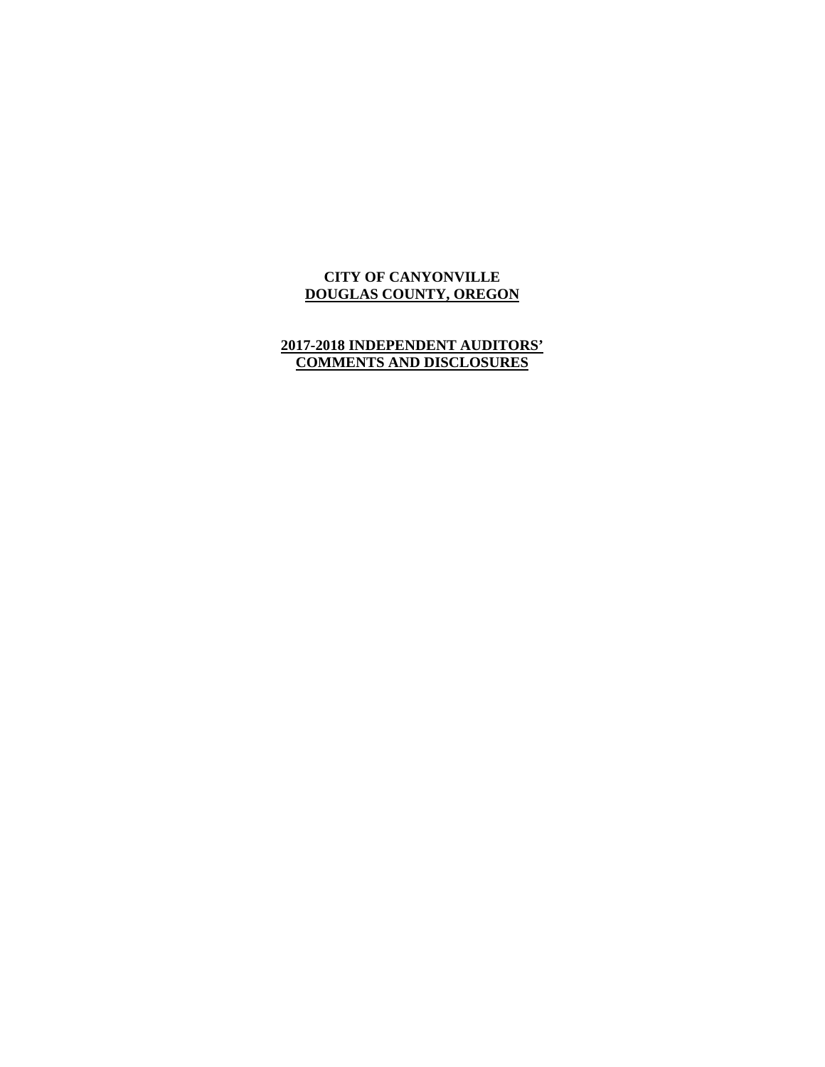**CITY OF CANYONVILLE**
**DOUGLAS COUNTY, OREGON**

**2017-2018 INDEPENDENT AUDITORS' COMMENTS AND DISCLOSURES**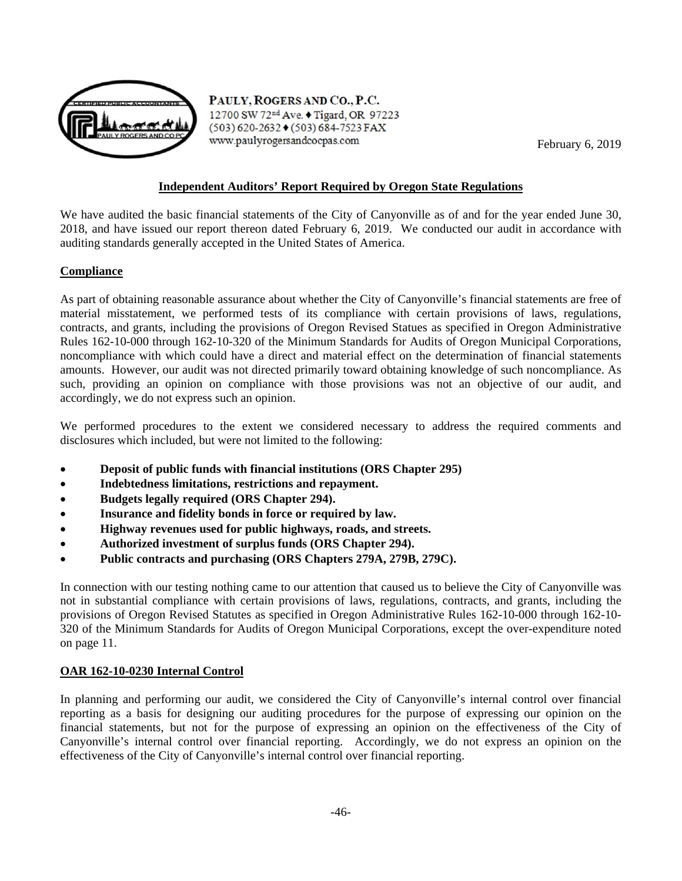PAULY, ROGERS AND CO., P.C.
12700 SW 72nd Ave. ♦ Tigard, OR 97223
(503) 620-2632 ♦ (503) 684-7523 FAX
www.paulyrogersandcocpas.com

February 6, 2019

## Independent Auditors' Report Required by Oregon State Regulations

We have audited the basic financial statements of the City of Canyonville as of and for the year ended June 30, 2018, and have issued our report thereon dated February 6, 2019. We conducted our audit in accordance with auditing standards generally accepted in the United States of America.

### Compliance

As part of obtaining reasonable assurance about whether the City of Canyonville's financial statements are free of material misstatement, we performed tests of its compliance with certain provisions of laws, regulations, contracts, and grants, including the provisions of Oregon Revised Statues as specified in Oregon Administrative Rules 162-10-000 through 162-10-320 of the Minimum Standards for Audits of Oregon Municipal Corporations, noncompliance with which could have a direct and material effect on the determination of financial statements amounts. However, our audit was not directed primarily toward obtaining knowledge of such noncompliance. As such, providing an opinion on compliance with those provisions was not an objective of our audit, and accordingly, we do not express such an opinion.

We performed procedures to the extent we considered necessary to address the required comments and disclosures which included, but were not limited to the following:

- **Deposit of public funds with financial institutions (ORS Chapter 295)**
- **Indebtedness limitations, restrictions and repayment.**
- **Budgets legally required (ORS Chapter 294).**
- **Insurance and fidelity bonds in force or required by law.**
- **Highway revenues used for public highways, roads, and streets.**
- **Authorized investment of surplus funds (ORS Chapter 294).**
- **Public contracts and purchasing (ORS Chapters 279A, 279B, 279C).**

In connection with our testing nothing came to our attention that caused us to believe the City of Canyonville was not in substantial compliance with certain provisions of laws, regulations, contracts, and grants, including the provisions of Oregon Revised Statutes as specified in Oregon Administrative Rules 162-10-000 through 162-10-320 of the Minimum Standards for Audits of Oregon Municipal Corporations, except the over-expenditure noted on page 11.

### OAR 162-10-0230 Internal Control

In planning and performing our audit, we considered the City of Canyonville's internal control over financial reporting as a basis for designing our auditing procedures for the purpose of expressing our opinion on the financial statements, but not for the purpose of expressing an opinion on the effectiveness of the City of Canyonville's internal control over financial reporting. Accordingly, we do not express an opinion on the effectiveness of the City of Canyonville's internal control over financial reporting.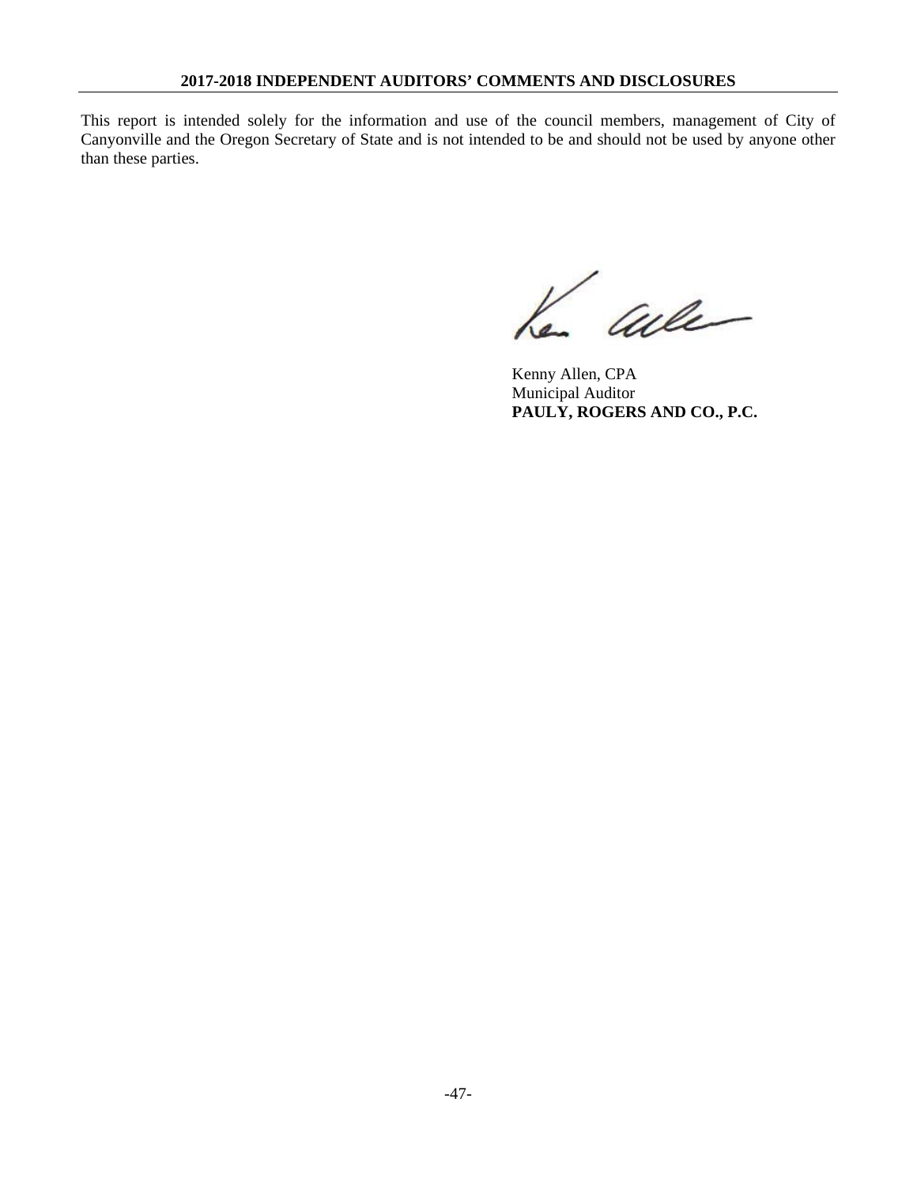## 2017-2018 INDEPENDENT AUDITORS' COMMENTS AND DISCLOSURES

This report is intended solely for the information and use of the council members, management of City of Canyonville and the Oregon Secretary of State and is not intended to be and should not be used by anyone other than these parties.

Kenny Allen, CPA
Municipal Auditor
**PAULY, ROGERS AND CO., P.C.**